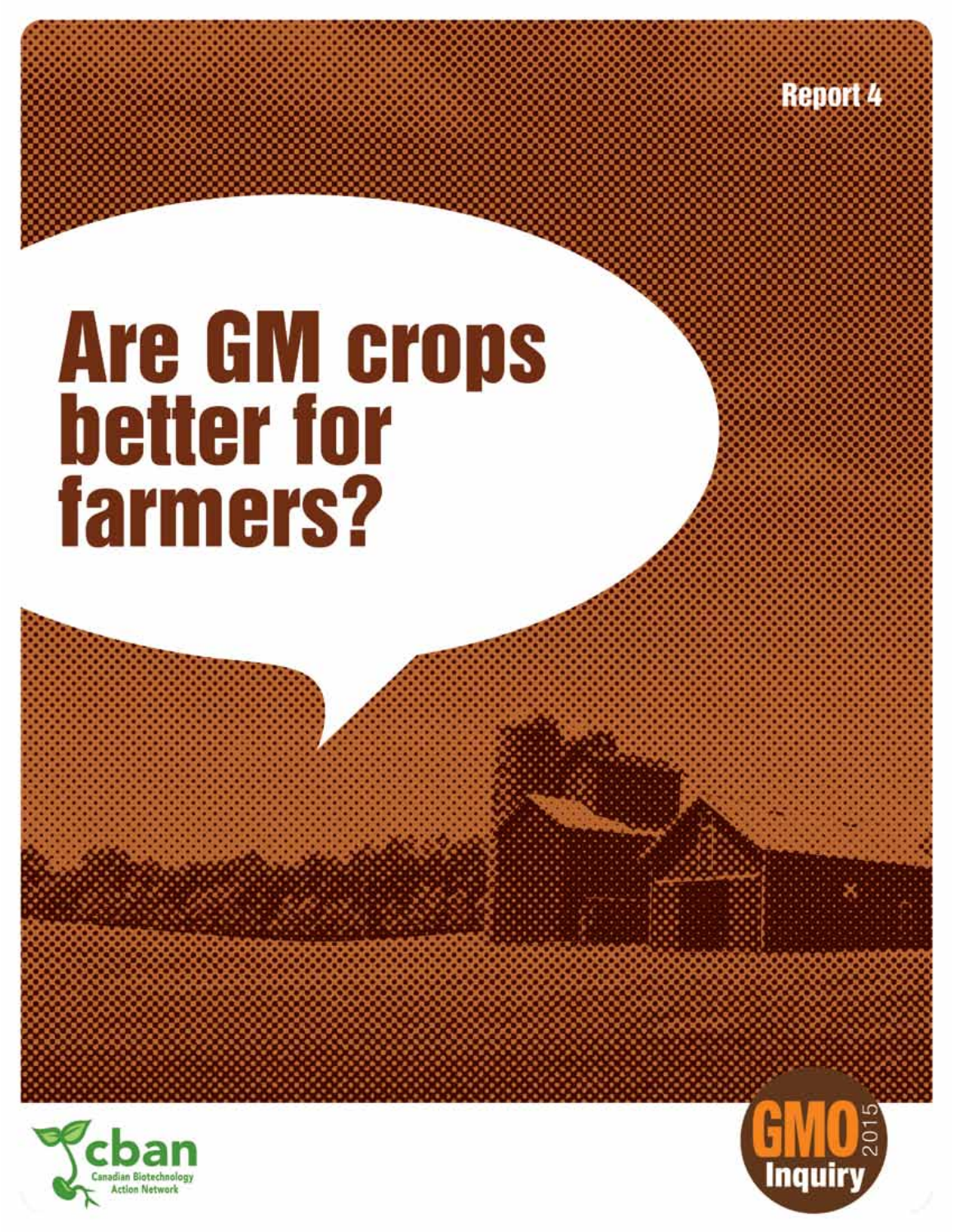Report 4

# Are GM crops better for farmers?

cban
Canadian Biotechnology Action Network

GMO 2015 Inquiry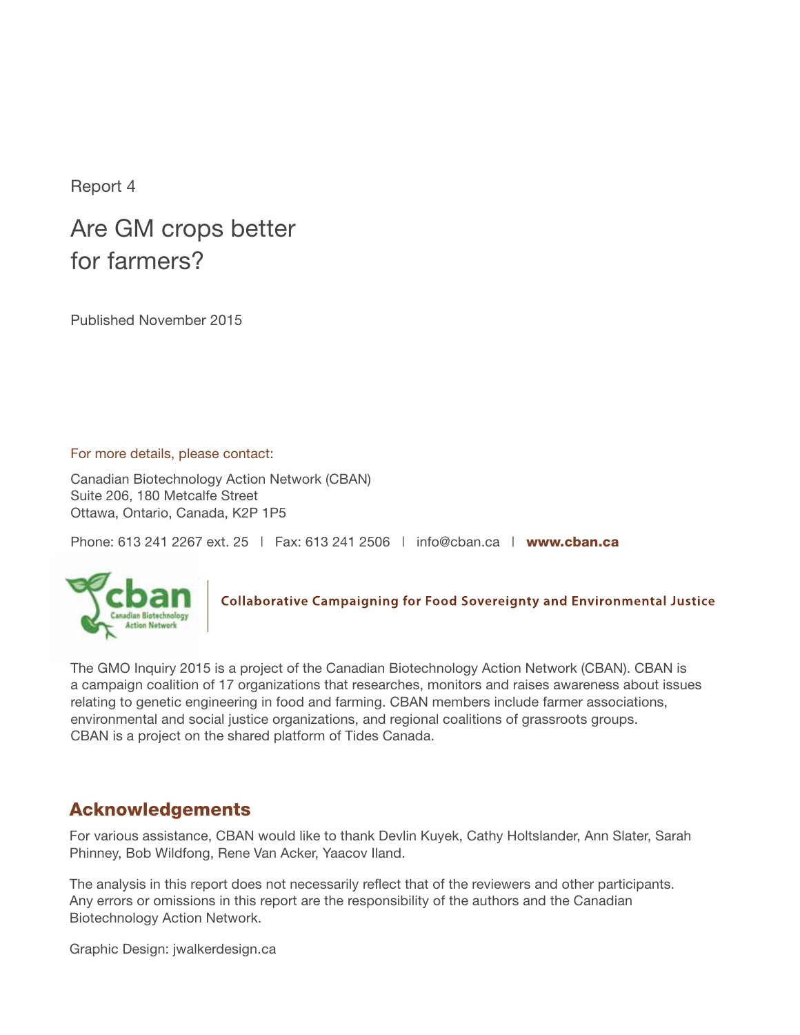Report 4

# Are GM crops better for farmers?

Published November 2015

For more details, please contact:

Canadian Biotechnology Action Network (CBAN)
Suite 206, 180 Metcalfe Street
Ottawa, Ontario, Canada, K2P 1P5

Phone: 613 241 2267 ext. 25 | Fax: 613 241 2506 | info@cban.ca | **www.cban.ca**

cban Canadian Biotechnology Action Network | Collaborative Campaigning for Food Sovereignty and Environmental Justice

The GMO Inquiry 2015 is a project of the Canadian Biotechnology Action Network (CBAN). CBAN is a campaign coalition of 17 organizations that researches, monitors and raises awareness about issues relating to genetic engineering in food and farming. CBAN members include farmer associations, environmental and social justice organizations, and regional coalitions of grassroots groups. CBAN is a project on the shared platform of Tides Canada.

## Acknowledgements

For various assistance, CBAN would like to thank Devlin Kuyek, Cathy Holtslander, Ann Slater, Sarah Phinney, Bob Wildfong, Rene Van Acker, Yaacov Iland.

The analysis in this report does not necessarily reflect that of the reviewers and other participants. Any errors or omissions in this report are the responsibility of the authors and the Canadian Biotechnology Action Network.

Graphic Design: jwalkerdesign.ca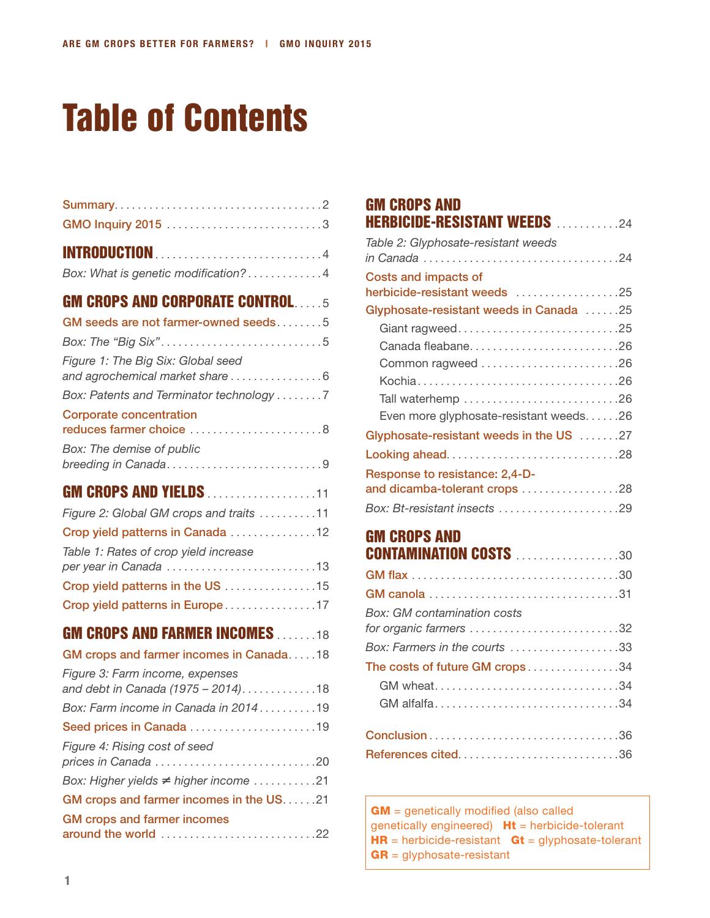# Table of Contents

Summary . . . . . . . . . . 2

GMO Inquiry 2015 . . . . . . . . . . 3

## INTRODUCTION . . . . . . . . . . 4

*Box: What is genetic modification?* . . . . . . . . . . 4

## GM CROPS AND CORPORATE CONTROL . . . . . 5

GM seeds are not farmer-owned seeds . . . . . . . . 5

*Box: The "Big Six"* . . . . . . . . . . 5

*Figure 1: The Big Six: Global seed and agrochemical market share* . . . . . . . . . . 6

*Box: Patents and Terminator technology* . . . . . . . . 7

Corporate concentration reduces farmer choice . . . . . . . . . . 8

*Box: The demise of public breeding in Canada* . . . . . . . . . . 9

## GM CROPS AND YIELDS . . . . . . . . . . 11

*Figure 2: Global GM crops and traits* . . . . . . . . . . 11

Crop yield patterns in Canada . . . . . . . . . . 12

*Table 1: Rates of crop yield increase per year in Canada* . . . . . . . . . . 13

Crop yield patterns in the US . . . . . . . . . . 15

Crop yield patterns in Europe . . . . . . . . . . 17

## GM CROPS AND FARMER INCOMES . . . . . . . 18

GM crops and farmer incomes in Canada . . . . . 18

*Figure 3: Farm income, expenses and debt in Canada (1975 – 2014)* . . . . . . . . . . 18

*Box: Farm income in Canada in 2014* . . . . . . . . . . 19

Seed prices in Canada . . . . . . . . . . 19

*Figure 4: Rising cost of seed prices in Canada* . . . . . . . . . . 20

*Box: Higher yields ≠ higher income* . . . . . . . . . . 21

GM crops and farmer incomes in the US . . . . . . 21

GM crops and farmer incomes around the world . . . . . . . . . . 22

## GM CROPS AND HERBICIDE-RESISTANT WEEDS . . . . . . . . . . 24

*Table 2: Glyphosate-resistant weeds in Canada* . . . . . . . . . . 24

Costs and impacts of herbicide-resistant weeds . . . . . . . . . . 25

Glyphosate-resistant weeds in Canada . . . . . . 25

- Giant ragweed . . . . . . . . . . 25
- Canada fleabane . . . . . . . . . . 26
- Common ragweed . . . . . . . . . . 26
- Kochia . . . . . . . . . . 26
- Tall waterhemp . . . . . . . . . . 26
- Even more glyphosate-resistant weeds . . . . . . 26

Glyphosate-resistant weeds in the US . . . . . . . 27

Looking ahead . . . . . . . . . . 28

Response to resistance: 2,4-D- and dicamba-tolerant crops . . . . . . . . . . 28

*Box: Bt-resistant insects* . . . . . . . . . . 29

## GM CROPS AND CONTAMINATION COSTS . . . . . . . . . . 30

GM flax . . . . . . . . . . 30

GM canola . . . . . . . . . . 31

*Box: GM contamination costs for organic farmers* . . . . . . . . . . 32

*Box: Farmers in the courts* . . . . . . . . . . 33

The costs of future GM crops . . . . . . . . . . 34

- GM wheat . . . . . . . . . . 34
- GM alfalfa . . . . . . . . . . 34

Conclusion . . . . . . . . . . 36

References cited . . . . . . . . . . 36

**GM** = genetically modified (also called genetically engineered) **Ht** = herbicide-tolerant
**HR** = herbicide-resistant **Gt** = glyphosate-tolerant
**GR** = glyphosate-resistant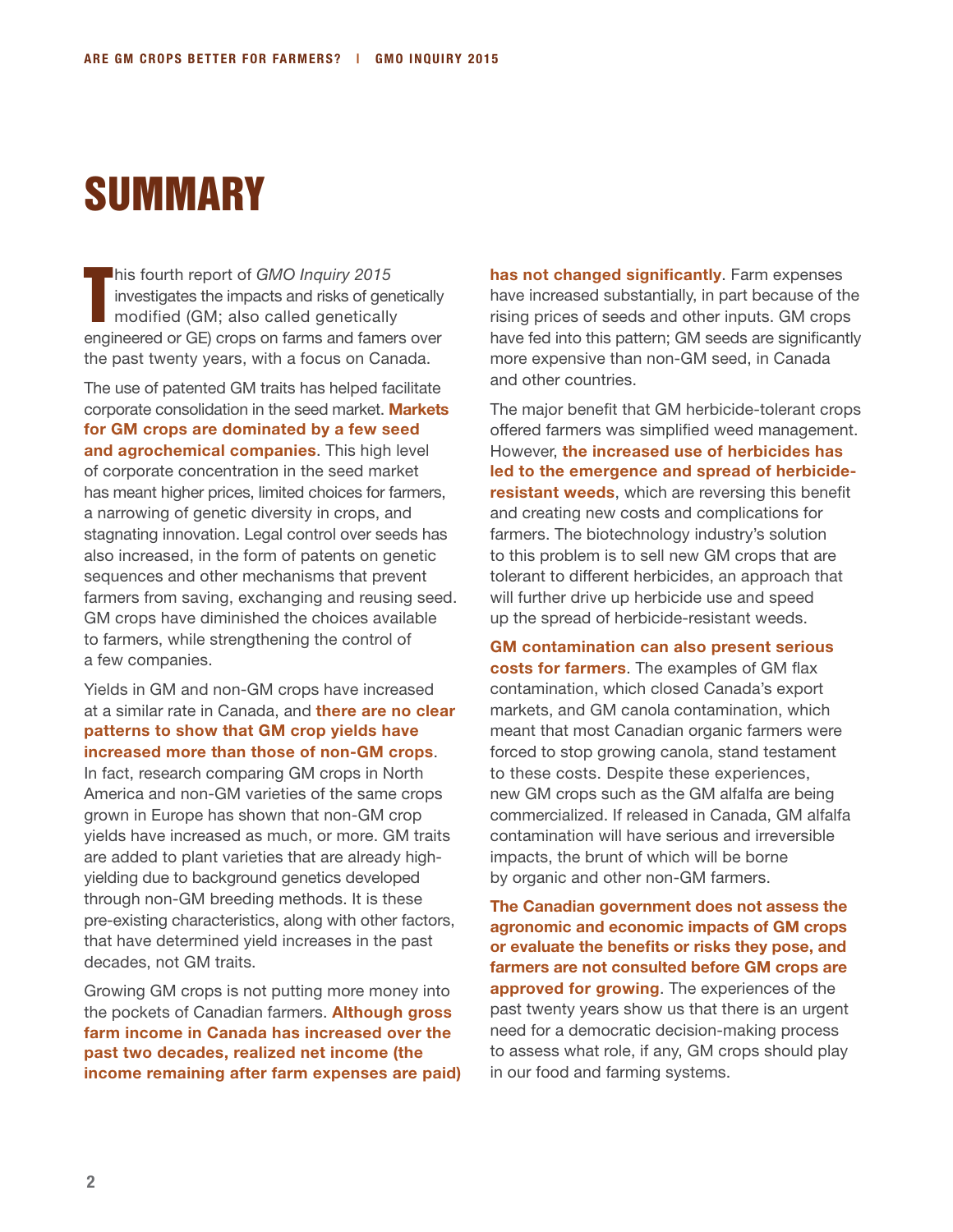# SUMMARY

This fourth report of *GMO Inquiry 2015* investigates the impacts and risks of genetically modified (GM; also called genetically engineered or GE) crops on farms and famers over the past twenty years, with a focus on Canada.

The use of patented GM traits has helped facilitate corporate consolidation in the seed market. **Markets for GM crops are dominated by a few seed and agrochemical companies**. This high level of corporate concentration in the seed market has meant higher prices, limited choices for farmers, a narrowing of genetic diversity in crops, and stagnating innovation. Legal control over seeds has also increased, in the form of patents on genetic sequences and other mechanisms that prevent farmers from saving, exchanging and reusing seed. GM crops have diminished the choices available to farmers, while strengthening the control of a few companies.

Yields in GM and non-GM crops have increased at a similar rate in Canada, and **there are no clear patterns to show that GM crop yields have increased more than those of non-GM crops**. In fact, research comparing GM crops in North America and non-GM varieties of the same crops grown in Europe has shown that non-GM crop yields have increased as much, or more. GM traits are added to plant varieties that are already high-yielding due to background genetics developed through non-GM breeding methods. It is these pre-existing characteristics, along with other factors, that have determined yield increases in the past decades, not GM traits.

Growing GM crops is not putting more money into the pockets of Canadian farmers. **Although gross farm income in Canada has increased over the past two decades, realized net income (the income remaining after farm expenses are paid) has not changed significantly**. Farm expenses have increased substantially, in part because of the rising prices of seeds and other inputs. GM crops have fed into this pattern; GM seeds are significantly more expensive than non-GM seed, in Canada and other countries.

The major benefit that GM herbicide-tolerant crops offered farmers was simplified weed management. However, **the increased use of herbicides has led to the emergence and spread of herbicide-resistant weeds**, which are reversing this benefit and creating new costs and complications for farmers. The biotechnology industry's solution to this problem is to sell new GM crops that are tolerant to different herbicides, an approach that will further drive up herbicide use and speed up the spread of herbicide-resistant weeds.

**GM contamination can also present serious costs for farmers**. The examples of GM flax contamination, which closed Canada's export markets, and GM canola contamination, which meant that most Canadian organic farmers were forced to stop growing canola, stand testament to these costs. Despite these experiences, new GM crops such as the GM alfalfa are being commercialized. If released in Canada, GM alfalfa contamination will have serious and irreversible impacts, the brunt of which will be borne by organic and other non-GM farmers.

**The Canadian government does not assess the agronomic and economic impacts of GM crops or evaluate the benefits or risks they pose, and farmers are not consulted before GM crops are approved for growing**. The experiences of the past twenty years show us that there is an urgent need for a democratic decision-making process to assess what role, if any, GM crops should play in our food and farming systems.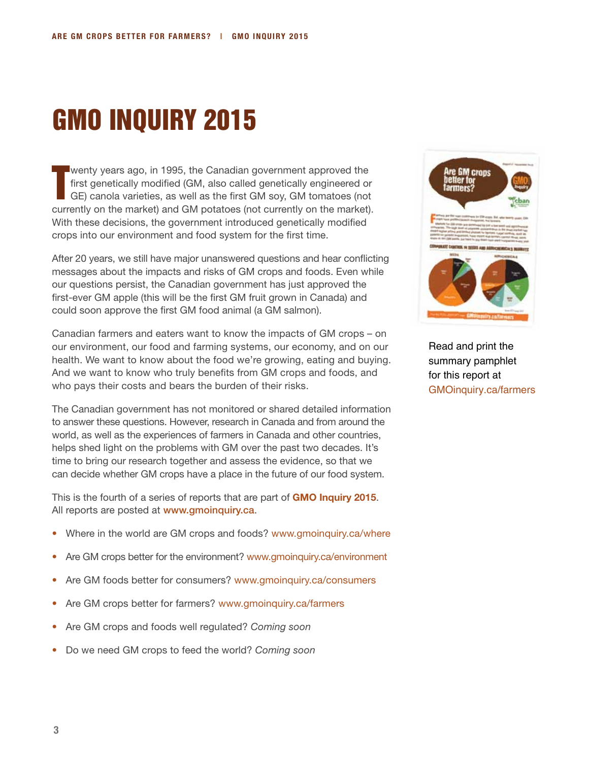# GMO INQUIRY 2015

Twenty years ago, in 1995, the Canadian government approved the first genetically modified (GM, also called genetically engineered or GE) canola varieties, as well as the first GM soy, GM tomatoes (not currently on the market) and GM potatoes (not currently on the market). With these decisions, the government introduced genetically modified crops into our environment and food system for the first time.

After 20 years, we still have major unanswered questions and hear conflicting messages about the impacts and risks of GM crops and foods. Even while our questions persist, the Canadian government has just approved the first-ever GM apple (this will be the first GM fruit grown in Canada) and could soon approve the first GM food animal (a GM salmon).

Canadian farmers and eaters want to know the impacts of GM crops – on our environment, our food and farming systems, our economy, and on our health. We want to know about the food we're growing, eating and buying. And we want to know who truly benefits from GM crops and foods, and who pays their costs and bears the burden of their risks.

The Canadian government has not monitored or shared detailed information to answer these questions. However, research in Canada and from around the world, as well as the experiences of farmers in Canada and other countries, helps shed light on the problems with GM over the past two decades. It's time to bring our research together and assess the evidence, so that we can decide whether GM crops have a place in the future of our food system.

This is the fourth of a series of reports that are part of **GMO Inquiry 2015**. All reports are posted at www.gmoinquiry.ca.

- Where in the world are GM crops and foods? www.gmoinquiry.ca/where
- Are GM crops better for the environment? www.gmoinquiry.ca/environment
- Are GM foods better for consumers? www.gmoinquiry.ca/consumers
- Are GM crops better for farmers? www.gmoinquiry.ca/farmers
- Are GM crops and foods well regulated? *Coming soon*
- Do we need GM crops to feed the world? *Coming soon*

Read and print the summary pamphlet for this report at GMOinquiry.ca/farmers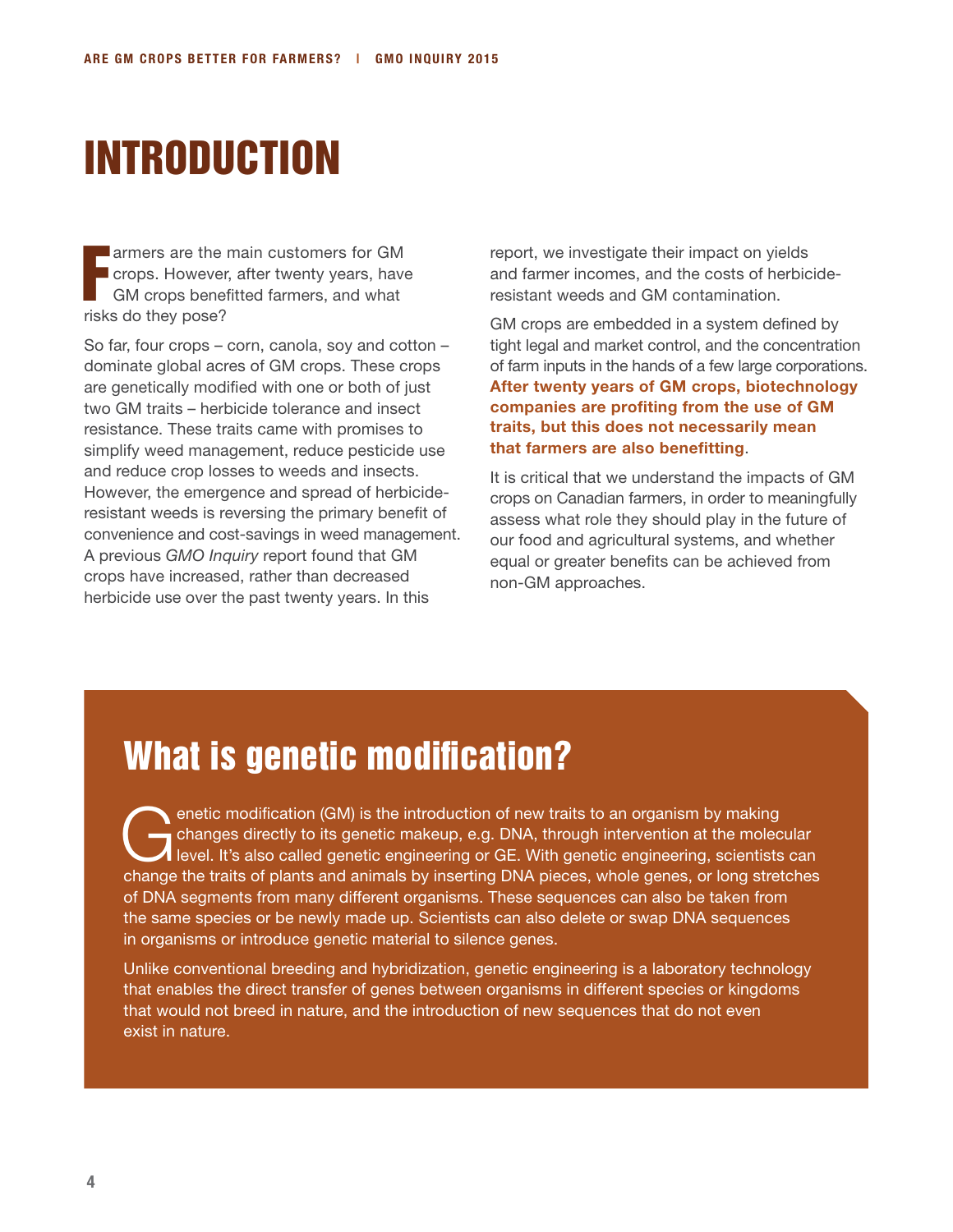# INTRODUCTION

Farmers are the main customers for GM crops. However, after twenty years, have GM crops benefitted farmers, and what risks do they pose?

So far, four crops – corn, canola, soy and cotton – dominate global acres of GM crops. These crops are genetically modified with one or both of just two GM traits – herbicide tolerance and insect resistance. These traits came with promises to simplify weed management, reduce pesticide use and reduce crop losses to weeds and insects. However, the emergence and spread of herbicide-resistant weeds is reversing the primary benefit of convenience and cost-savings in weed management. A previous *GMO Inquiry* report found that GM crops have increased, rather than decreased herbicide use over the past twenty years. In this report, we investigate their impact on yields and farmer incomes, and the costs of herbicide-resistant weeds and GM contamination.

GM crops are embedded in a system defined by tight legal and market control, and the concentration of farm inputs in the hands of a few large corporations. **After twenty years of GM crops, biotechnology companies are profiting from the use of GM traits, but this does not necessarily mean that farmers are also benefitting**.

It is critical that we understand the impacts of GM crops on Canadian farmers, in order to meaningfully assess what role they should play in the future of our food and agricultural systems, and whether equal or greater benefits can be achieved from non-GM approaches.

## What is genetic modification?

Genetic modification (GM) is the introduction of new traits to an organism by making changes directly to its genetic makeup, e.g. DNA, through intervention at the molecular level. It's also called genetic engineering or GE. With genetic engineering, scientists can change the traits of plants and animals by inserting DNA pieces, whole genes, or long stretches of DNA segments from many different organisms. These sequences can also be taken from the same species or be newly made up. Scientists can also delete or swap DNA sequences in organisms or introduce genetic material to silence genes.

Unlike conventional breeding and hybridization, genetic engineering is a laboratory technology that enables the direct transfer of genes between organisms in different species or kingdoms that would not breed in nature, and the introduction of new sequences that do not even exist in nature.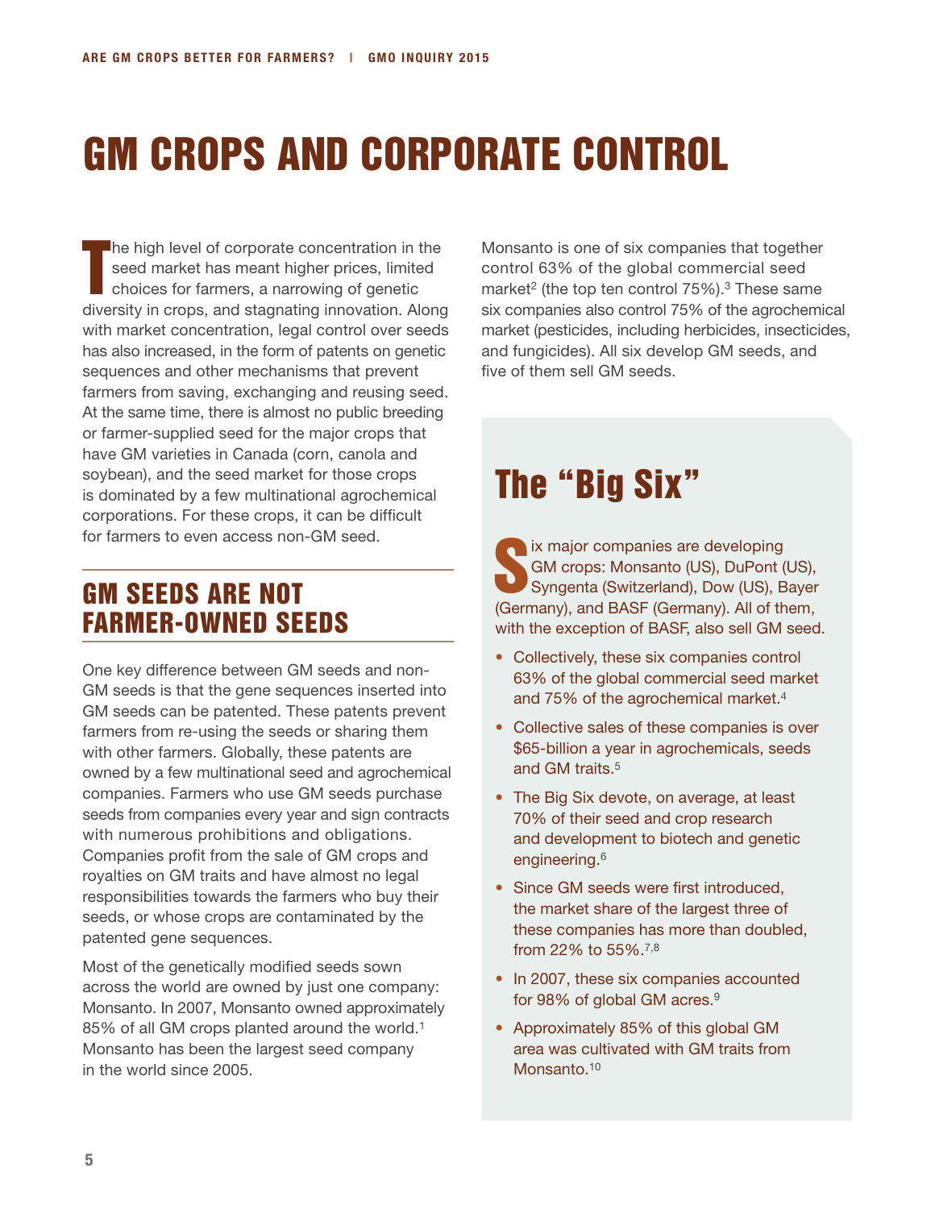# GM CROPS AND CORPORATE CONTROL

The high level of corporate concentration in the seed market has meant higher prices, limited choices for farmers, a narrowing of genetic diversity in crops, and stagnating innovation. Along with market concentration, legal control over seeds has also increased, in the form of patents on genetic sequences and other mechanisms that prevent farmers from saving, exchanging and reusing seed. At the same time, there is almost no public breeding or farmer-supplied seed for the major crops that have GM varieties in Canada (corn, canola and soybean), and the seed market for those crops is dominated by a few multinational agrochemical corporations. For these crops, it can be difficult for farmers to even access non-GM seed.

## GM SEEDS ARE NOT FARMER-OWNED SEEDS

One key difference between GM seeds and non-GM seeds is that the gene sequences inserted into GM seeds can be patented. These patents prevent farmers from re-using the seeds or sharing them with other farmers. Globally, these patents are owned by a few multinational seed and agrochemical companies. Farmers who use GM seeds purchase seeds from companies every year and sign contracts with numerous prohibitions and obligations. Companies profit from the sale of GM crops and royalties on GM traits and have almost no legal responsibilities towards the farmers who buy their seeds, or whose crops are contaminated by the patented gene sequences.

Most of the genetically modified seeds sown across the world are owned by just one company: Monsanto. In 2007, Monsanto owned approximately 85% of all GM crops planted around the world.[1] Monsanto has been the largest seed company in the world since 2005.

Monsanto is one of six companies that together control 63% of the global commercial seed market[2] (the top ten control 75%).[3] These same six companies also control 75% of the agrochemical market (pesticides, including herbicides, insecticides, and fungicides). All six develop GM seeds, and five of them sell GM seeds.

## The "Big Six"

Six major companies are developing GM crops: Monsanto (US), DuPont (US), Syngenta (Switzerland), Dow (US), Bayer (Germany), and BASF (Germany). All of them, with the exception of BASF, also sell GM seed.

- Collectively, these six companies control 63% of the global commercial seed market and 75% of the agrochemical market.[4]
- Collective sales of these companies is over $65-billion a year in agrochemicals, seeds and GM traits.[5]
- The Big Six devote, on average, at least 70% of their seed and crop research and development to biotech and genetic engineering.[6]
- Since GM seeds were first introduced, the market share of the largest three of these companies has more than doubled, from 22% to 55%.[7,8]
- In 2007, these six companies accounted for 98% of global GM acres.[9]
- Approximately 85% of this global GM area was cultivated with GM traits from Monsanto.[10]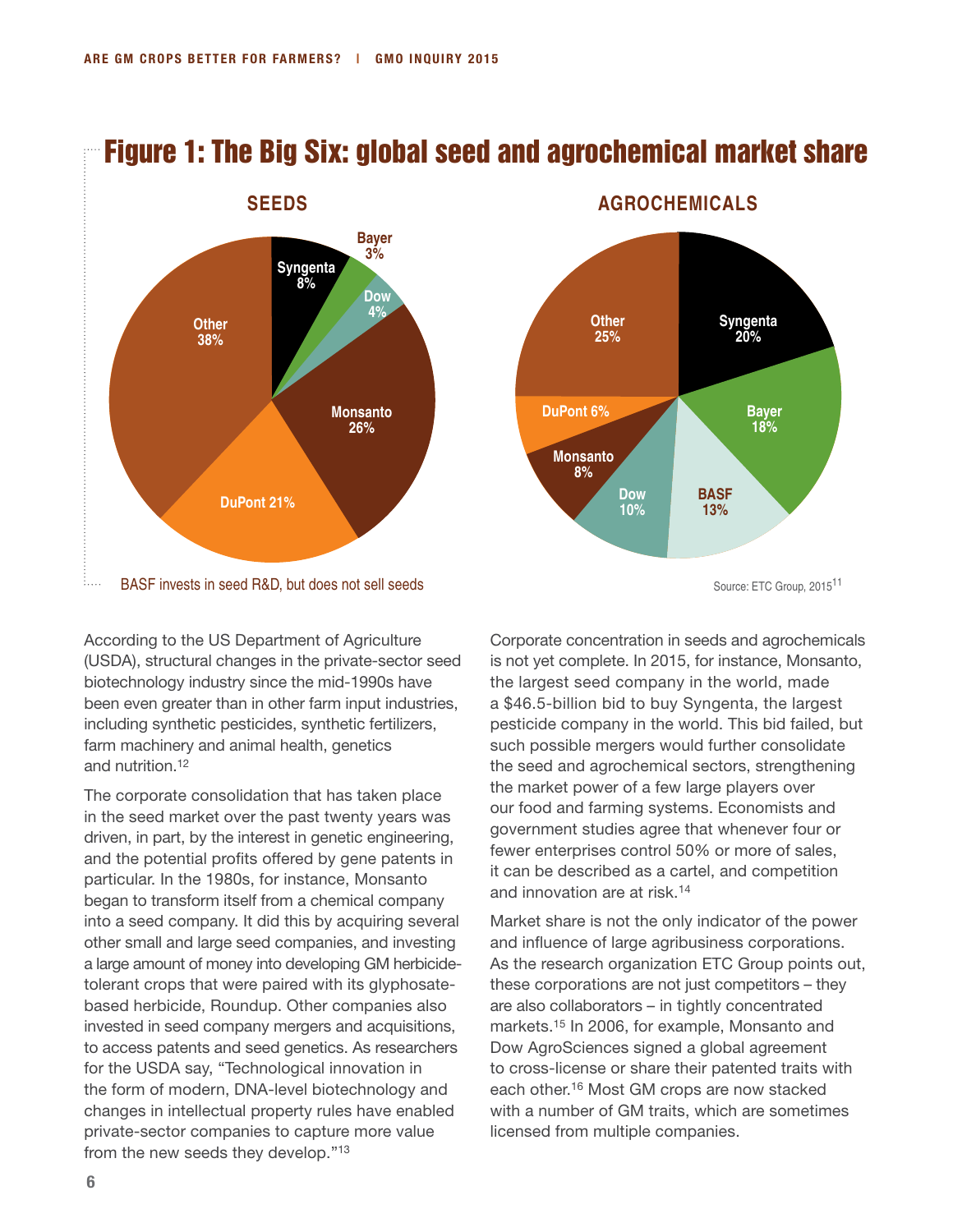## Figure 1: The Big Six: global seed and agrochemical market share

**SEEDS**

| Company | Share |
|---|---|
| Syngenta | 8% |
| Bayer | 3% |
| Dow | 4% |
| Monsanto | 26% |
| DuPont | 21% |
| Other | 38% |

**AGROCHEMICALS**

| Company | Share |
|---|---|
| Syngenta | 20% |
| Bayer | 18% |
| BASF | 13% |
| Dow | 10% |
| Monsanto | 8% |
| DuPont | 6% |
| Other | 25% |

BASF invests in seed R&D, but does not sell seeds

Source: ETC Group, 2015[11]

According to the US Department of Agriculture (USDA), structural changes in the private-sector seed biotechnology industry since the mid-1990s have been even greater than in other farm input industries, including synthetic pesticides, synthetic fertilizers, farm machinery and animal health, genetics and nutrition.[12]

The corporate consolidation that has taken place in the seed market over the past twenty years was driven, in part, by the interest in genetic engineering, and the potential profits offered by gene patents in particular. In the 1980s, for instance, Monsanto began to transform itself from a chemical company into a seed company. It did this by acquiring several other small and large seed companies, and investing a large amount of money into developing GM herbicide-tolerant crops that were paired with its glyphosate-based herbicide, Roundup. Other companies also invested in seed company mergers and acquisitions, to access patents and seed genetics. As researchers for the USDA say, "Technological innovation in the form of modern, DNA-level biotechnology and changes in intellectual property rules have enabled private-sector companies to capture more value from the new seeds they develop."[13]

Corporate concentration in seeds and agrochemicals is not yet complete. In 2015, for instance, Monsanto, the largest seed company in the world, made a $46.5-billion bid to buy Syngenta, the largest pesticide company in the world. This bid failed, but such possible mergers would further consolidate the seed and agrochemical sectors, strengthening the market power of a few large players over our food and farming systems. Economists and government studies agree that whenever four or fewer enterprises control 50% or more of sales, it can be described as a cartel, and competition and innovation are at risk.[14]

Market share is not the only indicator of the power and influence of large agribusiness corporations. As the research organization ETC Group points out, these corporations are not just competitors – they are also collaborators – in tightly concentrated markets.[15] In 2006, for example, Monsanto and Dow AgroSciences signed a global agreement to cross-license or share their patented traits with each other.[16] Most GM crops are now stacked with a number of GM traits, which are sometimes licensed from multiple companies.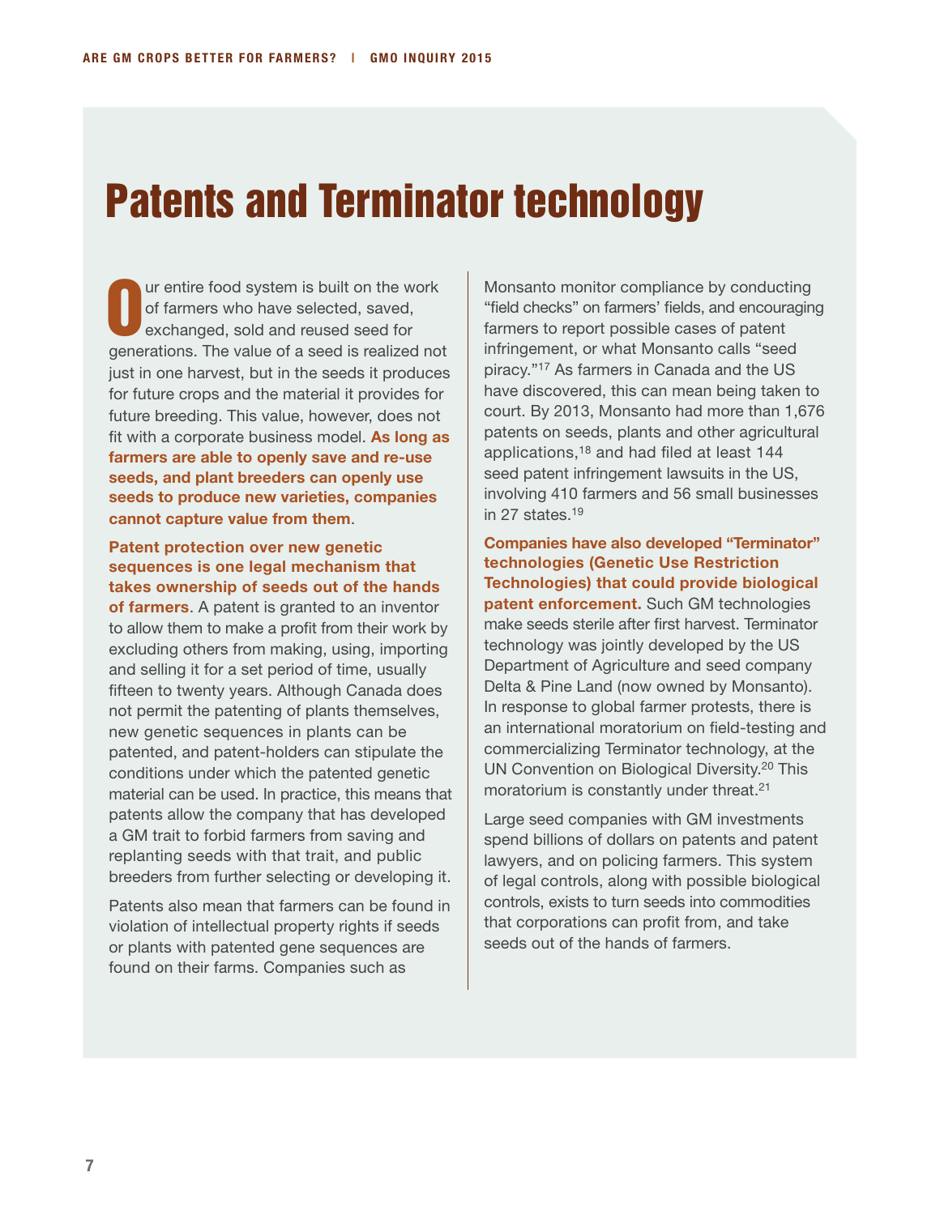# Patents and Terminator technology

Our entire food system is built on the work of farmers who have selected, saved, exchanged, sold and reused seed for generations. The value of a seed is realized not just in one harvest, but in the seeds it produces for future crops and the material it provides for future breeding. This value, however, does not fit with a corporate business model. **As long as farmers are able to openly save and re-use seeds, and plant breeders can openly use seeds to produce new varieties, companies cannot capture value from them**.

**Patent protection over new genetic sequences is one legal mechanism that takes ownership of seeds out of the hands of farmers**. A patent is granted to an inventor to allow them to make a profit from their work by excluding others from making, using, importing and selling it for a set period of time, usually fifteen to twenty years. Although Canada does not permit the patenting of plants themselves, new genetic sequences in plants can be patented, and patent-holders can stipulate the conditions under which the patented genetic material can be used. In practice, this means that patents allow the company that has developed a GM trait to forbid farmers from saving and replanting seeds with that trait, and public breeders from further selecting or developing it.

Patents also mean that farmers can be found in violation of intellectual property rights if seeds or plants with patented gene sequences are found on their farms. Companies such as Monsanto monitor compliance by conducting "field checks" on farmers' fields, and encouraging farmers to report possible cases of patent infringement, or what Monsanto calls "seed piracy."[17] As farmers in Canada and the US have discovered, this can mean being taken to court. By 2013, Monsanto had more than 1,676 patents on seeds, plants and other agricultural applications,[18] and had filed at least 144 seed patent infringement lawsuits in the US, involving 410 farmers and 56 small businesses in 27 states.[19]

**Companies have also developed "Terminator" technologies (Genetic Use Restriction Technologies) that could provide biological patent enforcement.** Such GM technologies make seeds sterile after first harvest. Terminator technology was jointly developed by the US Department of Agriculture and seed company Delta & Pine Land (now owned by Monsanto). In response to global farmer protests, there is an international moratorium on field-testing and commercializing Terminator technology, at the UN Convention on Biological Diversity.[20] This moratorium is constantly under threat.[21]

Large seed companies with GM investments spend billions of dollars on patents and patent lawyers, and on policing farmers. This system of legal controls, along with possible biological controls, exists to turn seeds into commodities that corporations can profit from, and take seeds out of the hands of farmers.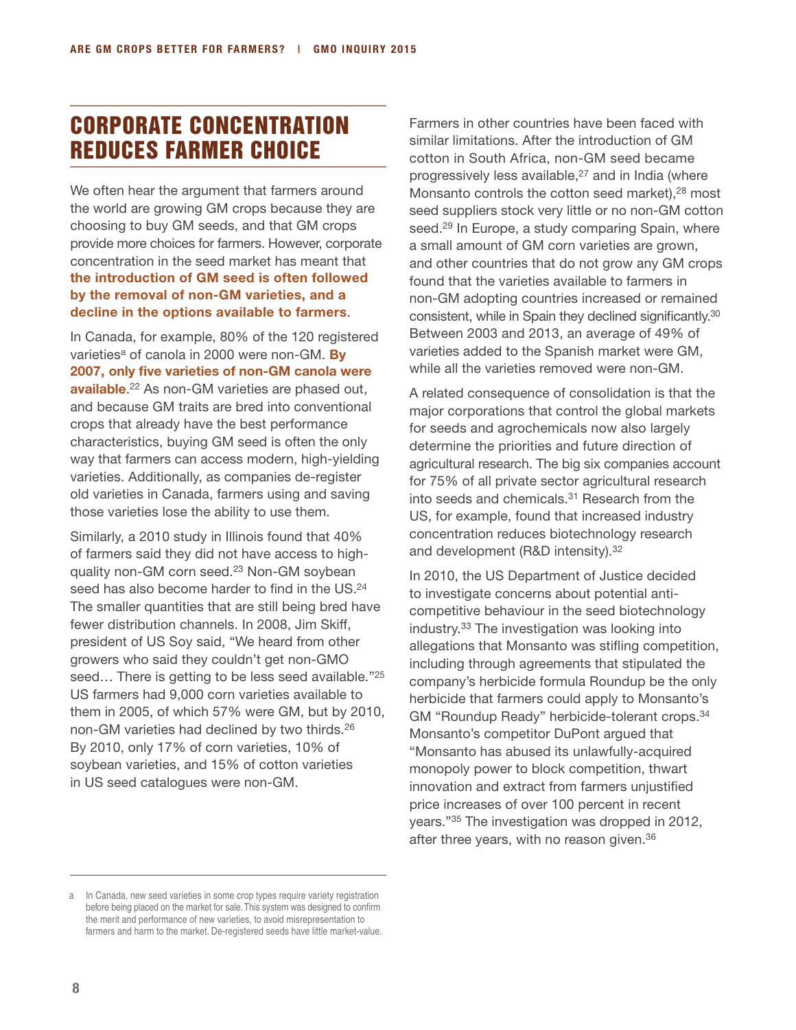## CORPORATE CONCENTRATION REDUCES FARMER CHOICE

We often hear the argument that farmers around the world are growing GM crops because they are choosing to buy GM seeds, and that GM crops provide more choices for farmers. However, corporate concentration in the seed market has meant that **the introduction of GM seed is often followed by the removal of non-GM varieties, and a decline in the options available to farmers**.

In Canada, for example, 80% of the 120 registered varieties[a] of canola in 2000 were non-GM. **By 2007, only five varieties of non-GM canola were available**.[22] As non-GM varieties are phased out, and because GM traits are bred into conventional crops that already have the best performance characteristics, buying GM seed is often the only way that farmers can access modern, high-yielding varieties. Additionally, as companies de-register old varieties in Canada, farmers using and saving those varieties lose the ability to use them.

Similarly, a 2010 study in Illinois found that 40% of farmers said they did not have access to high-quality non-GM corn seed.[23] Non-GM soybean seed has also become harder to find in the US.[24] The smaller quantities that are still being bred have fewer distribution channels. In 2008, Jim Skiff, president of US Soy said, "We heard from other growers who said they couldn't get non-GMO seed… There is getting to be less seed available."[25] US farmers had 9,000 corn varieties available to them in 2005, of which 57% were GM, but by 2010, non-GM varieties had declined by two thirds.[26] By 2010, only 17% of corn varieties, 10% of soybean varieties, and 15% of cotton varieties in US seed catalogues were non-GM.

Farmers in other countries have been faced with similar limitations. After the introduction of GM cotton in South Africa, non-GM seed became progressively less available,[27] and in India (where Monsanto controls the cotton seed market),[28] most seed suppliers stock very little or no non-GM cotton seed.[29] In Europe, a study comparing Spain, where a small amount of GM corn varieties are grown, and other countries that do not grow any GM crops found that the varieties available to farmers in non-GM adopting countries increased or remained consistent, while in Spain they declined significantly.[30] Between 2003 and 2013, an average of 49% of varieties added to the Spanish market were GM, while all the varieties removed were non-GM.

A related consequence of consolidation is that the major corporations that control the global markets for seeds and agrochemicals now also largely determine the priorities and future direction of agricultural research. The big six companies account for 75% of all private sector agricultural research into seeds and chemicals.[31] Research from the US, for example, found that increased industry concentration reduces biotechnology research and development (R&D intensity).[32]

In 2010, the US Department of Justice decided to investigate concerns about potential anti-competitive behaviour in the seed biotechnology industry.[33] The investigation was looking into allegations that Monsanto was stifling competition, including through agreements that stipulated the company's herbicide formula Roundup be the only herbicide that farmers could apply to Monsanto's GM "Roundup Ready" herbicide-tolerant crops.[34] Monsanto's competitor DuPont argued that "Monsanto has abused its unlawfully-acquired monopoly power to block competition, thwart innovation and extract from farmers unjustified price increases of over 100 percent in recent years."[35] The investigation was dropped in 2012, after three years, with no reason given.[36]

---

[a] In Canada, new seed varieties in some crop types require variety registration before being placed on the market for sale. This system was designed to confirm the merit and performance of new varieties, to avoid misrepresentation to farmers and harm to the market. De-registered seeds have little market-value.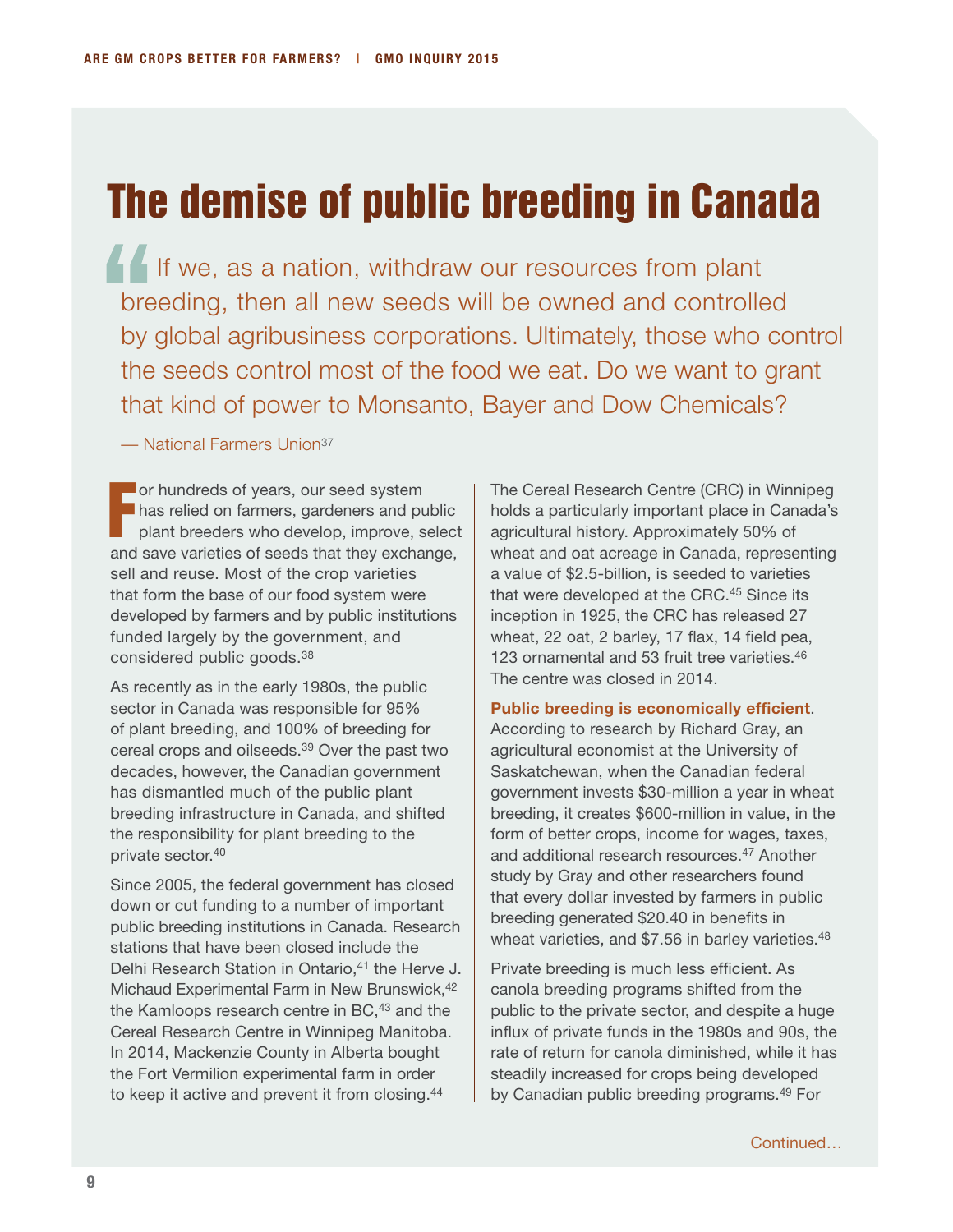# The demise of public breeding in Canada

> If we, as a nation, withdraw our resources from plant breeding, then all new seeds will be owned and controlled by global agribusiness corporations. Ultimately, those who control the seeds control most of the food we eat. Do we want to grant that kind of power to Monsanto, Bayer and Dow Chemicals?
>
> — National Farmers Union[37]

For hundreds of years, our seed system has relied on farmers, gardeners and public plant breeders who develop, improve, select and save varieties of seeds that they exchange, sell and reuse. Most of the crop varieties that form the base of our food system were developed by farmers and by public institutions funded largely by the government, and considered public goods.[38]

As recently as in the early 1980s, the public sector in Canada was responsible for 95% of plant breeding, and 100% of breeding for cereal crops and oilseeds.[39] Over the past two decades, however, the Canadian government has dismantled much of the public plant breeding infrastructure in Canada, and shifted the responsibility for plant breeding to the private sector.[40]

Since 2005, the federal government has closed down or cut funding to a number of important public breeding institutions in Canada. Research stations that have been closed include the Delhi Research Station in Ontario,[41] the Herve J. Michaud Experimental Farm in New Brunswick,[42] the Kamloops research centre in BC,[43] and the Cereal Research Centre in Winnipeg Manitoba. In 2014, Mackenzie County in Alberta bought the Fort Vermilion experimental farm in order to keep it active and prevent it from closing.[44]

The Cereal Research Centre (CRC) in Winnipeg holds a particularly important place in Canada's agricultural history. Approximately 50% of wheat and oat acreage in Canada, representing a value of $2.5-billion, is seeded to varieties that were developed at the CRC.[45] Since its inception in 1925, the CRC has released 27 wheat, 22 oat, 2 barley, 17 flax, 14 field pea, 123 ornamental and 53 fruit tree varieties.[46] The centre was closed in 2014.

**Public breeding is economically efficient**. According to research by Richard Gray, an agricultural economist at the University of Saskatchewan, when the Canadian federal government invests $30-million a year in wheat breeding, it creates $600-million in value, in the form of better crops, income for wages, taxes, and additional research resources.[47] Another study by Gray and other researchers found that every dollar invested by farmers in public breeding generated $20.40 in benefits in wheat varieties, and $7.56 in barley varieties.[48]

Private breeding is much less efficient. As canola breeding programs shifted from the public to the private sector, and despite a huge influx of private funds in the 1980s and 90s, the rate of return for canola diminished, while it has steadily increased for crops being developed by Canadian public breeding programs.[49] For

Continued…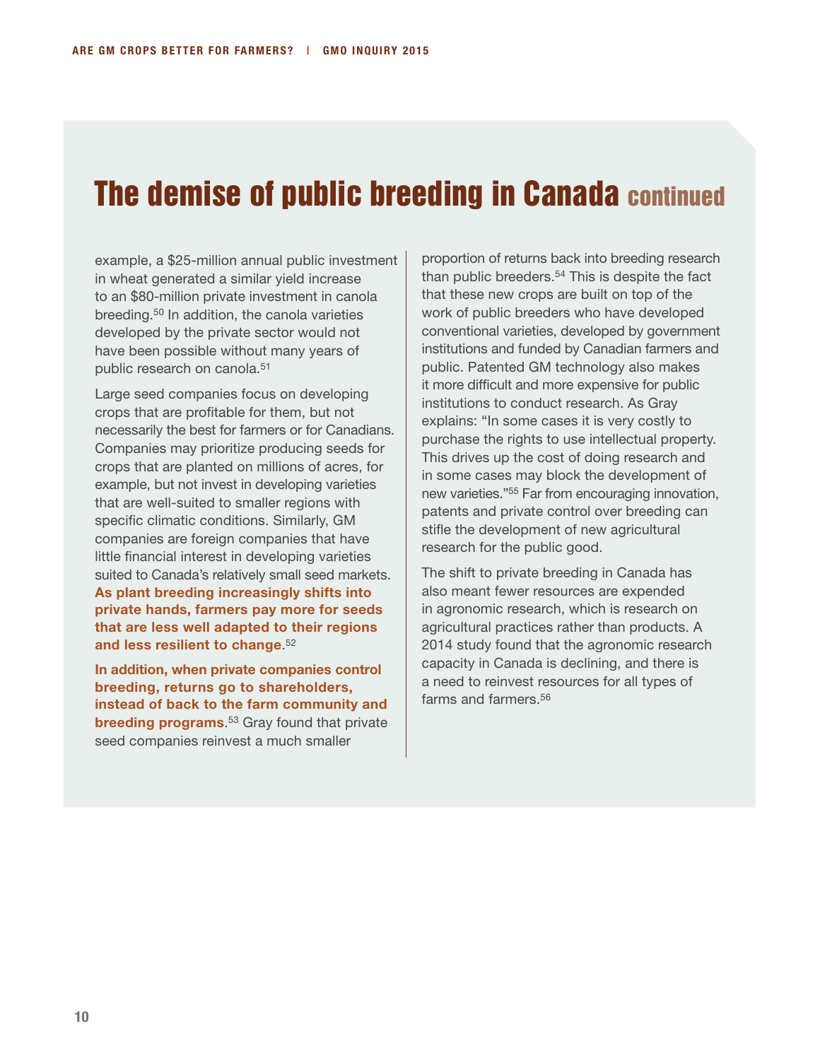# The demise of public breeding in Canada continued

example, a $25-million annual public investment in wheat generated a similar yield increase to an $80-million private investment in canola breeding.[50] In addition, the canola varieties developed by the private sector would not have been possible without many years of public research on canola.[51]

Large seed companies focus on developing crops that are profitable for them, but not necessarily the best for farmers or for Canadians. Companies may prioritize producing seeds for crops that are planted on millions of acres, for example, but not invest in developing varieties that are well-suited to smaller regions with specific climatic conditions. Similarly, GM companies are foreign companies that have little financial interest in developing varieties suited to Canada's relatively small seed markets. **As plant breeding increasingly shifts into private hands, farmers pay more for seeds that are less well adapted to their regions and less resilient to change**.[52]

**In addition, when private companies control breeding, returns go to shareholders, instead of back to the farm community and breeding programs**.[53] Gray found that private seed companies reinvest a much smaller proportion of returns back into breeding research than public breeders.[54] This is despite the fact that these new crops are built on top of the work of public breeders who have developed conventional varieties, developed by government institutions and funded by Canadian farmers and public. Patented GM technology also makes it more difficult and more expensive for public institutions to conduct research. As Gray explains: "In some cases it is very costly to purchase the rights to use intellectual property. This drives up the cost of doing research and in some cases may block the development of new varieties."[55] Far from encouraging innovation, patents and private control over breeding can stifle the development of new agricultural research for the public good.

The shift to private breeding in Canada has also meant fewer resources are expended in agronomic research, which is research on agricultural practices rather than products. A 2014 study found that the agronomic research capacity in Canada is declining, and there is a need to reinvest resources for all types of farms and farmers.[56]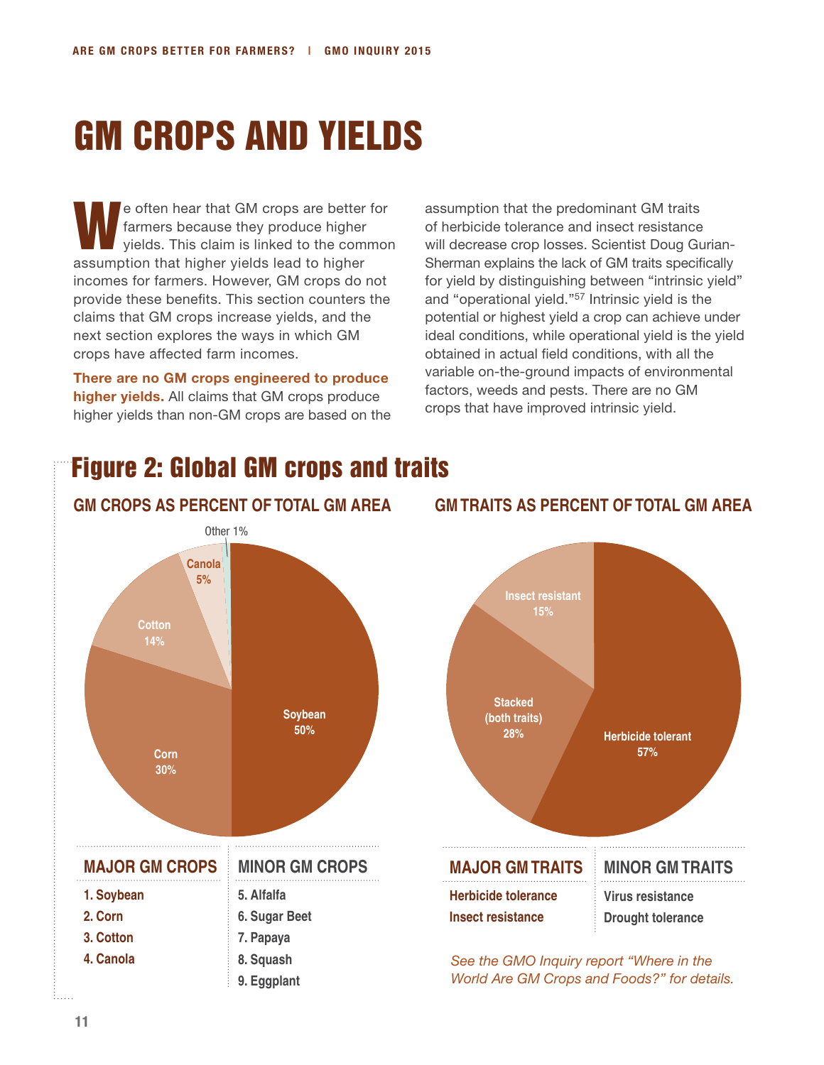# GM CROPS AND YIELDS

We often hear that GM crops are better for farmers because they produce higher yields. This claim is linked to the common assumption that higher yields lead to higher incomes for farmers. However, GM crops do not provide these benefits. This section counters the claims that GM crops increase yields, and the next section explores the ways in which GM crops have affected farm incomes.

**There are no GM crops engineered to produce higher yields.** All claims that GM crops produce higher yields than non-GM crops are based on the assumption that the predominant GM traits of herbicide tolerance and insect resistance will decrease crop losses. Scientist Doug Gurian-Sherman explains the lack of GM traits specifically for yield by distinguishing between "intrinsic yield" and "operational yield."[57] Intrinsic yield is the potential or highest yield a crop can achieve under ideal conditions, while operational yield is the yield obtained in actual field conditions, with all the variable on-the-ground impacts of environmental factors, weeds and pests. There are no GM crops that have improved intrinsic yield.

## Figure 2: Global GM crops and traits

### GM CROPS AS PERCENT OF TOTAL GM AREA

| Crop | Percent |
|---|---|
| Soybean | 50% |
| Corn | 30% |
| Cotton | 14% |
| Canola | 5% |
| Other | 1% |

### GM TRAITS AS PERCENT OF TOTAL GM AREA

| Trait | Percent |
|---|---|
| Herbicide tolerant | 57% |
| Stacked (both traits) | 28% |
| Insect resistant | 15% |

| MAJOR GM CROPS | MINOR GM CROPS |
|---|---|
| 1. Soybean | 5. Alfalfa |
| 2. Corn | 6. Sugar Beet |
| 3. Cotton | 7. Papaya |
| 4. Canola | 8. Squash |
| | 9. Eggplant |

| MAJOR GM TRAITS | MINOR GM TRAITS |
|---|---|
| Herbicide tolerance | Virus resistance |
| Insect resistance | Drought tolerance |

*See the GMO Inquiry report "Where in the World Are GM Crops and Foods?" for details.*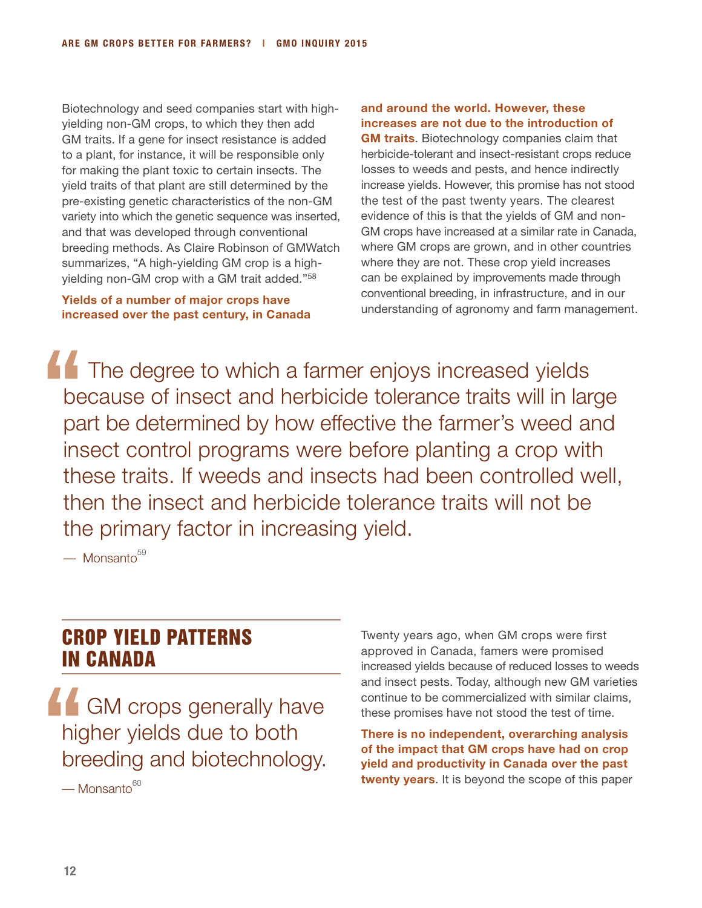Biotechnology and seed companies start with high-yielding non-GM crops, to which they then add GM traits. If a gene for insect resistance is added to a plant, for instance, it will be responsible only for making the plant toxic to certain insects. The yield traits of that plant are still determined by the pre-existing genetic characteristics of the non-GM variety into which the genetic sequence was inserted, and that was developed through conventional breeding methods. As Claire Robinson of GMWatch summarizes, "A high-yielding GM crop is a high-yielding non-GM crop with a GM trait added."[58]

**Yields of a number of major crops have increased over the past century, in Canada and around the world. However, these increases are not due to the introduction of GM traits**. Biotechnology companies claim that herbicide-tolerant and insect-resistant crops reduce losses to weeds and pests, and hence indirectly increase yields. However, this promise has not stood the test of the past twenty years. The clearest evidence of this is that the yields of GM and non-GM crops have increased at a similar rate in Canada, where GM crops are grown, and in other countries where they are not. These crop yield increases can be explained by improvements made through conventional breeding, in infrastructure, and in our understanding of agronomy and farm management.

> The degree to which a farmer enjoys increased yields because of insect and herbicide tolerance traits will in large part be determined by how effective the farmer's weed and insect control programs were before planting a crop with these traits. If weeds and insects had been controlled well, then the insect and herbicide tolerance traits will not be the primary factor in increasing yield.
>
> — Monsanto[59]

## CROP YIELD PATTERNS IN CANADA

> GM crops generally have higher yields due to both breeding and biotechnology.
>
> — Monsanto[60]

Twenty years ago, when GM crops were first approved in Canada, famers were promised increased yields because of reduced losses to weeds and insect pests. Today, although new GM varieties continue to be commercialized with similar claims, these promises have not stood the test of time.

**There is no independent, overarching analysis of the impact that GM crops have had on crop yield and productivity in Canada over the past twenty years**. It is beyond the scope of this paper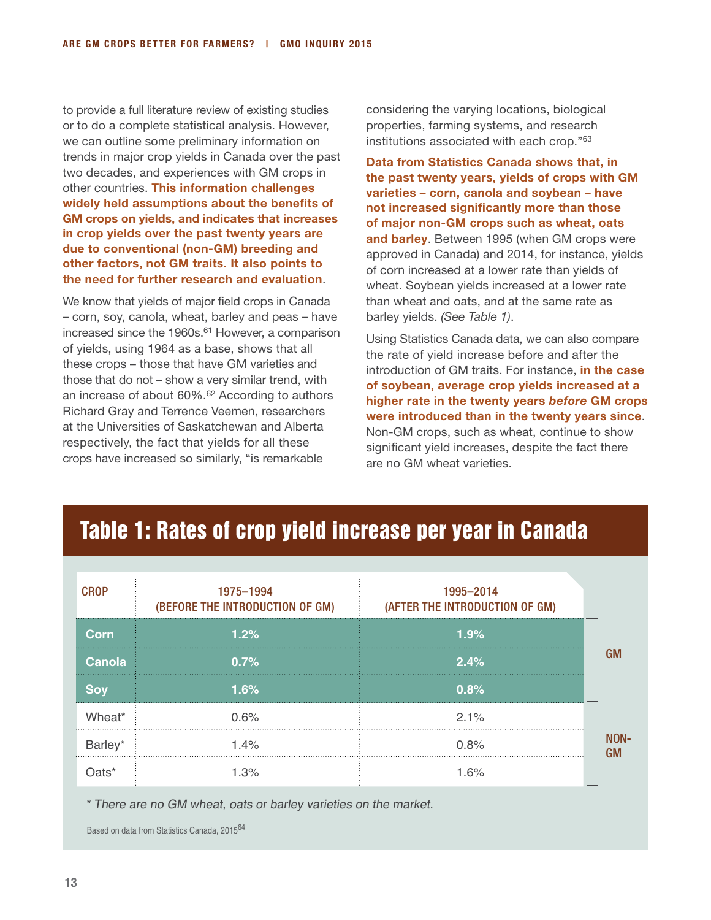to provide a full literature review of existing studies or to do a complete statistical analysis. However, we can outline some preliminary information on trends in major crop yields in Canada over the past two decades, and experiences with GM crops in other countries. **This information challenges widely held assumptions about the benefits of GM crops on yields, and indicates that increases in crop yields over the past twenty years are due to conventional (non-GM) breeding and other factors, not GM traits. It also points to the need for further research and evaluation**.

We know that yields of major field crops in Canada – corn, soy, canola, wheat, barley and peas – have increased since the 1960s.[61] However, a comparison of yields, using 1964 as a base, shows that all these crops – those that have GM varieties and those that do not – show a very similar trend, with an increase of about 60%.[62] According to authors Richard Gray and Terrence Veemen, researchers at the Universities of Saskatchewan and Alberta respectively, the fact that yields for all these crops have increased so similarly, "is remarkable considering the varying locations, biological properties, farming systems, and research institutions associated with each crop."[63]

**Data from Statistics Canada shows that, in the past twenty years, yields of crops with GM varieties – corn, canola and soybean – have not increased significantly more than those of major non-GM crops such as wheat, oats and barley**. Between 1995 (when GM crops were approved in Canada) and 2014, for instance, yields of corn increased at a lower rate than yields of wheat. Soybean yields increased at a lower rate than wheat and oats, and at the same rate as barley yields. *(See Table 1)*.

Using Statistics Canada data, we can also compare the rate of yield increase before and after the introduction of GM traits. For instance, **in the case of soybean, average crop yields increased at a higher rate in the twenty years *before* GM crops were introduced than in the twenty years since**. Non-GM crops, such as wheat, continue to show significant yield increases, despite the fact there are no GM wheat varieties.

## Table 1: Rates of crop yield increase per year in Canada

| CROP | 1975–1994 (BEFORE THE INTRODUCTION OF GM) | 1995–2014 (AFTER THE INTRODUCTION OF GM) | |
|---|---|---|---|
| **Corn** | **1.2%** | **1.9%** | GM |
| **Canola** | **0.7%** | **2.4%** | GM |
| **Soy** | **1.6%** | **0.8%** | GM |
| Wheat* | 0.6% | 2.1% | NON-GM |
| Barley* | 1.4% | 0.8% | NON-GM |
| Oats* | 1.3% | 1.6% | NON-GM |

*\* There are no GM wheat, oats or barley varieties on the market.*

Based on data from Statistics Canada, 2015[64]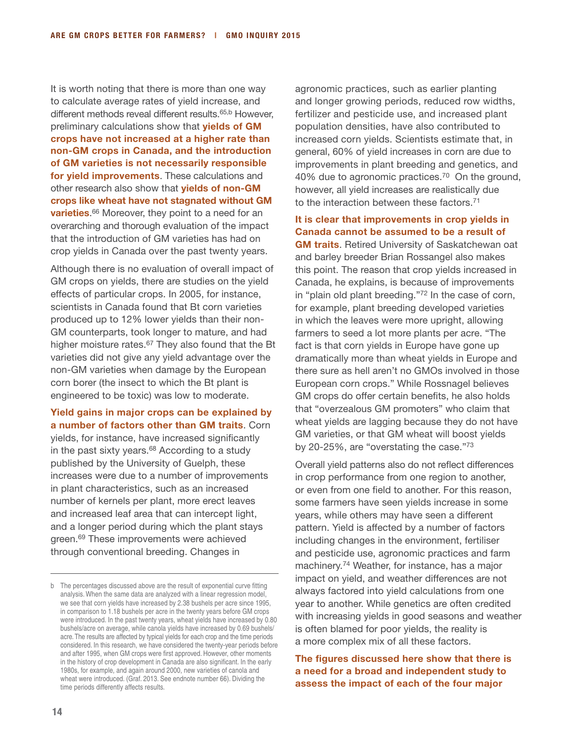It is worth noting that there is more than one way to calculate average rates of yield increase, and different methods reveal different results.[65,b] However, preliminary calculations show that **yields of GM crops have not increased at a higher rate than non-GM crops in Canada, and the introduction of GM varieties is not necessarily responsible for yield improvements**. These calculations and other research also show that **yields of non-GM crops like wheat have not stagnated without GM varieties**.[66] Moreover, they point to a need for an overarching and thorough evaluation of the impact that the introduction of GM varieties has had on crop yields in Canada over the past twenty years.

Although there is no evaluation of overall impact of GM crops on yields, there are studies on the yield effects of particular crops. In 2005, for instance, scientists in Canada found that Bt corn varieties produced up to 12% lower yields than their non-GM counterparts, took longer to mature, and had higher moisture rates.[67] They also found that the Bt varieties did not give any yield advantage over the non-GM varieties when damage by the European corn borer (the insect to which the Bt plant is engineered to be toxic) was low to moderate.

**Yield gains in major crops can be explained by a number of factors other than GM traits**. Corn yields, for instance, have increased significantly in the past sixty years.[68] According to a study published by the University of Guelph, these increases were due to a number of improvements in plant characteristics, such as an increased number of kernels per plant, more erect leaves and increased leaf area that can intercept light, and a longer period during which the plant stays green.[69] These improvements were achieved through conventional breeding. Changes in agronomic practices, such as earlier planting and longer growing periods, reduced row widths, fertilizer and pesticide use, and increased plant population densities, have also contributed to increased corn yields. Scientists estimate that, in general, 60% of yield increases in corn are due to improvements in plant breeding and genetics, and 40% due to agronomic practices.[70] On the ground, however, all yield increases are realistically due to the interaction between these factors.[71]

**It is clear that improvements in crop yields in Canada cannot be assumed to be a result of GM traits**. Retired University of Saskatchewan oat and barley breeder Brian Rossangel also makes this point. The reason that crop yields increased in Canada, he explains, is because of improvements in "plain old plant breeding."[72] In the case of corn, for example, plant breeding developed varieties in which the leaves were more upright, allowing farmers to seed a lot more plants per acre. "The fact is that corn yields in Europe have gone up dramatically more than wheat yields in Europe and there sure as hell aren't no GMOs involved in those European corn crops." While Rossnagel believes GM crops do offer certain benefits, he also holds that "overzealous GM promoters" who claim that wheat yields are lagging because they do not have GM varieties, or that GM wheat will boost yields by 20-25%, are "overstating the case."[73]

Overall yield patterns also do not reflect differences in crop performance from one region to another, or even from one field to another. For this reason, some farmers have seen yields increase in some years, while others may have seen a different pattern. Yield is affected by a number of factors including changes in the environment, fertiliser and pesticide use, agronomic practices and farm machinery.[74] Weather, for instance, has a major impact on yield, and weather differences are not always factored into yield calculations from one year to another. While genetics are often credited with increasing yields in good seasons and weather is often blamed for poor yields, the reality is a more complex mix of all these factors.

**The figures discussed here show that there is a need for a broad and independent study to assess the impact of each of the four major**

---

b The percentages discussed above are the result of exponential curve fitting analysis. When the same data are analyzed with a linear regression model, we see that corn yields have increased by 2.38 bushels per acre since 1995, in comparison to 1.18 bushels per acre in the twenty years before GM crops were introduced. In the past twenty years, wheat yields have increased by 0.80 bushels/acre on average, while canola yields have increased by 0.69 bushels/acre. The results are affected by typical yields for each crop and the time periods considered. In this research, we have considered the twenty-year periods before and after 1995, when GM crops were first approved. However, other moments in the history of crop development in Canada are also significant. In the early 1980s, for example, and again around 2000, new varieties of canola and wheat were introduced. (Graf. 2013. See endnote number 66). Dividing the time periods differently affects results.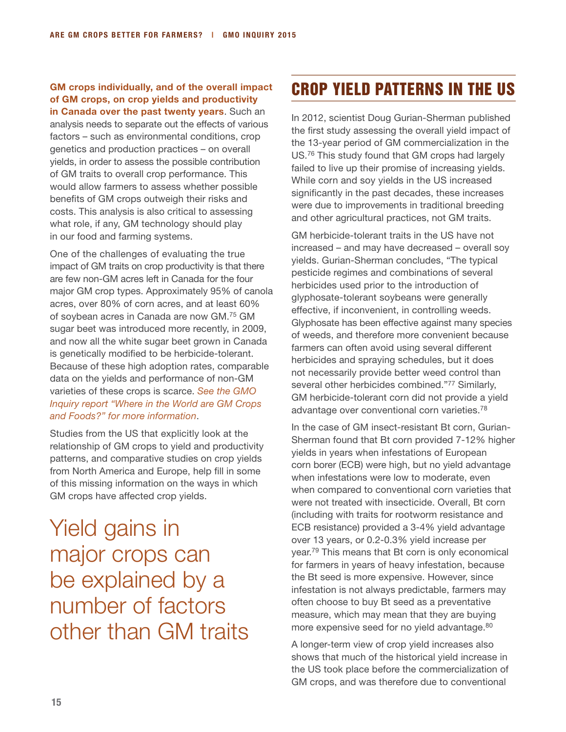**GM crops individually, and of the overall impact of GM crops, on crop yields and productivity in Canada over the past twenty years**. Such an analysis needs to separate out the effects of various factors – such as environmental conditions, crop genetics and production practices – on overall yields, in order to assess the possible contribution of GM traits to overall crop performance. This would allow farmers to assess whether possible benefits of GM crops outweigh their risks and costs. This analysis is also critical to assessing what role, if any, GM technology should play in our food and farming systems.

One of the challenges of evaluating the true impact of GM traits on crop productivity is that there are few non-GM acres left in Canada for the four major GM crop types. Approximately 95% of canola acres, over 80% of corn acres, and at least 60% of soybean acres in Canada are now GM.[75] GM sugar beet was introduced more recently, in 2009, and now all the white sugar beet grown in Canada is genetically modified to be herbicide-tolerant. Because of these high adoption rates, comparable data on the yields and performance of non-GM varieties of these crops is scarce. *See the GMO Inquiry report "Where in the World are GM Crops and Foods?" for more information*.

Studies from the US that explicitly look at the relationship of GM crops to yield and productivity patterns, and comparative studies on crop yields from North America and Europe, help fill in some of this missing information on the ways in which GM crops have affected crop yields.

> Yield gains in major crops can be explained by a number of factors other than GM traits

## CROP YIELD PATTERNS IN THE US

In 2012, scientist Doug Gurian-Sherman published the first study assessing the overall yield impact of the 13-year period of GM commercialization in the US.[76] This study found that GM crops had largely failed to live up their promise of increasing yields. While corn and soy yields in the US increased significantly in the past decades, these increases were due to improvements in traditional breeding and other agricultural practices, not GM traits.

GM herbicide-tolerant traits in the US have not increased – and may have decreased – overall soy yields. Gurian-Sherman concludes, "The typical pesticide regimes and combinations of several herbicides used prior to the introduction of glyphosate-tolerant soybeans were generally effective, if inconvenient, in controlling weeds. Glyphosate has been effective against many species of weeds, and therefore more convenient because farmers can often avoid using several different herbicides and spraying schedules, but it does not necessarily provide better weed control than several other herbicides combined."[77] Similarly, GM herbicide-tolerant corn did not provide a yield advantage over conventional corn varieties.[78]

In the case of GM insect-resistant Bt corn, Gurian-Sherman found that Bt corn provided 7-12% higher yields in years when infestations of European corn borer (ECB) were high, but no yield advantage when infestations were low to moderate, even when compared to conventional corn varieties that were not treated with insecticide. Overall, Bt corn (including with traits for rootworm resistance and ECB resistance) provided a 3-4% yield advantage over 13 years, or 0.2-0.3% yield increase per year.[79] This means that Bt corn is only economical for farmers in years of heavy infestation, because the Bt seed is more expensive. However, since infestation is not always predictable, farmers may often choose to buy Bt seed as a preventative measure, which may mean that they are buying more expensive seed for no yield advantage.[80]

A longer-term view of crop yield increases also shows that much of the historical yield increase in the US took place before the commercialization of GM crops, and was therefore due to conventional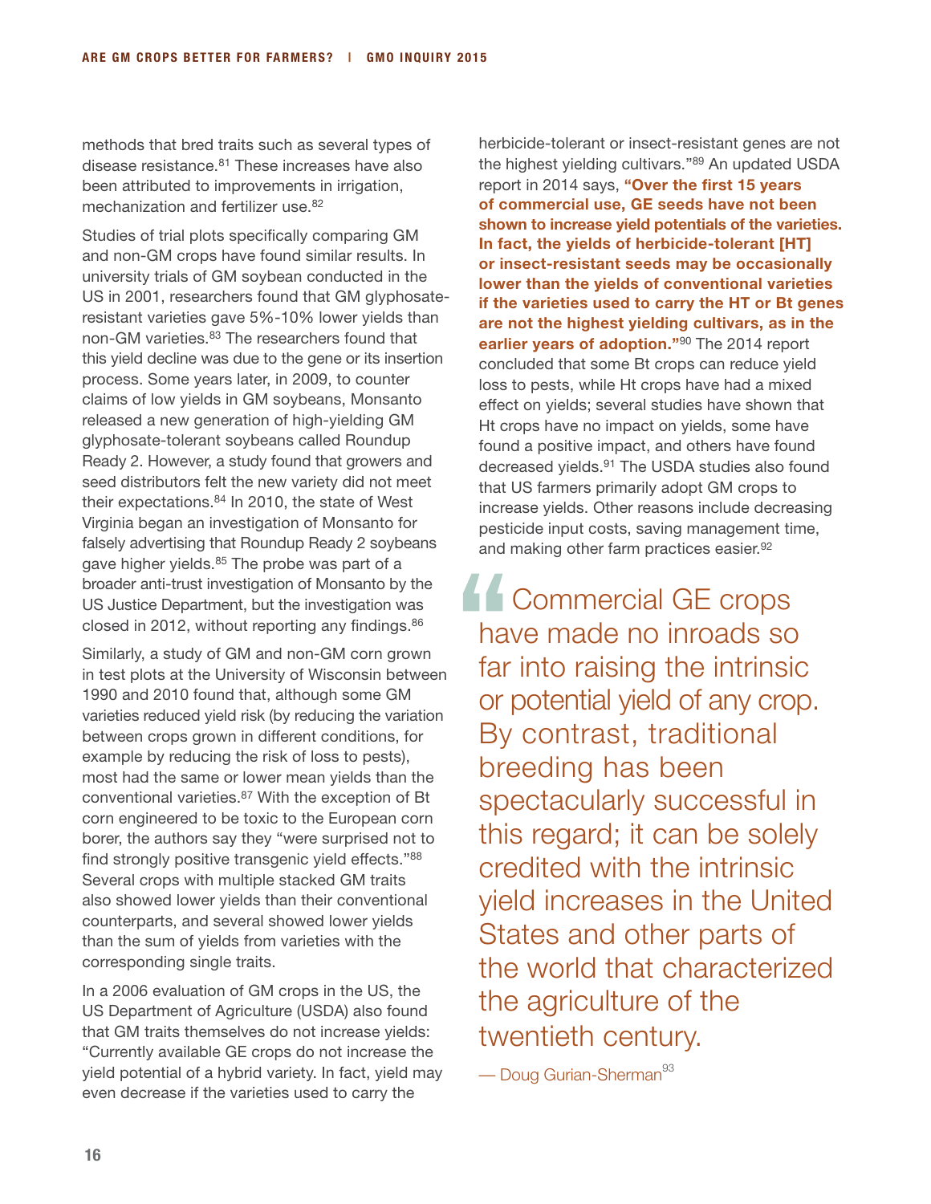methods that bred traits such as several types of disease resistance.[81] These increases have also been attributed to improvements in irrigation, mechanization and fertilizer use.[82]

Studies of trial plots specifically comparing GM and non-GM crops have found similar results. In university trials of GM soybean conducted in the US in 2001, researchers found that GM glyphosate-resistant varieties gave 5%-10% lower yields than non-GM varieties.[83] The researchers found that this yield decline was due to the gene or its insertion process. Some years later, in 2009, to counter claims of low yields in GM soybeans, Monsanto released a new generation of high-yielding GM glyphosate-tolerant soybeans called Roundup Ready 2. However, a study found that growers and seed distributors felt the new variety did not meet their expectations.[84] In 2010, the state of West Virginia began an investigation of Monsanto for falsely advertising that Roundup Ready 2 soybeans gave higher yields.[85] The probe was part of a broader anti-trust investigation of Monsanto by the US Justice Department, but the investigation was closed in 2012, without reporting any findings.[86]

Similarly, a study of GM and non-GM corn grown in test plots at the University of Wisconsin between 1990 and 2010 found that, although some GM varieties reduced yield risk (by reducing the variation between crops grown in different conditions, for example by reducing the risk of loss to pests), most had the same or lower mean yields than the conventional varieties.[87] With the exception of Bt corn engineered to be toxic to the European corn borer, the authors say they "were surprised not to find strongly positive transgenic yield effects."[88] Several crops with multiple stacked GM traits also showed lower yields than their conventional counterparts, and several showed lower yields than the sum of yields from varieties with the corresponding single traits.

In a 2006 evaluation of GM crops in the US, the US Department of Agriculture (USDA) also found that GM traits themselves do not increase yields: "Currently available GE crops do not increase the yield potential of a hybrid variety. In fact, yield may even decrease if the varieties used to carry the herbicide-tolerant or insect-resistant genes are not the highest yielding cultivars."[89] An updated USDA report in 2014 says, **"Over the first 15 years of commercial use, GE seeds have not been shown to increase yield potentials of the varieties. In fact, the yields of herbicide-tolerant [HT] or insect-resistant seeds may be occasionally lower than the yields of conventional varieties if the varieties used to carry the HT or Bt genes are not the highest yielding cultivars, as in the earlier years of adoption."**[90] The 2014 report concluded that some Bt crops can reduce yield loss to pests, while Ht crops have had a mixed effect on yields; several studies have shown that Ht crops have no impact on yields, some have found a positive impact, and others have found decreased yields.[91] The USDA studies also found that US farmers primarily adopt GM crops to increase yields. Other reasons include decreasing pesticide input costs, saving management time, and making other farm practices easier.[92]

> "Commercial GE crops have made no inroads so far into raising the intrinsic or potential yield of any crop. By contrast, traditional breeding has been spectacularly successful in this regard; it can be solely credited with the intrinsic yield increases in the United States and other parts of the world that characterized the agriculture of the twentieth century.
>
> — Doug Gurian-Sherman[93]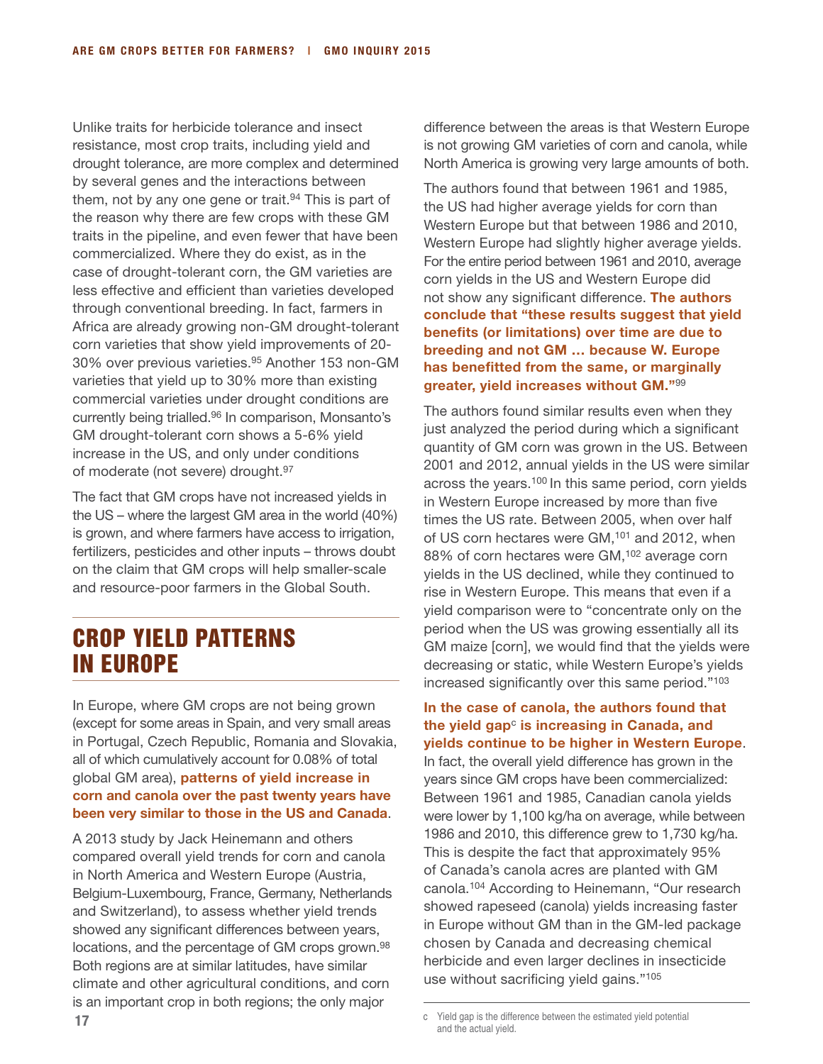Unlike traits for herbicide tolerance and insect resistance, most crop traits, including yield and drought tolerance, are more complex and determined by several genes and the interactions between them, not by any one gene or trait.[94] This is part of the reason why there are few crops with these GM traits in the pipeline, and even fewer that have been commercialized. Where they do exist, as in the case of drought-tolerant corn, the GM varieties are less effective and efficient than varieties developed through conventional breeding. In fact, farmers in Africa are already growing non-GM drought-tolerant corn varieties that show yield improvements of 20-30% over previous varieties.[95] Another 153 non-GM varieties that yield up to 30% more than existing commercial varieties under drought conditions are currently being trialled.[96] In comparison, Monsanto's GM drought-tolerant corn shows a 5-6% yield increase in the US, and only under conditions of moderate (not severe) drought.[97]

The fact that GM crops have not increased yields in the US – where the largest GM area in the world (40%) is grown, and where farmers have access to irrigation, fertilizers, pesticides and other inputs – throws doubt on the claim that GM crops will help smaller-scale and resource-poor farmers in the Global South.

## CROP YIELD PATTERNS IN EUROPE

In Europe, where GM crops are not being grown (except for some areas in Spain, and very small areas in Portugal, Czech Republic, Romania and Slovakia, all of which cumulatively account for 0.08% of total global GM area), **patterns of yield increase in corn and canola over the past twenty years have been very similar to those in the US and Canada**.

A 2013 study by Jack Heinemann and others compared overall yield trends for corn and canola in North America and Western Europe (Austria, Belgium-Luxembourg, France, Germany, Netherlands and Switzerland), to assess whether yield trends showed any significant differences between years, locations, and the percentage of GM crops grown.[98] Both regions are at similar latitudes, have similar climate and other agricultural conditions, and corn is an important crop in both regions; the only major difference between the areas is that Western Europe is not growing GM varieties of corn and canola, while North America is growing very large amounts of both.

The authors found that between 1961 and 1985, the US had higher average yields for corn than Western Europe but that between 1986 and 2010, Western Europe had slightly higher average yields. For the entire period between 1961 and 2010, average corn yields in the US and Western Europe did not show any significant difference. **The authors conclude that "these results suggest that yield benefits (or limitations) over time are due to breeding and not GM … because W. Europe has benefitted from the same, or marginally greater, yield increases without GM."**[99]

The authors found similar results even when they just analyzed the period during which a significant quantity of GM corn was grown in the US. Between 2001 and 2012, annual yields in the US were similar across the years.[100] In this same period, corn yields in Western Europe increased by more than five times the US rate. Between 2005, when over half of US corn hectares were GM,[101] and 2012, when 88% of corn hectares were GM,[102] average corn yields in the US declined, while they continued to rise in Western Europe. This means that even if a yield comparison were to "concentrate only on the period when the US was growing essentially all its GM maize [corn], we would find that the yields were decreasing or static, while Western Europe's yields increased significantly over this same period."[103]

**In the case of canola, the authors found that the yield gap[c] is increasing in Canada, and yields continue to be higher in Western Europe**. In fact, the overall yield difference has grown in the years since GM crops have been commercialized: Between 1961 and 1985, Canadian canola yields were lower by 1,100 kg/ha on average, while between 1986 and 2010, this difference grew to 1,730 kg/ha. This is despite the fact that approximately 95% of Canada's canola acres are planted with GM canola.[104] According to Heinemann, "Our research showed rapeseed (canola) yields increasing faster in Europe without GM than in the GM-led package chosen by Canada and decreasing chemical herbicide and even larger declines in insecticide use without sacrificing yield gains."[105]

---

c Yield gap is the difference between the estimated yield potential and the actual yield.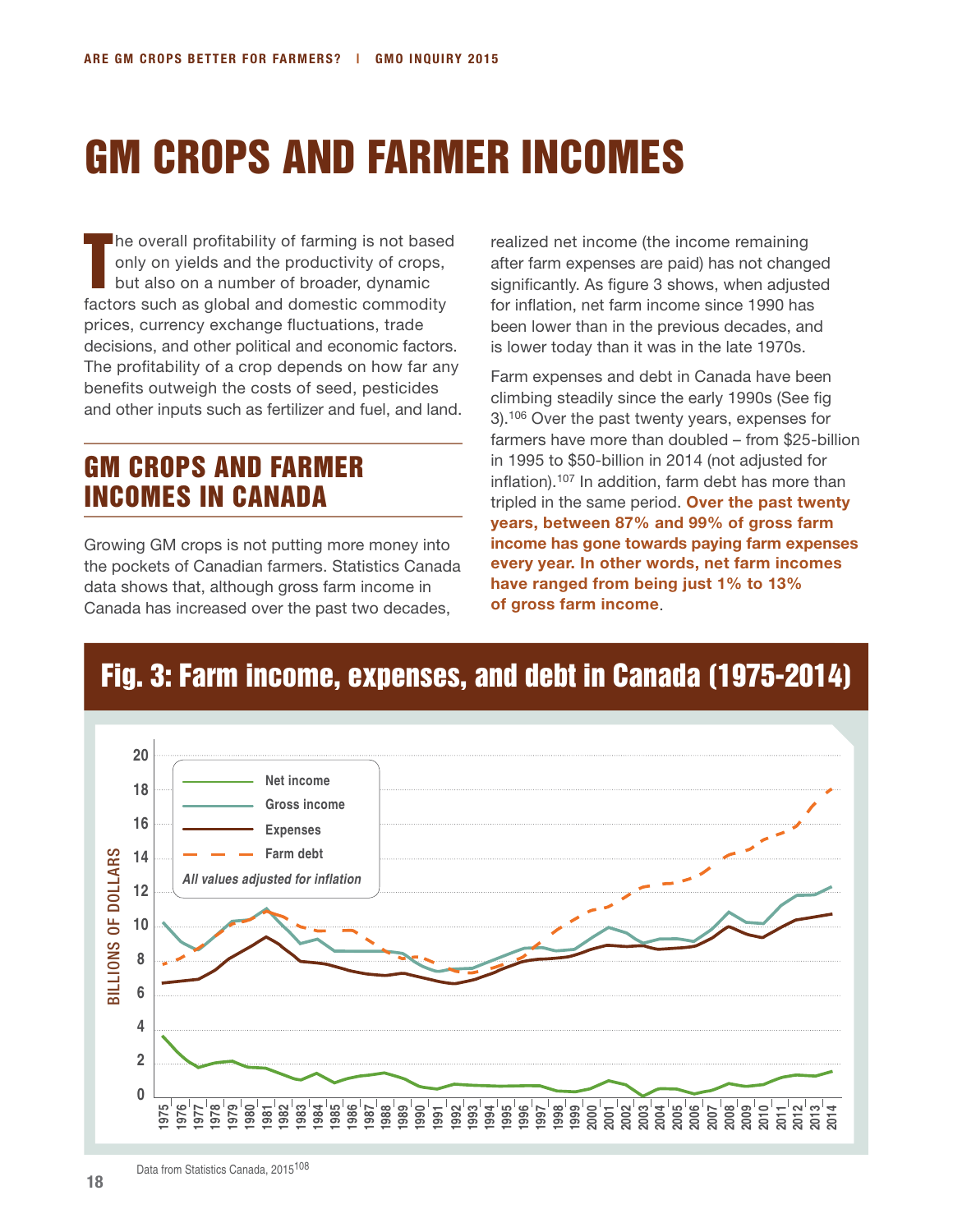# GM CROPS AND FARMER INCOMES

The overall profitability of farming is not based only on yields and the productivity of crops, but also on a number of broader, dynamic factors such as global and domestic commodity prices, currency exchange fluctuations, trade decisions, and other political and economic factors. The profitability of a crop depends on how far any benefits outweigh the costs of seed, pesticides and other inputs such as fertilizer and fuel, and land.

## GM CROPS AND FARMER INCOMES IN CANADA

Growing GM crops is not putting more money into the pockets of Canadian farmers. Statistics Canada data shows that, although gross farm income in Canada has increased over the past two decades, realized net income (the income remaining after farm expenses are paid) has not changed significantly. As figure 3 shows, when adjusted for inflation, net farm income since 1990 has been lower than in the previous decades, and is lower today than it was in the late 1970s.

Farm expenses and debt in Canada have been climbing steadily since the early 1990s (See fig 3).[106] Over the past twenty years, expenses for farmers have more than doubled – from $25-billion in 1995 to $50-billion in 2014 (not adjusted for inflation).[107] In addition, farm debt has more than tripled in the same period. **Over the past twenty years, between 87% and 99% of gross farm income has gone towards paying farm expenses every year. In other words, net farm incomes have ranged from being just 1% to 13% of gross farm income**.

## Fig. 3: Farm income, expenses, and debt in Canada (1975-2014)

Data from Statistics Canada, 2015[108]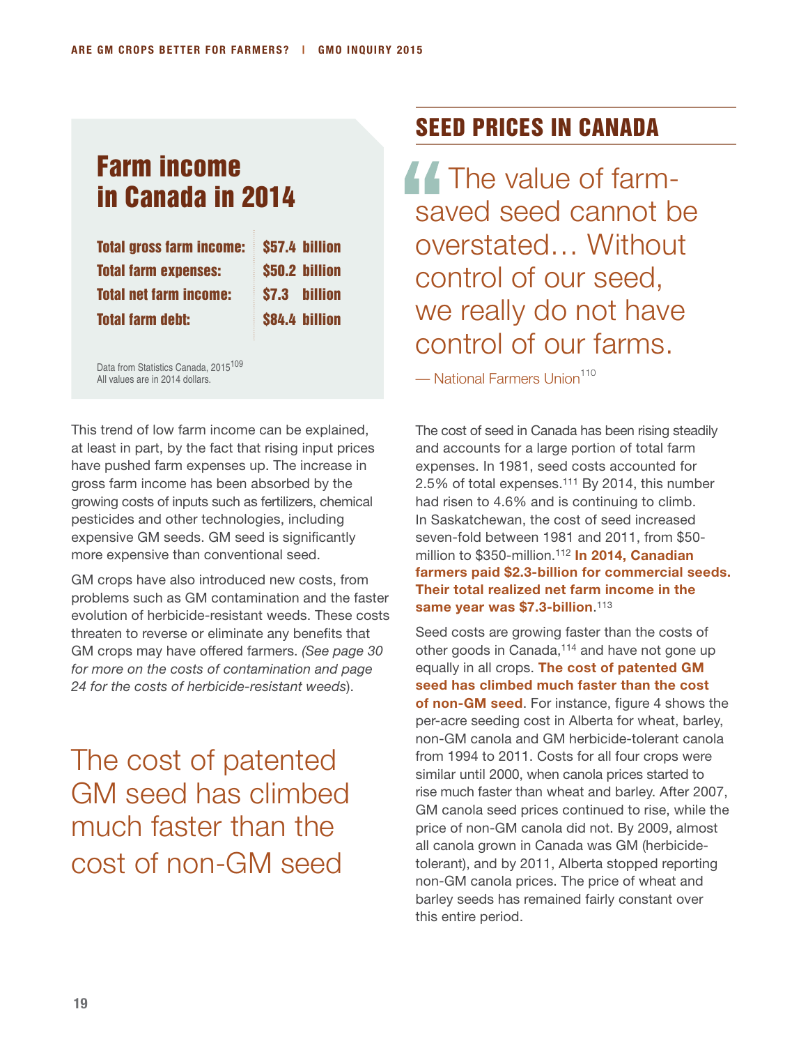## Farm income in Canada in 2014

| | |
|---|---|
| **Total gross farm income:** | **$57.4 billion** |
| **Total farm expenses:** | **$50.2 billion** |
| **Total net farm income:** | **$7.3 billion** |
| **Total farm debt:** | **$84.4 billion** |

Data from Statistics Canada, 2015[109]
All values are in 2014 dollars.

This trend of low farm income can be explained, at least in part, by the fact that rising input prices have pushed farm expenses up. The increase in gross farm income has been absorbed by the growing costs of inputs such as fertilizers, chemical pesticides and other technologies, including expensive GM seeds. GM seed is significantly more expensive than conventional seed.

GM crops have also introduced new costs, from problems such as GM contamination and the faster evolution of herbicide-resistant weeds. These costs threaten to reverse or eliminate any benefits that GM crops may have offered farmers. *(See page 30 for more on the costs of contamination and page 24 for the costs of herbicide-resistant weeds*).

> The cost of patented GM seed has climbed much faster than the cost of non-GM seed

## SEED PRICES IN CANADA

> "The value of farm-saved seed cannot be overstated… Without control of our seed, we really do not have control of our farms.
>
> — National Farmers Union[110]

The cost of seed in Canada has been rising steadily and accounts for a large portion of total farm expenses. In 1981, seed costs accounted for 2.5% of total expenses.[111] By 2014, this number had risen to 4.6% and is continuing to climb. In Saskatchewan, the cost of seed increased seven-fold between 1981 and 2011, from $50-million to $350-million.[112] **In 2014, Canadian farmers paid $2.3-billion for commercial seeds. Their total realized net farm income in the same year was $7.3-billion**.[113]

Seed costs are growing faster than the costs of other goods in Canada,[114] and have not gone up equally in all crops. **The cost of patented GM seed has climbed much faster than the cost of non-GM seed**. For instance, figure 4 shows the per-acre seeding cost in Alberta for wheat, barley, non-GM canola and GM herbicide-tolerant canola from 1994 to 2011. Costs for all four crops were similar until 2000, when canola prices started to rise much faster than wheat and barley. After 2007, GM canola seed prices continued to rise, while the price of non-GM canola did not. By 2009, almost all canola grown in Canada was GM (herbicide-tolerant), and by 2011, Alberta stopped reporting non-GM canola prices. The price of wheat and barley seeds has remained fairly constant over this entire period.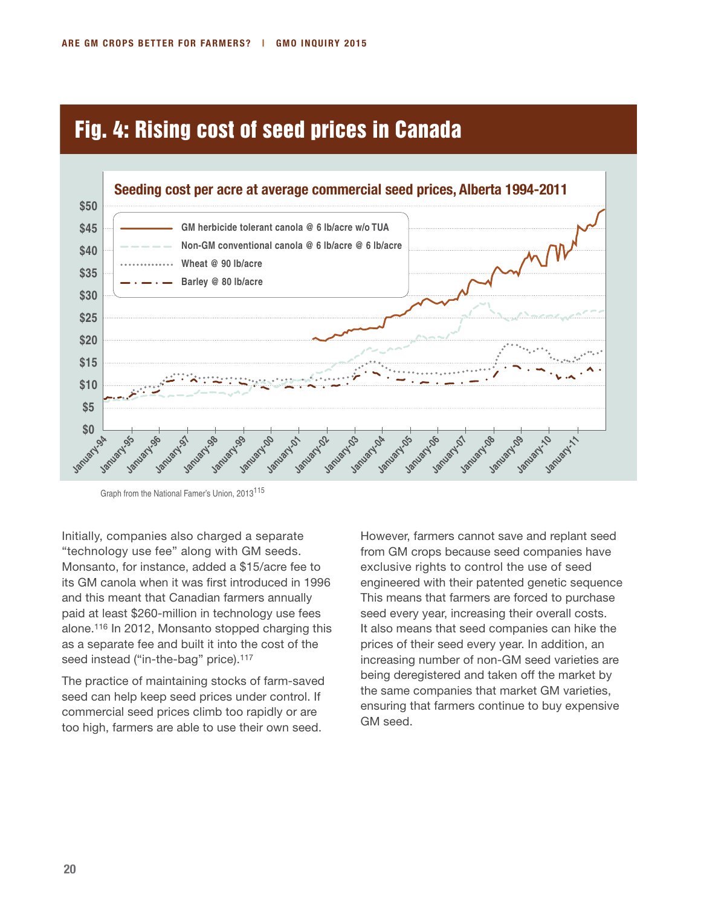## Fig. 4: Rising cost of seed prices in Canada

**Seeding cost per acre at average commercial seed prices, Alberta 1994-2011**

- GM herbicide tolerant canola @ 6 lb/acre w/o TUA
- Non-GM conventional canola @ 6 lb/acre @ 6 lb/acre
- Wheat @ 90 lb/acre
- Barley @ 80 lb/acre

Graph from the National Famer's Union, 2013[115]

Initially, companies also charged a separate "technology use fee" along with GM seeds. Monsanto, for instance, added a $15/acre fee to its GM canola when it was first introduced in 1996 and this meant that Canadian farmers annually paid at least $260-million in technology use fees alone.[116] In 2012, Monsanto stopped charging this as a separate fee and built it into the cost of the seed instead ("in-the-bag" price).[117]

The practice of maintaining stocks of farm-saved seed can help keep seed prices under control. If commercial seed prices climb too rapidly or are too high, farmers are able to use their own seed.

However, farmers cannot save and replant seed from GM crops because seed companies have exclusive rights to control the use of seed engineered with their patented genetic sequence This means that farmers are forced to purchase seed every year, increasing their overall costs. It also means that seed companies can hike the prices of their seed every year. In addition, an increasing number of non-GM seed varieties are being deregistered and taken off the market by the same companies that market GM varieties, ensuring that farmers continue to buy expensive GM seed.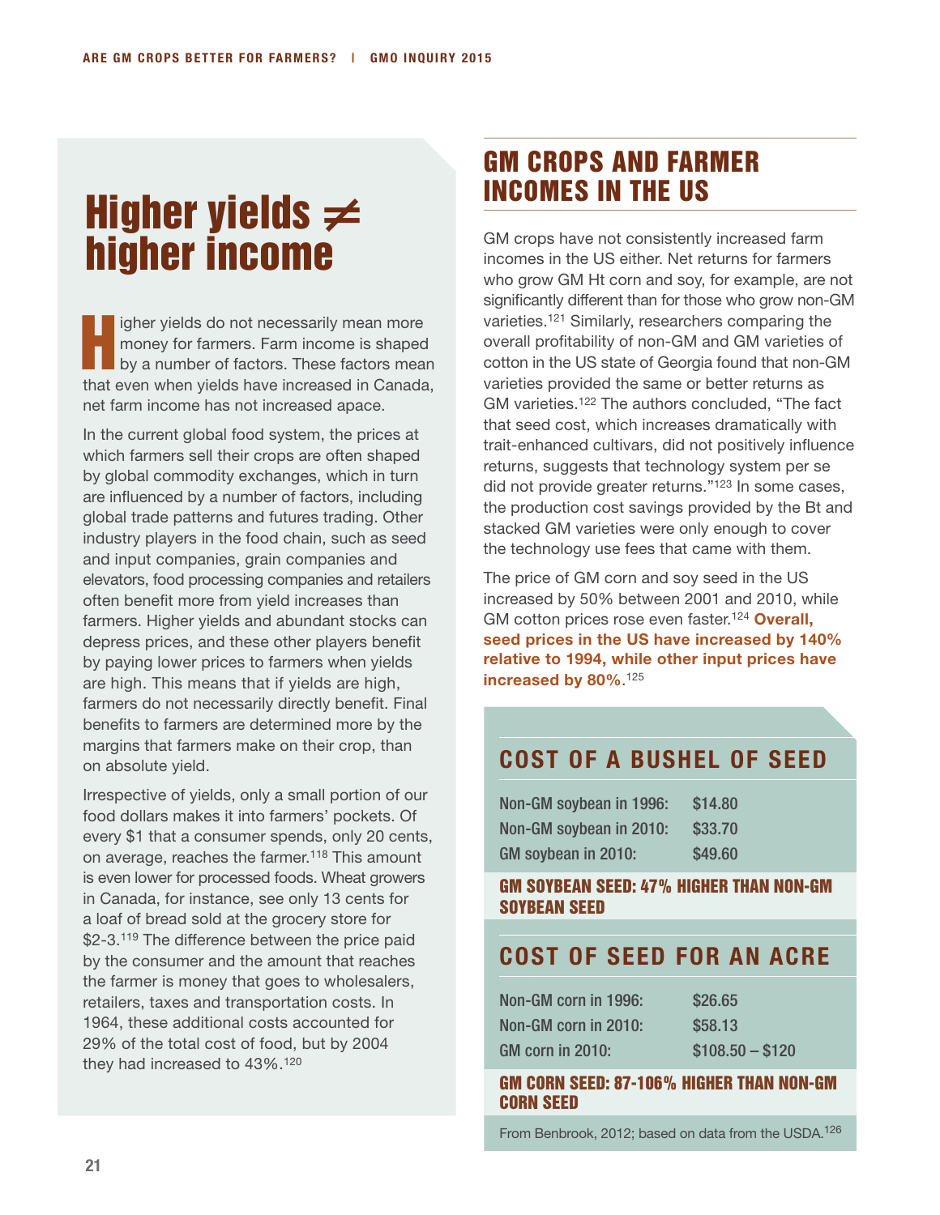# Higher yields ≠ higher income

Higher yields do not necessarily mean more money for farmers. Farm income is shaped by a number of factors. These factors mean that even when yields have increased in Canada, net farm income has not increased apace.

In the current global food system, the prices at which farmers sell their crops are often shaped by global commodity exchanges, which in turn are influenced by a number of factors, including global trade patterns and futures trading. Other industry players in the food chain, such as seed and input companies, grain companies and elevators, food processing companies and retailers often benefit more from yield increases than farmers. Higher yields and abundant stocks can depress prices, and these other players benefit by paying lower prices to farmers when yields are high. This means that if yields are high, farmers do not necessarily directly benefit. Final benefits to farmers are determined more by the margins that farmers make on their crop, than on absolute yield.

Irrespective of yields, only a small portion of our food dollars makes it into farmers' pockets. Of every $1 that a consumer spends, only 20 cents, on average, reaches the farmer.[118] This amount is even lower for processed foods. Wheat growers in Canada, for instance, see only 13 cents for a loaf of bread sold at the grocery store for $2-3.[119] The difference between the price paid by the consumer and the amount that reaches the farmer is money that goes to wholesalers, retailers, taxes and transportation costs. In 1964, these additional costs accounted for 29% of the total cost of food, but by 2004 they had increased to 43%.[120]

## GM CROPS AND FARMER INCOMES IN THE US

GM crops have not consistently increased farm incomes in the US either. Net returns for farmers who grow GM Ht corn and soy, for example, are not significantly different than for those who grow non-GM varieties.[121] Similarly, researchers comparing the overall profitability of non-GM and GM varieties of cotton in the US state of Georgia found that non-GM varieties provided the same or better returns as GM varieties.[122] The authors concluded, "The fact that seed cost, which increases dramatically with trait-enhanced cultivars, did not positively influence returns, suggests that technology system per se did not provide greater returns."[123] In some cases, the production cost savings provided by the Bt and stacked GM varieties were only enough to cover the technology use fees that came with them.

The price of GM corn and soy seed in the US increased by 50% between 2001 and 2010, while GM cotton prices rose even faster.[124] **Overall, seed prices in the US have increased by 140% relative to 1994, while other input prices have increased by 80%**.[125]

### COST OF A BUSHEL OF SEED

| | |
|---|---|
| Non-GM soybean in 1996: | $14.80 |
| Non-GM soybean in 2010: | $33.70 |
| GM soybean in 2010: | $49.60 |

**GM SOYBEAN SEED: 47% HIGHER THAN NON-GM SOYBEAN SEED**

### COST OF SEED FOR AN ACRE

| | |
|---|---|
| Non-GM corn in 1996: | $26.65 |
| Non-GM corn in 2010: | $58.13 |
| GM corn in 2010: | $108.50 – $120 |

**GM CORN SEED: 87-106% HIGHER THAN NON-GM CORN SEED**

From Benbrook, 2012; based on data from the USDA.[126]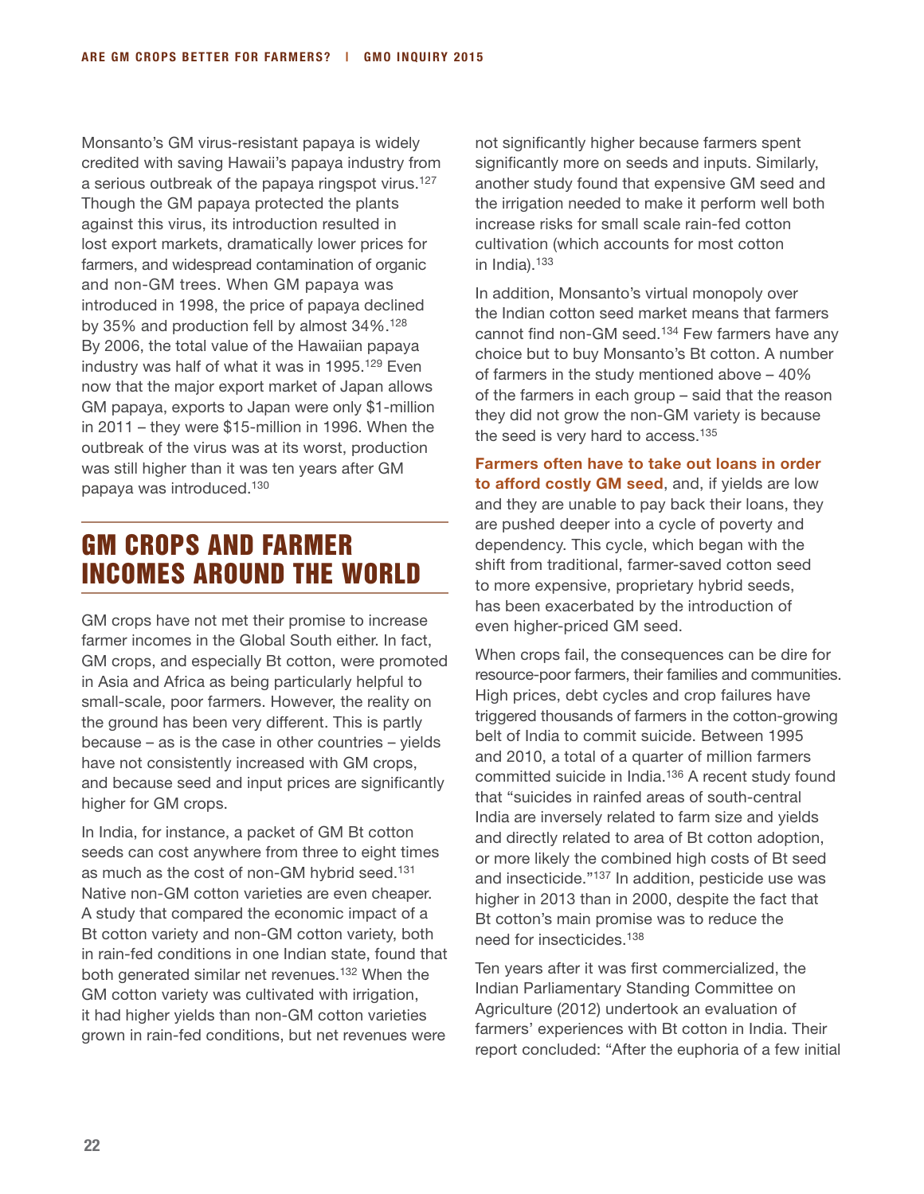Monsanto's GM virus-resistant papaya is widely credited with saving Hawaii's papaya industry from a serious outbreak of the papaya ringspot virus.[127] Though the GM papaya protected the plants against this virus, its introduction resulted in lost export markets, dramatically lower prices for farmers, and widespread contamination of organic and non-GM trees. When GM papaya was introduced in 1998, the price of papaya declined by 35% and production fell by almost 34%.[128] By 2006, the total value of the Hawaiian papaya industry was half of what it was in 1995.[129] Even now that the major export market of Japan allows GM papaya, exports to Japan were only $1-million in 2011 – they were $15-million in 1996. When the outbreak of the virus was at its worst, production was still higher than it was ten years after GM papaya was introduced.[130]

## GM CROPS AND FARMER INCOMES AROUND THE WORLD

GM crops have not met their promise to increase farmer incomes in the Global South either. In fact, GM crops, and especially Bt cotton, were promoted in Asia and Africa as being particularly helpful to small-scale, poor farmers. However, the reality on the ground has been very different. This is partly because – as is the case in other countries – yields have not consistently increased with GM crops, and because seed and input prices are significantly higher for GM crops.

In India, for instance, a packet of GM Bt cotton seeds can cost anywhere from three to eight times as much as the cost of non-GM hybrid seed.[131] Native non-GM cotton varieties are even cheaper. A study that compared the economic impact of a Bt cotton variety and non-GM cotton variety, both in rain-fed conditions in one Indian state, found that both generated similar net revenues.[132] When the GM cotton variety was cultivated with irrigation, it had higher yields than non-GM cotton varieties grown in rain-fed conditions, but net revenues were not significantly higher because farmers spent significantly more on seeds and inputs. Similarly, another study found that expensive GM seed and the irrigation needed to make it perform well both increase risks for small scale rain-fed cotton cultivation (which accounts for most cotton in India).[133]

In addition, Monsanto's virtual monopoly over the Indian cotton seed market means that farmers cannot find non-GM seed.[134] Few farmers have any choice but to buy Monsanto's Bt cotton. A number of farmers in the study mentioned above – 40% of the farmers in each group – said that the reason they did not grow the non-GM variety is because the seed is very hard to access.[135]

**Farmers often have to take out loans in order to afford costly GM seed**, and, if yields are low and they are unable to pay back their loans, they are pushed deeper into a cycle of poverty and dependency. This cycle, which began with the shift from traditional, farmer-saved cotton seed to more expensive, proprietary hybrid seeds, has been exacerbated by the introduction of even higher-priced GM seed.

When crops fail, the consequences can be dire for resource-poor farmers, their families and communities. High prices, debt cycles and crop failures have triggered thousands of farmers in the cotton-growing belt of India to commit suicide. Between 1995 and 2010, a total of a quarter of million farmers committed suicide in India.[136] A recent study found that "suicides in rainfed areas of south-central India are inversely related to farm size and yields and directly related to area of Bt cotton adoption, or more likely the combined high costs of Bt seed and insecticide."[137] In addition, pesticide use was higher in 2013 than in 2000, despite the fact that Bt cotton's main promise was to reduce the need for insecticides.[138]

Ten years after it was first commercialized, the Indian Parliamentary Standing Committee on Agriculture (2012) undertook an evaluation of farmers' experiences with Bt cotton in India. Their report concluded: "After the euphoria of a few initial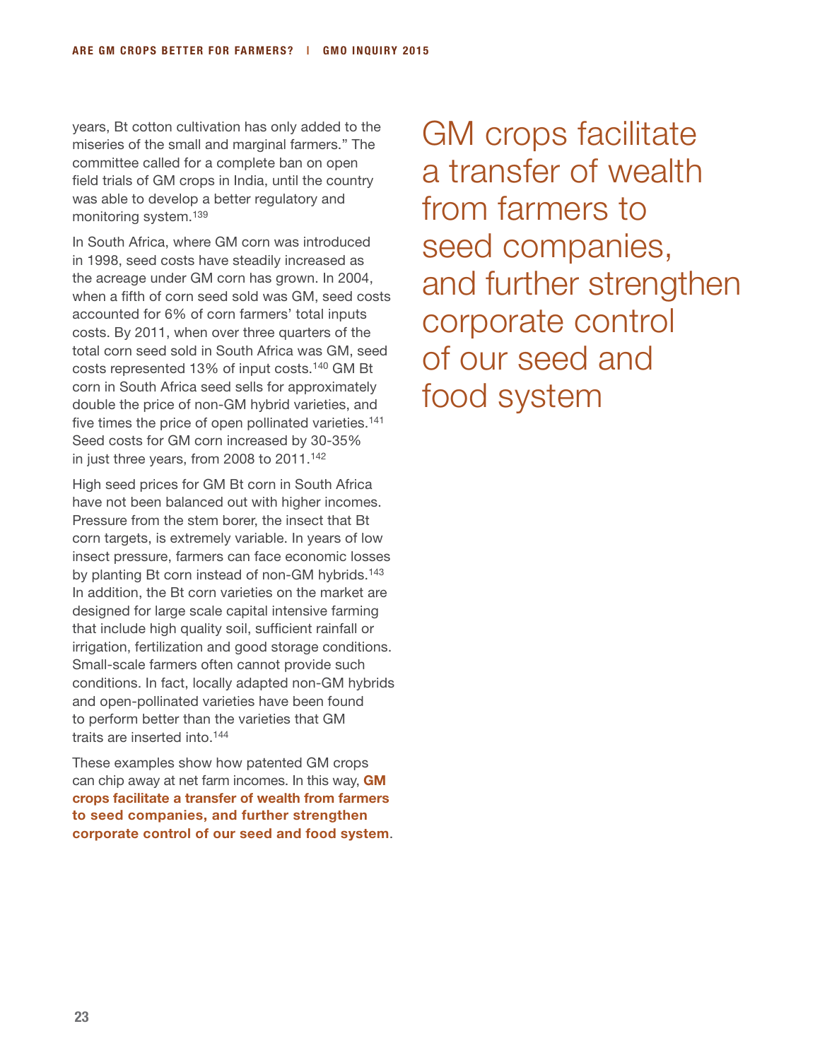years, Bt cotton cultivation has only added to the miseries of the small and marginal farmers." The committee called for a complete ban on open field trials of GM crops in India, until the country was able to develop a better regulatory and monitoring system.[139]

In South Africa, where GM corn was introduced in 1998, seed costs have steadily increased as the acreage under GM corn has grown. In 2004, when a fifth of corn seed sold was GM, seed costs accounted for 6% of corn farmers' total inputs costs. By 2011, when over three quarters of the total corn seed sold in South Africa was GM, seed costs represented 13% of input costs.[140] GM Bt corn in South Africa seed sells for approximately double the price of non-GM hybrid varieties, and five times the price of open pollinated varieties.[141] Seed costs for GM corn increased by 30-35% in just three years, from 2008 to 2011.[142]

High seed prices for GM Bt corn in South Africa have not been balanced out with higher incomes. Pressure from the stem borer, the insect that Bt corn targets, is extremely variable. In years of low insect pressure, farmers can face economic losses by planting Bt corn instead of non-GM hybrids.[143] In addition, the Bt corn varieties on the market are designed for large scale capital intensive farming that include high quality soil, sufficient rainfall or irrigation, fertilization and good storage conditions. Small-scale farmers often cannot provide such conditions. In fact, locally adapted non-GM hybrids and open-pollinated varieties have been found to perform better than the varieties that GM traits are inserted into.[144]

These examples show how patented GM crops can chip away at net farm incomes. In this way, **GM crops facilitate a transfer of wealth from farmers to seed companies, and further strengthen corporate control of our seed and food system**.

> GM crops facilitate a transfer of wealth from farmers to seed companies, and further strengthen corporate control of our seed and food system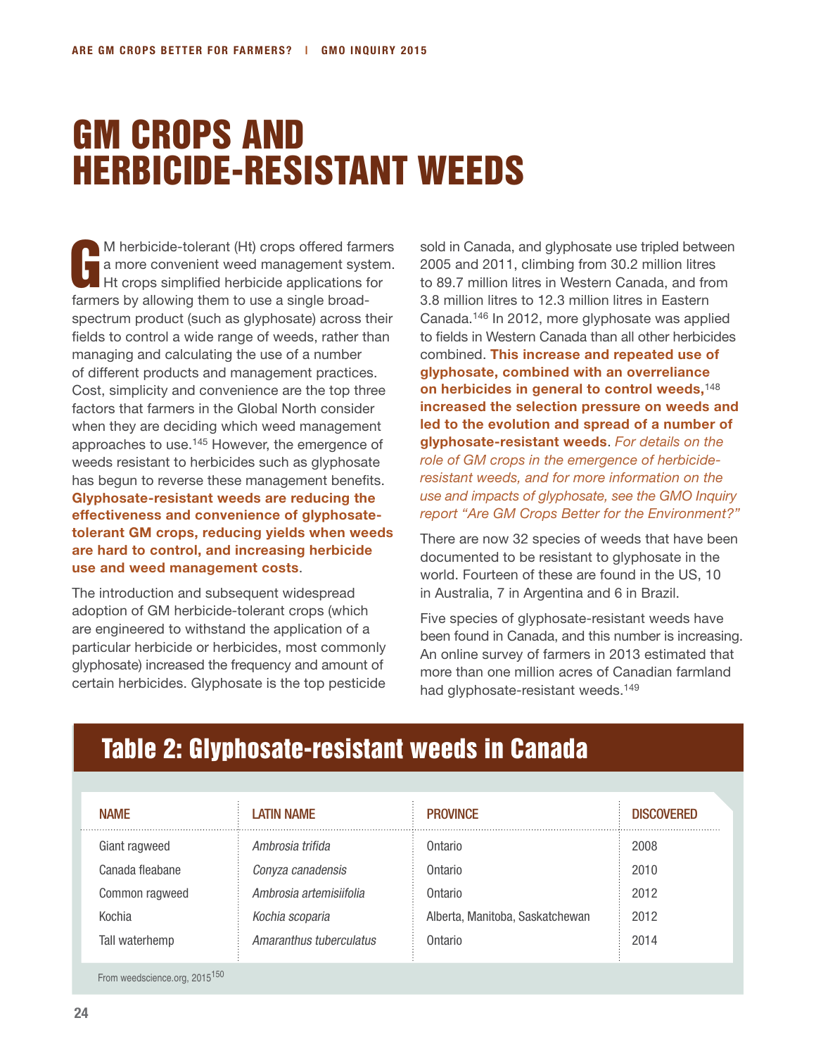# GM CROPS AND HERBICIDE-RESISTANT WEEDS

GM herbicide-tolerant (Ht) crops offered farmers a more convenient weed management system. Ht crops simplified herbicide applications for farmers by allowing them to use a single broad-spectrum product (such as glyphosate) across their fields to control a wide range of weeds, rather than managing and calculating the use of a number of different products and management practices. Cost, simplicity and convenience are the top three factors that farmers in the Global North consider when they are deciding which weed management approaches to use.[145] However, the emergence of weeds resistant to herbicides such as glyphosate has begun to reverse these management benefits. **Glyphosate-resistant weeds are reducing the effectiveness and convenience of glyphosate-tolerant GM crops, reducing yields when weeds are hard to control, and increasing herbicide use and weed management costs**.

The introduction and subsequent widespread adoption of GM herbicide-tolerant crops (which are engineered to withstand the application of a particular herbicide or herbicides, most commonly glyphosate) increased the frequency and amount of certain herbicides. Glyphosate is the top pesticide sold in Canada, and glyphosate use tripled between 2005 and 2011, climbing from 30.2 million litres to 89.7 million litres in Western Canada, and from 3.8 million litres to 12.3 million litres in Eastern Canada.[146] In 2012, more glyphosate was applied to fields in Western Canada than all other herbicides combined. **This increase and repeated use of glyphosate, combined with an overreliance on herbicides in general to control weeds,**[148] **increased the selection pressure on weeds and led to the evolution and spread of a number of glyphosate-resistant weeds**. *For details on the role of GM crops in the emergence of herbicide-resistant weeds, and for more information on the use and impacts of glyphosate, see the GMO Inquiry report "Are GM Crops Better for the Environment?"*

There are now 32 species of weeds that have been documented to be resistant to glyphosate in the world. Fourteen of these are found in the US, 10 in Australia, 7 in Argentina and 6 in Brazil.

Five species of glyphosate-resistant weeds have been found in Canada, and this number is increasing. An online survey of farmers in 2013 estimated that more than one million acres of Canadian farmland had glyphosate-resistant weeds.[149]

## Table 2: Glyphosate-resistant weeds in Canada

| NAME | LATIN NAME | PROVINCE | DISCOVERED |
|---|---|---|---|
| Giant ragweed | *Ambrosia trifida* | Ontario | 2008 |
| Canada fleabane | *Conyza canadensis* | Ontario | 2010 |
| Common ragweed | *Ambrosia artemisiifolia* | Ontario | 2012 |
| Kochia | *Kochia scoparia* | Alberta, Manitoba, Saskatchewan | 2012 |
| Tall waterhemp | *Amaranthus tuberculatus* | Ontario | 2014 |

From weedscience.org, 2015[150]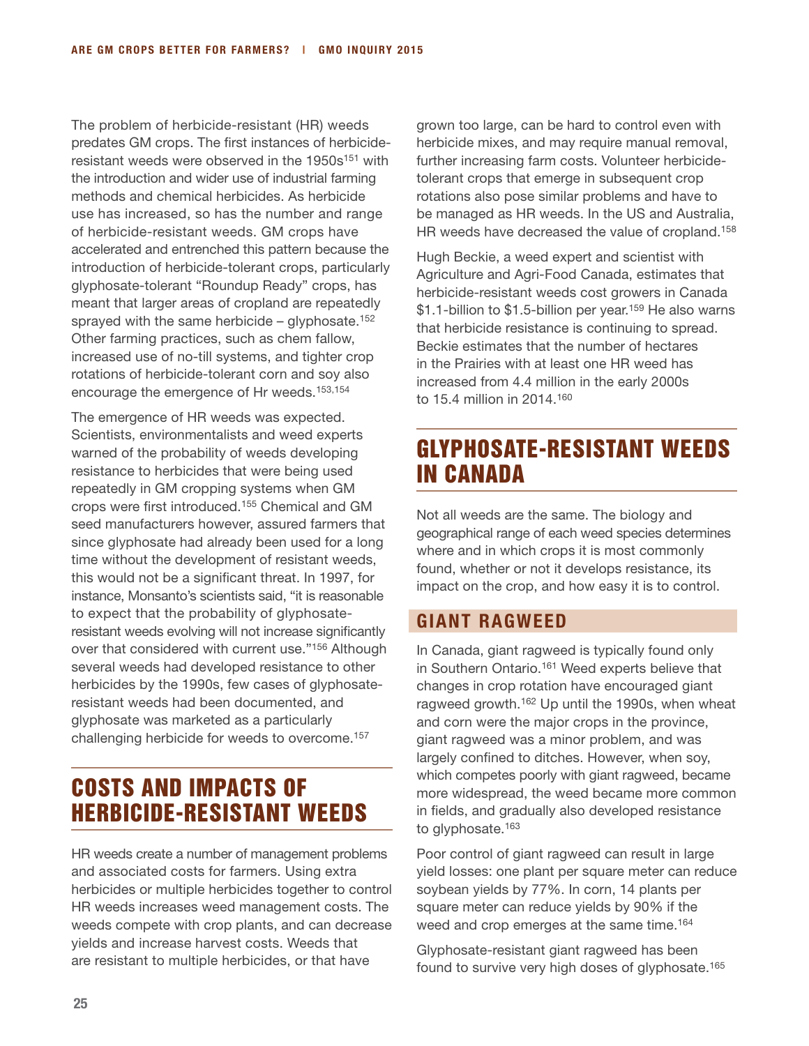The problem of herbicide-resistant (HR) weeds predates GM crops. The first instances of herbicide-resistant weeds were observed in the 1950s[151] with the introduction and wider use of industrial farming methods and chemical herbicides. As herbicide use has increased, so has the number and range of herbicide-resistant weeds. GM crops have accelerated and entrenched this pattern because the introduction of herbicide-tolerant crops, particularly glyphosate-tolerant "Roundup Ready" crops, has meant that larger areas of cropland are repeatedly sprayed with the same herbicide – glyphosate.[152] Other farming practices, such as chem fallow, increased use of no-till systems, and tighter crop rotations of herbicide-tolerant corn and soy also encourage the emergence of Hr weeds.[153,154]

The emergence of HR weeds was expected. Scientists, environmentalists and weed experts warned of the probability of weeds developing resistance to herbicides that were being used repeatedly in GM cropping systems when GM crops were first introduced.[155] Chemical and GM seed manufacturers however, assured farmers that since glyphosate had already been used for a long time without the development of resistant weeds, this would not be a significant threat. In 1997, for instance, Monsanto's scientists said, "it is reasonable to expect that the probability of glyphosate-resistant weeds evolving will not increase significantly over that considered with current use."[156] Although several weeds had developed resistance to other herbicides by the 1990s, few cases of glyphosate-resistant weeds had been documented, and glyphosate was marketed as a particularly challenging herbicide for weeds to overcome.[157]

## COSTS AND IMPACTS OF HERBICIDE-RESISTANT WEEDS

HR weeds create a number of management problems and associated costs for farmers. Using extra herbicides or multiple herbicides together to control HR weeds increases weed management costs. The weeds compete with crop plants, and can decrease yields and increase harvest costs. Weeds that are resistant to multiple herbicides, or that have grown too large, can be hard to control even with herbicide mixes, and may require manual removal, further increasing farm costs. Volunteer herbicide-tolerant crops that emerge in subsequent crop rotations also pose similar problems and have to be managed as HR weeds. In the US and Australia, HR weeds have decreased the value of cropland.[158]

Hugh Beckie, a weed expert and scientist with Agriculture and Agri-Food Canada, estimates that herbicide-resistant weeds cost growers in Canada \$1.1-billion to \$1.5-billion per year.[159] He also warns that herbicide resistance is continuing to spread. Beckie estimates that the number of hectares in the Prairies with at least one HR weed has increased from 4.4 million in the early 2000s to 15.4 million in 2014.[160]

## GLYPHOSATE-RESISTANT WEEDS IN CANADA

Not all weeds are the same. The biology and geographical range of each weed species determines where and in which crops it is most commonly found, whether or not it develops resistance, its impact on the crop, and how easy it is to control.

### GIANT RAGWEED

In Canada, giant ragweed is typically found only in Southern Ontario.[161] Weed experts believe that changes in crop rotation have encouraged giant ragweed growth.[162] Up until the 1990s, when wheat and corn were the major crops in the province, giant ragweed was a minor problem, and was largely confined to ditches. However, when soy, which competes poorly with giant ragweed, became more widespread, the weed became more common in fields, and gradually also developed resistance to glyphosate.[163]

Poor control of giant ragweed can result in large yield losses: one plant per square meter can reduce soybean yields by 77%. In corn, 14 plants per square meter can reduce yields by 90% if the weed and crop emerges at the same time.[164]

Glyphosate-resistant giant ragweed has been found to survive very high doses of glyphosate.[165]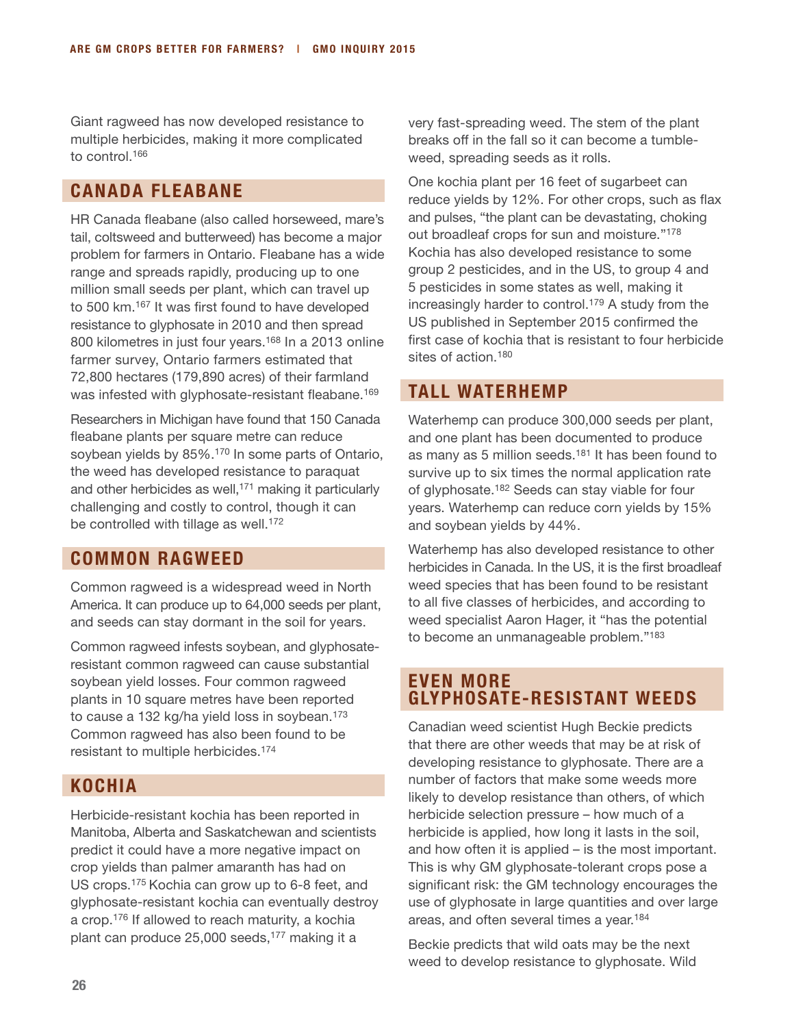Giant ragweed has now developed resistance to multiple herbicides, making it more complicated to control.[166]

## CANADA FLEABANE

HR Canada fleabane (also called horseweed, mare's tail, coltsweed and butterweed) has become a major problem for farmers in Ontario. Fleabane has a wide range and spreads rapidly, producing up to one million small seeds per plant, which can travel up to 500 km.[167] It was first found to have developed resistance to glyphosate in 2010 and then spread 800 kilometres in just four years.[168] In a 2013 online farmer survey, Ontario farmers estimated that 72,800 hectares (179,890 acres) of their farmland was infested with glyphosate-resistant fleabane.[169]

Researchers in Michigan have found that 150 Canada fleabane plants per square metre can reduce soybean yields by 85%.[170] In some parts of Ontario, the weed has developed resistance to paraquat and other herbicides as well,[171] making it particularly challenging and costly to control, though it can be controlled with tillage as well.[172]

## COMMON RAGWEED

Common ragweed is a widespread weed in North America. It can produce up to 64,000 seeds per plant, and seeds can stay dormant in the soil for years.

Common ragweed infests soybean, and glyphosate-resistant common ragweed can cause substantial soybean yield losses. Four common ragweed plants in 10 square metres have been reported to cause a 132 kg/ha yield loss in soybean.[173] Common ragweed has also been found to be resistant to multiple herbicides.[174]

## KOCHIA

Herbicide-resistant kochia has been reported in Manitoba, Alberta and Saskatchewan and scientists predict it could have a more negative impact on crop yields than palmer amaranth has had on US crops.[175] Kochia can grow up to 6-8 feet, and glyphosate-resistant kochia can eventually destroy a crop.[176] If allowed to reach maturity, a kochia plant can produce 25,000 seeds,[177] making it a very fast-spreading weed. The stem of the plant breaks off in the fall so it can become a tumble-weed, spreading seeds as it rolls.

One kochia plant per 16 feet of sugarbeet can reduce yields by 12%. For other crops, such as flax and pulses, "the plant can be devastating, choking out broadleaf crops for sun and moisture."[178] Kochia has also developed resistance to some group 2 pesticides, and in the US, to group 4 and 5 pesticides in some states as well, making it increasingly harder to control.[179] A study from the US published in September 2015 confirmed the first case of kochia that is resistant to four herbicide sites of action.[180]

## TALL WATERHEMP

Waterhemp can produce 300,000 seeds per plant, and one plant has been documented to produce as many as 5 million seeds.[181] It has been found to survive up to six times the normal application rate of glyphosate.[182] Seeds can stay viable for four years. Waterhemp can reduce corn yields by 15% and soybean yields by 44%.

Waterhemp has also developed resistance to other herbicides in Canada. In the US, it is the first broadleaf weed species that has been found to be resistant to all five classes of herbicides, and according to weed specialist Aaron Hager, it "has the potential to become an unmanageable problem."[183]

## EVEN MORE GLYPHOSATE-RESISTANT WEEDS

Canadian weed scientist Hugh Beckie predicts that there are other weeds that may be at risk of developing resistance to glyphosate. There are a number of factors that make some weeds more likely to develop resistance than others, of which herbicide selection pressure – how much of a herbicide is applied, how long it lasts in the soil, and how often it is applied – is the most important. This is why GM glyphosate-tolerant crops pose a significant risk: the GM technology encourages the use of glyphosate in large quantities and over large areas, and often several times a year.[184]

Beckie predicts that wild oats may be the next weed to develop resistance to glyphosate. Wild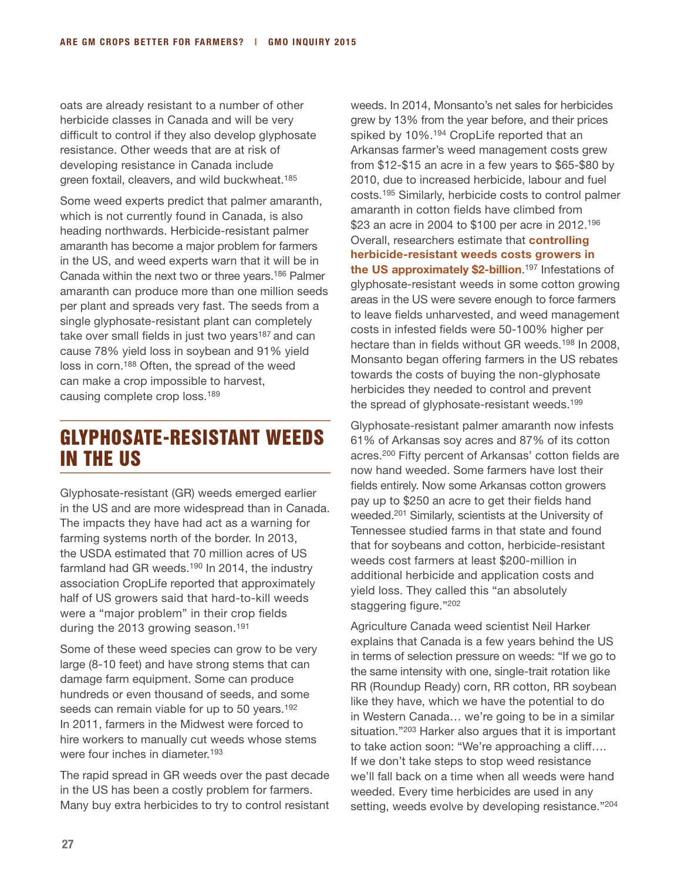oats are already resistant to a number of other herbicide classes in Canada and will be very difficult to control if they also develop glyphosate resistance. Other weeds that are at risk of developing resistance in Canada include green foxtail, cleavers, and wild buckwheat.[185]

Some weed experts predict that palmer amaranth, which is not currently found in Canada, is also heading northwards. Herbicide-resistant palmer amaranth has become a major problem for farmers in the US, and weed experts warn that it will be in Canada within the next two or three years.[186] Palmer amaranth can produce more than one million seeds per plant and spreads very fast. The seeds from a single glyphosate-resistant plant can completely take over small fields in just two years[187] and can cause 78% yield loss in soybean and 91% yield loss in corn.[188] Often, the spread of the weed can make a crop impossible to harvest, causing complete crop loss.[189]

## GLYPHOSATE-RESISTANT WEEDS IN THE US

Glyphosate-resistant (GR) weeds emerged earlier in the US and are more widespread than in Canada. The impacts they have had act as a warning for farming systems north of the border. In 2013, the USDA estimated that 70 million acres of US farmland had GR weeds.[190] In 2014, the industry association CropLife reported that approximately half of US growers said that hard-to-kill weeds were a "major problem" in their crop fields during the 2013 growing season.[191]

Some of these weed species can grow to be very large (8-10 feet) and have strong stems that can damage farm equipment. Some can produce hundreds or even thousand of seeds, and some seeds can remain viable for up to 50 years.[192] In 2011, farmers in the Midwest were forced to hire workers to manually cut weeds whose stems were four inches in diameter.[193]

The rapid spread in GR weeds over the past decade in the US has been a costly problem for farmers. Many buy extra herbicides to try to control resistant weeds. In 2014, Monsanto's net sales for herbicides grew by 13% from the year before, and their prices spiked by 10%.[194] CropLife reported that an Arkansas farmer's weed management costs grew from $12-$15 an acre in a few years to $65-$80 by 2010, due to increased herbicide, labour and fuel costs.[195] Similarly, herbicide costs to control palmer amaranth in cotton fields have climbed from $23 an acre in 2004 to $100 per acre in 2012.[196] Overall, researchers estimate that **controlling herbicide-resistant weeds costs growers in the US approximately $2-billion**.[197] Infestations of glyphosate-resistant weeds in some cotton growing areas in the US were severe enough to force farmers to leave fields unharvested, and weed management costs in infested fields were 50-100% higher per hectare than in fields without GR weeds.[198] In 2008, Monsanto began offering farmers in the US rebates towards the costs of buying the non-glyphosate herbicides they needed to control and prevent the spread of glyphosate-resistant weeds.[199]

Glyphosate-resistant palmer amaranth now infests 61% of Arkansas soy acres and 87% of its cotton acres.[200] Fifty percent of Arkansas' cotton fields are now hand weeded. Some farmers have lost their fields entirely. Now some Arkansas cotton growers pay up to $250 an acre to get their fields hand weeded.[201] Similarly, scientists at the University of Tennessee studied farms in that state and found that for soybeans and cotton, herbicide-resistant weeds cost farmers at least $200-million in additional herbicide and application costs and yield loss. They called this "an absolutely staggering figure."[202]

Agriculture Canada weed scientist Neil Harker explains that Canada is a few years behind the US in terms of selection pressure on weeds: "If we go to the same intensity with one, single-trait rotation like RR (Roundup Ready) corn, RR cotton, RR soybean like they have, which we have the potential to do in Western Canada… we're going to be in a similar situation."[203] Harker also argues that it is important to take action soon: "We're approaching a cliff…. If we don't take steps to stop weed resistance we'll fall back on a time when all weeds were hand weeded. Every time herbicides are used in any setting, weeds evolve by developing resistance."[204]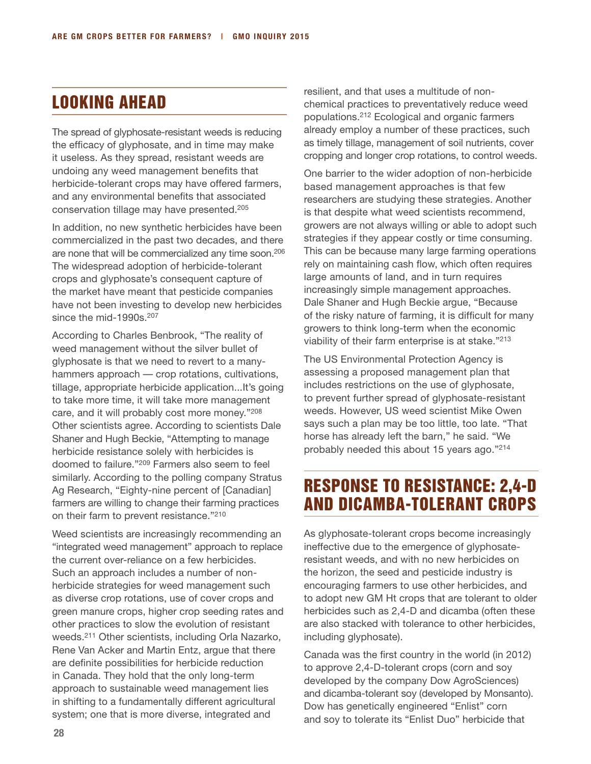## LOOKING AHEAD

The spread of glyphosate-resistant weeds is reducing the efficacy of glyphosate, and in time may make it useless. As they spread, resistant weeds are undoing any weed management benefits that herbicide-tolerant crops may have offered farmers, and any environmental benefits that associated conservation tillage may have presented.[205]

In addition, no new synthetic herbicides have been commercialized in the past two decades, and there are none that will be commercialized any time soon.[206] The widespread adoption of herbicide-tolerant crops and glyphosate's consequent capture of the market have meant that pesticide companies have not been investing to develop new herbicides since the mid-1990s.[207]

According to Charles Benbrook, "The reality of weed management without the silver bullet of glyphosate is that we need to revert to a many-hammers approach — crop rotations, cultivations, tillage, appropriate herbicide application...It's going to take more time, it will take more management care, and it will probably cost more money."[208] Other scientists agree. According to scientists Dale Shaner and Hugh Beckie, "Attempting to manage herbicide resistance solely with herbicides is doomed to failure."[209] Farmers also seem to feel similarly. According to the polling company Stratus Ag Research, "Eighty-nine percent of [Canadian] farmers are willing to change their farming practices on their farm to prevent resistance."[210]

Weed scientists are increasingly recommending an "integrated weed management" approach to replace the current over-reliance on a few herbicides. Such an approach includes a number of non-herbicide strategies for weed management such as diverse crop rotations, use of cover crops and green manure crops, higher crop seeding rates and other practices to slow the evolution of resistant weeds.[211] Other scientists, including Orla Nazarko, Rene Van Acker and Martin Entz, argue that there are definite possibilities for herbicide reduction in Canada. They hold that the only long-term approach to sustainable weed management lies in shifting to a fundamentally different agricultural system; one that is more diverse, integrated and resilient, and that uses a multitude of non-chemical practices to preventatively reduce weed populations.[212] Ecological and organic farmers already employ a number of these practices, such as timely tillage, management of soil nutrients, cover cropping and longer crop rotations, to control weeds.

One barrier to the wider adoption of non-herbicide based management approaches is that few researchers are studying these strategies. Another is that despite what weed scientists recommend, growers are not always willing or able to adopt such strategies if they appear costly or time consuming. This can be because many large farming operations rely on maintaining cash flow, which often requires large amounts of land, and in turn requires increasingly simple management approaches. Dale Shaner and Hugh Beckie argue, "Because of the risky nature of farming, it is difficult for many growers to think long-term when the economic viability of their farm enterprise is at stake."[213]

The US Environmental Protection Agency is assessing a proposed management plan that includes restrictions on the use of glyphosate, to prevent further spread of glyphosate-resistant weeds. However, US weed scientist Mike Owen says such a plan may be too little, too late. "That horse has already left the barn," he said. "We probably needed this about 15 years ago."[214]

## RESPONSE TO RESISTANCE: 2,4-D AND DICAMBA-TOLERANT CROPS

As glyphosate-tolerant crops become increasingly ineffective due to the emergence of glyphosate-resistant weeds, and with no new herbicides on the horizon, the seed and pesticide industry is encouraging farmers to use other herbicides, and to adopt new GM Ht crops that are tolerant to older herbicides such as 2,4-D and dicamba (often these are also stacked with tolerance to other herbicides, including glyphosate).

Canada was the first country in the world (in 2012) to approve 2,4-D-tolerant crops (corn and soy developed by the company Dow AgroSciences) and dicamba-tolerant soy (developed by Monsanto). Dow has genetically engineered "Enlist" corn and soy to tolerate its "Enlist Duo" herbicide that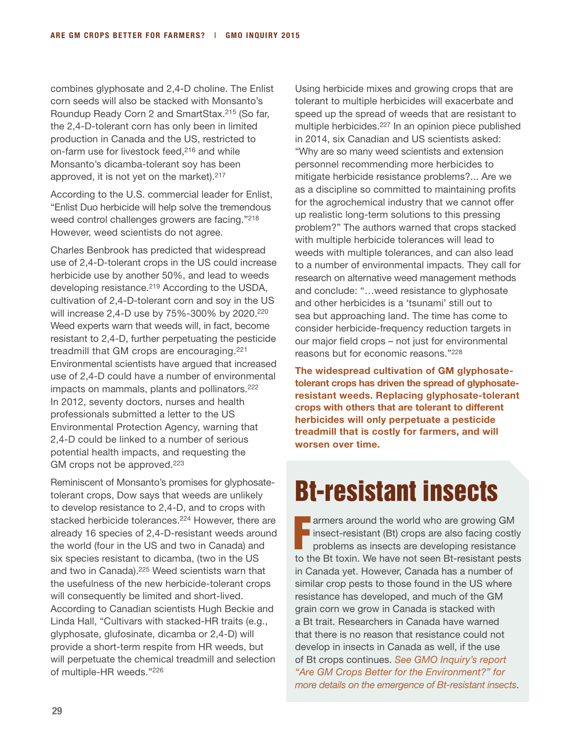combines glyphosate and 2,4-D choline. The Enlist corn seeds will also be stacked with Monsanto's Roundup Ready Corn 2 and SmartStax.[215] (So far, the 2,4-D-tolerant corn has only been in limited production in Canada and the US, restricted to on-farm use for livestock feed,[216] and while Monsanto's dicamba-tolerant soy has been approved, it is not yet on the market).[217]

According to the U.S. commercial leader for Enlist, "Enlist Duo herbicide will help solve the tremendous weed control challenges growers are facing."[218] However, weed scientists do not agree.

Charles Benbrook has predicted that widespread use of 2,4-D-tolerant crops in the US could increase herbicide use by another 50%, and lead to weeds developing resistance.[219] According to the USDA, cultivation of 2,4-D-tolerant corn and soy in the US will increase 2,4-D use by 75%-300% by 2020.[220] Weed experts warn that weeds will, in fact, become resistant to 2,4-D, further perpetuating the pesticide treadmill that GM crops are encouraging.[221] Environmental scientists have argued that increased use of 2,4-D could have a number of environmental impacts on mammals, plants and pollinators.[222] In 2012, seventy doctors, nurses and health professionals submitted a letter to the US Environmental Protection Agency, warning that 2,4-D could be linked to a number of serious potential health impacts, and requesting the GM crops not be approved.[223]

Reminiscent of Monsanto's promises for glyphosate-tolerant crops, Dow says that weeds are unlikely to develop resistance to 2,4-D, and to crops with stacked herbicide tolerances.[224] However, there are already 16 species of 2,4-D-resistant weeds around the world (four in the US and two in Canada) and six species resistant to dicamba, (two in the US and two in Canada).[225] Weed scientists warn that the usefulness of the new herbicide-tolerant crops will consequently be limited and short-lived. According to Canadian scientists Hugh Beckie and Linda Hall, "Cultivars with stacked-HR traits (e.g., glyphosate, glufosinate, dicamba or 2,4-D) will provide a short-term respite from HR weeds, but will perpetuate the chemical treadmill and selection of multiple-HR weeds."[226]

Using herbicide mixes and growing crops that are tolerant to multiple herbicides will exacerbate and speed up the spread of weeds that are resistant to multiple herbicides.[227] In an opinion piece published in 2014, six Canadian and US scientists asked: "Why are so many weed scientists and extension personnel recommending more herbicides to mitigate herbicide resistance problems?... Are we as a discipline so committed to maintaining profits for the agrochemical industry that we cannot offer up realistic long-term solutions to this pressing problem?" The authors warned that crops stacked with multiple herbicide tolerances will lead to weeds with multiple tolerances, and can also lead to a number of environmental impacts. They call for research on alternative weed management methods and conclude: "…weed resistance to glyphosate and other herbicides is a 'tsunami' still out to sea but approaching land. The time has come to consider herbicide-frequency reduction targets in our major field crops – not just for environmental reasons but for economic reasons."[228]

**The widespread cultivation of GM glyphosate-tolerant crops has driven the spread of glyphosate-resistant weeds. Replacing glyphosate-tolerant crops with others that are tolerant to different herbicides will only perpetuate a pesticide treadmill that is costly for farmers, and will worsen over time.**

## Bt-resistant insects

Farmers around the world who are growing GM insect-resistant (Bt) crops are also facing costly problems as insects are developing resistance to the Bt toxin. We have not seen Bt-resistant pests in Canada yet. However, Canada has a number of similar crop pests to those found in the US where resistance has developed, and much of the GM grain corn we grow in Canada is stacked with a Bt trait. Researchers in Canada have warned that there is no reason that resistance could not develop in insects in Canada as well, if the use of Bt crops continues. *See GMO Inquiry's report "Are GM Crops Better for the Environment?" for more details on the emergence of Bt-resistant insects*.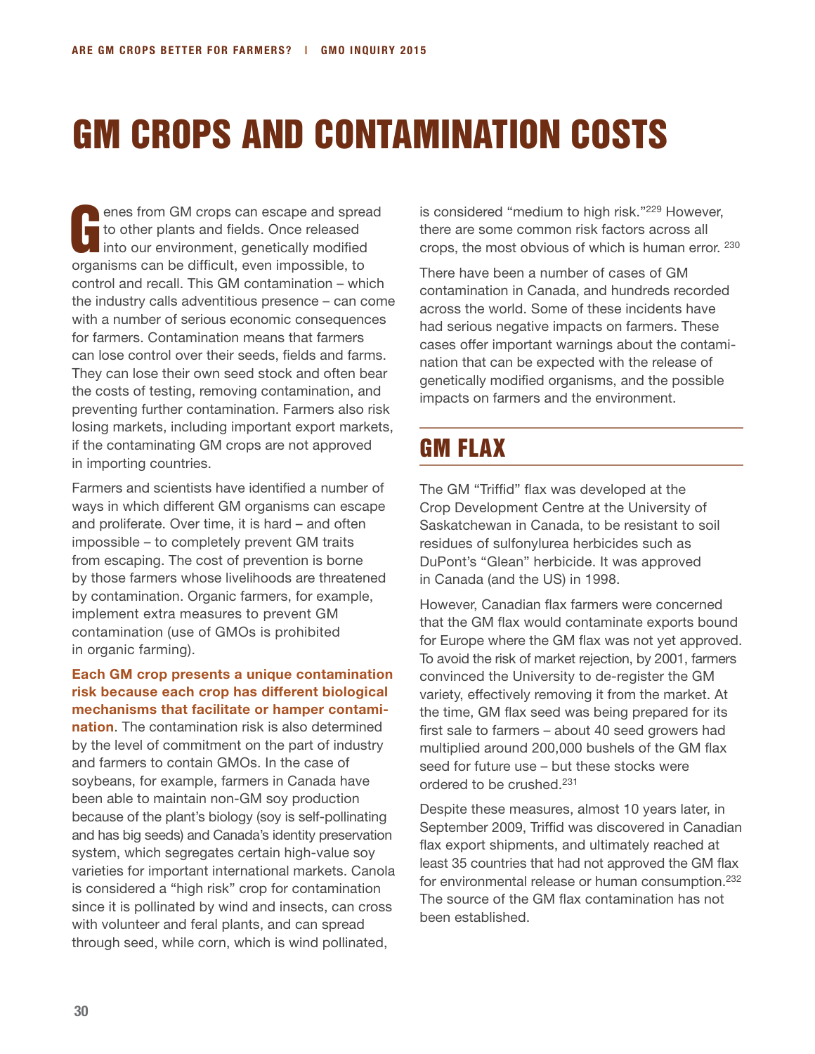# GM CROPS AND CONTAMINATION COSTS

Genes from GM crops can escape and spread to other plants and fields. Once released into our environment, genetically modified organisms can be difficult, even impossible, to control and recall. This GM contamination – which the industry calls adventitious presence – can come with a number of serious economic consequences for farmers. Contamination means that farmers can lose control over their seeds, fields and farms. They can lose their own seed stock and often bear the costs of testing, removing contamination, and preventing further contamination. Farmers also risk losing markets, including important export markets, if the contaminating GM crops are not approved in importing countries.

Farmers and scientists have identified a number of ways in which different GM organisms can escape and proliferate. Over time, it is hard – and often impossible – to completely prevent GM traits from escaping. The cost of prevention is borne by those farmers whose livelihoods are threatened by contamination. Organic farmers, for example, implement extra measures to prevent GM contamination (use of GMOs is prohibited in organic farming).

**Each GM crop presents a unique contamination risk because each crop has different biological mechanisms that facilitate or hamper contamination**. The contamination risk is also determined by the level of commitment on the part of industry and farmers to contain GMOs. In the case of soybeans, for example, farmers in Canada have been able to maintain non-GM soy production because of the plant's biology (soy is self-pollinating and has big seeds) and Canada's identity preservation system, which segregates certain high-value soy varieties for important international markets. Canola is considered a "high risk" crop for contamination since it is pollinated by wind and insects, can cross with volunteer and feral plants, and can spread through seed, while corn, which is wind pollinated, is considered "medium to high risk."[229] However, there are some common risk factors across all crops, the most obvious of which is human error.[230]

There have been a number of cases of GM contamination in Canada, and hundreds recorded across the world. Some of these incidents have had serious negative impacts on farmers. These cases offer important warnings about the contamination that can be expected with the release of genetically modified organisms, and the possible impacts on farmers and the environment.

## GM FLAX

The GM "Triffid" flax was developed at the Crop Development Centre at the University of Saskatchewan in Canada, to be resistant to soil residues of sulfonylurea herbicides such as DuPont's "Glean" herbicide. It was approved in Canada (and the US) in 1998.

However, Canadian flax farmers were concerned that the GM flax would contaminate exports bound for Europe where the GM flax was not yet approved. To avoid the risk of market rejection, by 2001, farmers convinced the University to de-register the GM variety, effectively removing it from the market. At the time, GM flax seed was being prepared for its first sale to farmers – about 40 seed growers had multiplied around 200,000 bushels of the GM flax seed for future use – but these stocks were ordered to be crushed.[231]

Despite these measures, almost 10 years later, in September 2009, Triffid was discovered in Canadian flax export shipments, and ultimately reached at least 35 countries that had not approved the GM flax for environmental release or human consumption.[232] The source of the GM flax contamination has not been established.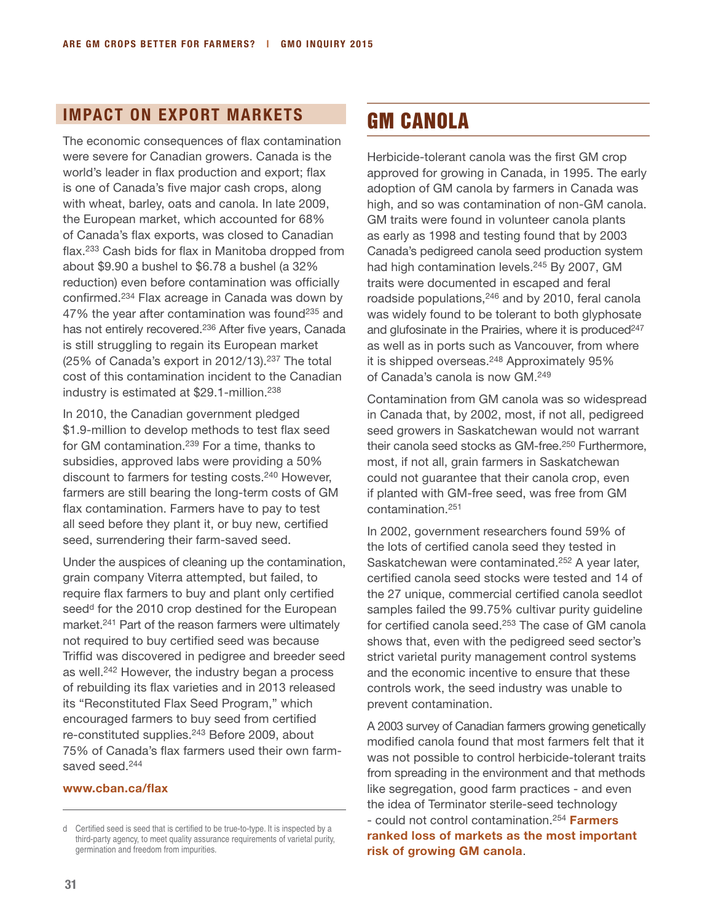## IMPACT ON EXPORT MARKETS

The economic consequences of flax contamination were severe for Canadian growers. Canada is the world's leader in flax production and export; flax is one of Canada's five major cash crops, along with wheat, barley, oats and canola. In late 2009, the European market, which accounted for 68% of Canada's flax exports, was closed to Canadian flax.[233] Cash bids for flax in Manitoba dropped from about $9.90 a bushel to $6.78 a bushel (a 32% reduction) even before contamination was officially confirmed.[234] Flax acreage in Canada was down by 47% the year after contamination was found[235] and has not entirely recovered.[236] After five years, Canada is still struggling to regain its European market (25% of Canada's export in 2012/13).[237] The total cost of this contamination incident to the Canadian industry is estimated at $29.1-million.[238]

In 2010, the Canadian government pledged $1.9-million to develop methods to test flax seed for GM contamination.[239] For a time, thanks to subsidies, approved labs were providing a 50% discount to farmers for testing costs.[240] However, farmers are still bearing the long-term costs of GM flax contamination. Farmers have to pay to test all seed before they plant it, or buy new, certified seed, surrendering their farm-saved seed.

Under the auspices of cleaning up the contamination, grain company Viterra attempted, but failed, to require flax farmers to buy and plant only certified seed[d] for the 2010 crop destined for the European market.[241] Part of the reason farmers were ultimately not required to buy certified seed was because Triffid was discovered in pedigree and breeder seed as well.[242] However, the industry began a process of rebuilding its flax varieties and in 2013 released its "Reconstituted Flax Seed Program," which encouraged farmers to buy seed from certified re-constituted supplies.[243] Before 2009, about 75% of Canada's flax farmers used their own farm-saved seed.[244]

**www.cban.ca/flax**

[d] Certified seed is seed that is certified to be true-to-type. It is inspected by a third-party agency, to meet quality assurance requirements of varietal purity, germination and freedom from impurities.

# GM CANOLA

Herbicide-tolerant canola was the first GM crop approved for growing in Canada, in 1995. The early adoption of GM canola by farmers in Canada was high, and so was contamination of non-GM canola. GM traits were found in volunteer canola plants as early as 1998 and testing found that by 2003 Canada's pedigreed canola seed production system had high contamination levels.[245] By 2007, GM traits were documented in escaped and feral roadside populations,[246] and by 2010, feral canola was widely found to be tolerant to both glyphosate and glufosinate in the Prairies, where it is produced[247] as well as in ports such as Vancouver, from where it is shipped overseas.[248] Approximately 95% of Canada's canola is now GM.[249]

Contamination from GM canola was so widespread in Canada that, by 2002, most, if not all, pedigreed seed growers in Saskatchewan would not warrant their canola seed stocks as GM-free.[250] Furthermore, most, if not all, grain farmers in Saskatchewan could not guarantee that their canola crop, even if planted with GM-free seed, was free from GM contamination.[251]

In 2002, government researchers found 59% of the lots of certified canola seed they tested in Saskatchewan were contaminated.[252] A year later, certified canola seed stocks were tested and 14 of the 27 unique, commercial certified canola seedlot samples failed the 99.75% cultivar purity guideline for certified canola seed.[253] The case of GM canola shows that, even with the pedigreed seed sector's strict varietal purity management control systems and the economic incentive to ensure that these controls work, the seed industry was unable to prevent contamination.

A 2003 survey of Canadian farmers growing genetically modified canola found that most farmers felt that it was not possible to control herbicide-tolerant traits from spreading in the environment and that methods like segregation, good farm practices - and even the idea of Terminator sterile-seed technology - could not control contamination.[254] **Farmers ranked loss of markets as the most important risk of growing GM canola**.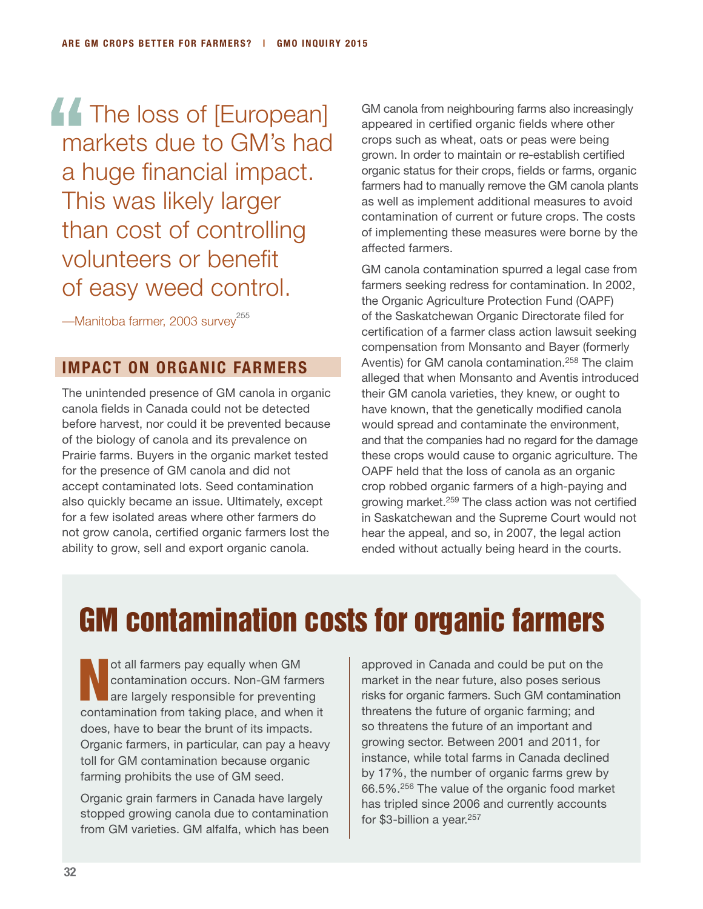> The loss of [European] markets due to GM's had a huge financial impact. This was likely larger than cost of controlling volunteers or benefit of easy weed control.
>
> —Manitoba farmer, 2003 survey[255]

## IMPACT ON ORGANIC FARMERS

The unintended presence of GM canola in organic canola fields in Canada could not be detected before harvest, nor could it be prevented because of the biology of canola and its prevalence on Prairie farms. Buyers in the organic market tested for the presence of GM canola and did not accept contaminated lots. Seed contamination also quickly became an issue. Ultimately, except for a few isolated areas where other farmers do not grow canola, certified organic farmers lost the ability to grow, sell and export organic canola.

GM canola from neighbouring farms also increasingly appeared in certified organic fields where other crops such as wheat, oats or peas were being grown. In order to maintain or re-establish certified organic status for their crops, fields or farms, organic farmers had to manually remove the GM canola plants as well as implement additional measures to avoid contamination of current or future crops. The costs of implementing these measures were borne by the affected farmers.

GM canola contamination spurred a legal case from farmers seeking redress for contamination. In 2002, the Organic Agriculture Protection Fund (OAPF) of the Saskatchewan Organic Directorate filed for certification of a farmer class action lawsuit seeking compensation from Monsanto and Bayer (formerly Aventis) for GM canola contamination.[258] The claim alleged that when Monsanto and Aventis introduced their GM canola varieties, they knew, or ought to have known, that the genetically modified canola would spread and contaminate the environment, and that the companies had no regard for the damage these crops would cause to organic agriculture. The OAPF held that the loss of canola as an organic crop robbed organic farmers of a high-paying and growing market.[259] The class action was not certified in Saskatchewan and the Supreme Court would not hear the appeal, and so, in 2007, the legal action ended without actually being heard in the courts.

## GM contamination costs for organic farmers

Not all farmers pay equally when GM contamination occurs. Non-GM farmers are largely responsible for preventing contamination from taking place, and when it does, have to bear the brunt of its impacts. Organic farmers, in particular, can pay a heavy toll for GM contamination because organic farming prohibits the use of GM seed.

Organic grain farmers in Canada have largely stopped growing canola due to contamination from GM varieties. GM alfalfa, which has been approved in Canada and could be put on the market in the near future, also poses serious risks for organic farmers. Such GM contamination threatens the future of organic farming; and so threatens the future of an important and growing sector. Between 2001 and 2011, for instance, while total farms in Canada declined by 17%, the number of organic farms grew by 66.5%.[256] The value of the organic food market has tripled since 2006 and currently accounts for $3-billion a year.[257]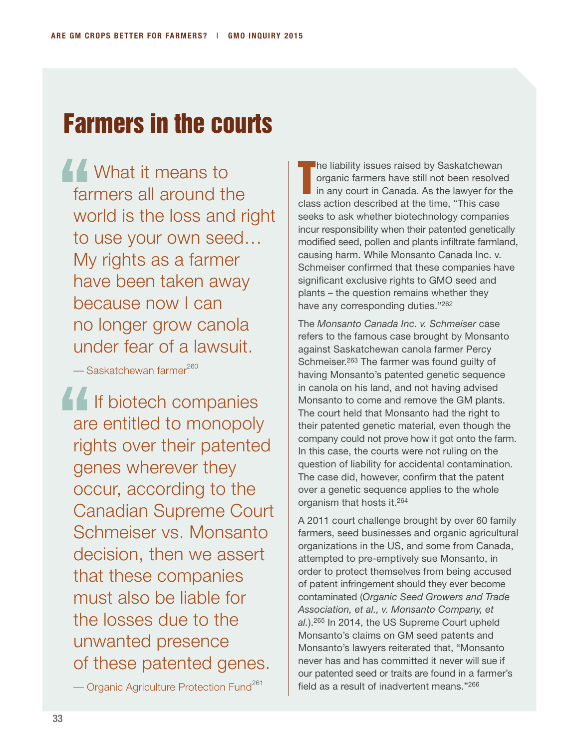# Farmers in the courts

> What it means to farmers all around the world is the loss and right to use your own seed… My rights as a farmer have been taken away because now I can no longer grow canola under fear of a lawsuit.
>
> — Saskatchewan farmer[260]

> If biotech companies are entitled to monopoly rights over their patented genes wherever they occur, according to the Canadian Supreme Court Schmeiser vs. Monsanto decision, then we assert that these companies must also be liable for the losses due to the unwanted presence of these patented genes.
>
> — Organic Agriculture Protection Fund[261]

The liability issues raised by Saskatchewan organic farmers have still not been resolved in any court in Canada. As the lawyer for the class action described at the time, "This case seeks to ask whether biotechnology companies incur responsibility when their patented genetically modified seed, pollen and plants infiltrate farmland, causing harm. While Monsanto Canada Inc. v. Schmeiser confirmed that these companies have significant exclusive rights to GMO seed and plants – the question remains whether they have any corresponding duties."[262]

The *Monsanto Canada Inc. v. Schmeiser* case refers to the famous case brought by Monsanto against Saskatchewan canola farmer Percy Schmeiser.[263] The farmer was found guilty of having Monsanto's patented genetic sequence in canola on his land, and not having advised Monsanto to come and remove the GM plants. The court held that Monsanto had the right to their patented genetic material, even though the company could not prove how it got onto the farm. In this case, the courts were not ruling on the question of liability for accidental contamination. The case did, however, confirm that the patent over a genetic sequence applies to the whole organism that hosts it.[264]

A 2011 court challenge brought by over 60 family farmers, seed businesses and organic agricultural organizations in the US, and some from Canada, attempted to pre-emptively sue Monsanto, in order to protect themselves from being accused of patent infringement should they ever become contaminated (*Organic Seed Growers and Trade Association, et al., v. Monsanto Company, et al.*).[265] In 2014, the US Supreme Court upheld Monsanto's claims on GM seed patents and Monsanto's lawyers reiterated that, "Monsanto never has and has committed it never will sue if our patented seed or traits are found in a farmer's field as a result of inadvertent means."[266]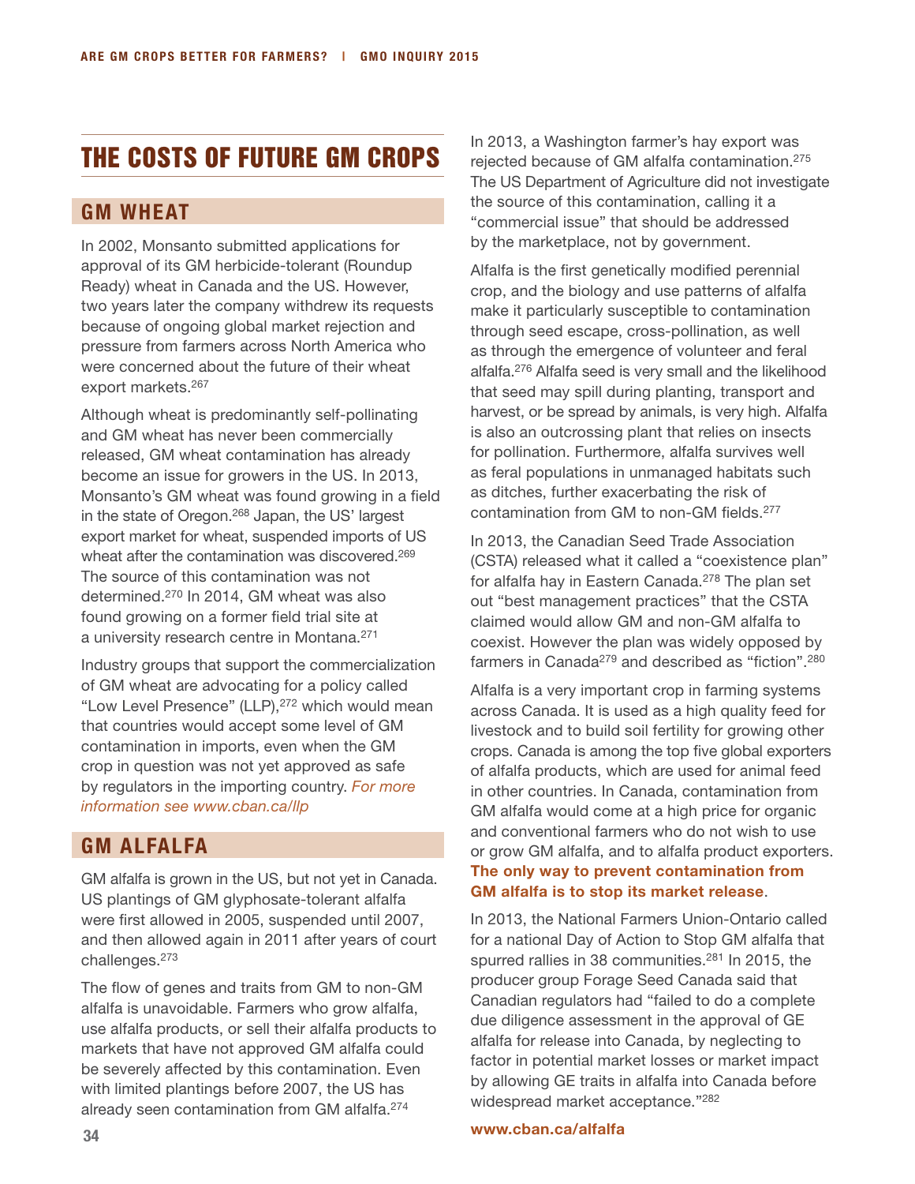# THE COSTS OF FUTURE GM CROPS

## GM WHEAT

In 2002, Monsanto submitted applications for approval of its GM herbicide-tolerant (Roundup Ready) wheat in Canada and the US. However, two years later the company withdrew its requests because of ongoing global market rejection and pressure from farmers across North America who were concerned about the future of their wheat export markets.[267]

Although wheat is predominantly self-pollinating and GM wheat has never been commercially released, GM wheat contamination has already become an issue for growers in the US. In 2013, Monsanto's GM wheat was found growing in a field in the state of Oregon.[268] Japan, the US' largest export market for wheat, suspended imports of US wheat after the contamination was discovered.[269] The source of this contamination was not determined.[270] In 2014, GM wheat was also found growing on a former field trial site at a university research centre in Montana.[271]

Industry groups that support the commercialization of GM wheat are advocating for a policy called "Low Level Presence" (LLP),[272] which would mean that countries would accept some level of GM contamination in imports, even when the GM crop in question was not yet approved as safe by regulators in the importing country. *For more information see www.cban.ca/llp*

## GM ALFALFA

GM alfalfa is grown in the US, but not yet in Canada. US plantings of GM glyphosate-tolerant alfalfa were first allowed in 2005, suspended until 2007, and then allowed again in 2011 after years of court challenges.[273]

The flow of genes and traits from GM to non-GM alfalfa is unavoidable. Farmers who grow alfalfa, use alfalfa products, or sell their alfalfa products to markets that have not approved GM alfalfa could be severely affected by this contamination. Even with limited plantings before 2007, the US has already seen contamination from GM alfalfa.[274]

In 2013, a Washington farmer's hay export was rejected because of GM alfalfa contamination.[275] The US Department of Agriculture did not investigate the source of this contamination, calling it a "commercial issue" that should be addressed by the marketplace, not by government.

Alfalfa is the first genetically modified perennial crop, and the biology and use patterns of alfalfa make it particularly susceptible to contamination through seed escape, cross-pollination, as well as through the emergence of volunteer and feral alfalfa.[276] Alfalfa seed is very small and the likelihood that seed may spill during planting, transport and harvest, or be spread by animals, is very high. Alfalfa is also an outcrossing plant that relies on insects for pollination. Furthermore, alfalfa survives well as feral populations in unmanaged habitats such as ditches, further exacerbating the risk of contamination from GM to non-GM fields.[277]

In 2013, the Canadian Seed Trade Association (CSTA) released what it called a "coexistence plan" for alfalfa hay in Eastern Canada.[278] The plan set out "best management practices" that the CSTA claimed would allow GM and non-GM alfalfa to coexist. However the plan was widely opposed by farmers in Canada[279] and described as "fiction".[280]

Alfalfa is a very important crop in farming systems across Canada. It is used as a high quality feed for livestock and to build soil fertility for growing other crops. Canada is among the top five global exporters of alfalfa products, which are used for animal feed in other countries. In Canada, contamination from GM alfalfa would come at a high price for organic and conventional farmers who do not wish to use or grow GM alfalfa, and to alfalfa product exporters. **The only way to prevent contamination from GM alfalfa is to stop its market release**.

In 2013, the National Farmers Union-Ontario called for a national Day of Action to Stop GM alfalfa that spurred rallies in 38 communities.[281] In 2015, the producer group Forage Seed Canada said that Canadian regulators had "failed to do a complete due diligence assessment in the approval of GE alfalfa for release into Canada, by neglecting to factor in potential market losses or market impact by allowing GE traits in alfalfa into Canada before widespread market acceptance."[282]

**www.cban.ca/alfalfa**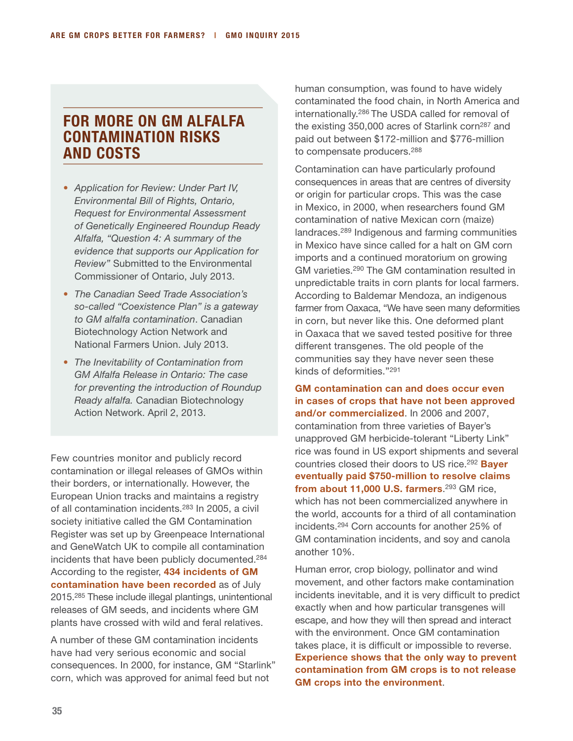## FOR MORE ON GM ALFALFA CONTAMINATION RISKS AND COSTS

- *Application for Review: Under Part IV, Environmental Bill of Rights, Ontario, Request for Environmental Assessment of Genetically Engineered Roundup Ready Alfalfa, "Question 4: A summary of the evidence that supports our Application for Review"* Submitted to the Environmental Commissioner of Ontario, July 2013.
- *The Canadian Seed Trade Association's so-called "Coexistence Plan" is a gateway to GM alfalfa contamination*. Canadian Biotechnology Action Network and National Farmers Union. July 2013.
- *The Inevitability of Contamination from GM Alfalfa Release in Ontario: The case for preventing the introduction of Roundup Ready alfalfa.* Canadian Biotechnology Action Network. April 2, 2013.

Few countries monitor and publicly record contamination or illegal releases of GMOs within their borders, or internationally. However, the European Union tracks and maintains a registry of all contamination incidents.[283] In 2005, a civil society initiative called the GM Contamination Register was set up by Greenpeace International and GeneWatch UK to compile all contamination incidents that have been publicly documented.[284] According to the register, **434 incidents of GM contamination have been recorded** as of July 2015.[285] These include illegal plantings, unintentional releases of GM seeds, and incidents where GM plants have crossed with wild and feral relatives.

A number of these GM contamination incidents have had very serious economic and social consequences. In 2000, for instance, GM "Starlink" corn, which was approved for animal feed but not human consumption, was found to have widely contaminated the food chain, in North America and internationally.[286] The USDA called for removal of the existing 350,000 acres of Starlink corn[287] and paid out between $172-million and $776-million to compensate producers.[288]

Contamination can have particularly profound consequences in areas that are centres of diversity or origin for particular crops. This was the case in Mexico, in 2000, when researchers found GM contamination of native Mexican corn (maize) landraces.[289] Indigenous and farming communities in Mexico have since called for a halt on GM corn imports and a continued moratorium on growing GM varieties.[290] The GM contamination resulted in unpredictable traits in corn plants for local farmers. According to Baldemar Mendoza, an indigenous farmer from Oaxaca, "We have seen many deformities in corn, but never like this. One deformed plant in Oaxaca that we saved tested positive for three different transgenes. The old people of the communities say they have never seen these kinds of deformities."[291]

**GM contamination can and does occur even in cases of crops that have not been approved and/or commercialized**. In 2006 and 2007, contamination from three varieties of Bayer's unapproved GM herbicide-tolerant "Liberty Link" rice was found in US export shipments and several countries closed their doors to US rice.[292] **Bayer eventually paid $750-million to resolve claims from about 11,000 U.S. farmers**.[293] GM rice, which has not been commercialized anywhere in the world, accounts for a third of all contamination incidents.[294] Corn accounts for another 25% of GM contamination incidents, and soy and canola another 10%.

Human error, crop biology, pollinator and wind movement, and other factors make contamination incidents inevitable, and it is very difficult to predict exactly when and how particular transgenes will escape, and how they will then spread and interact with the environment. Once GM contamination takes place, it is difficult or impossible to reverse. **Experience shows that the only way to prevent contamination from GM crops is to not release GM crops into the environment**.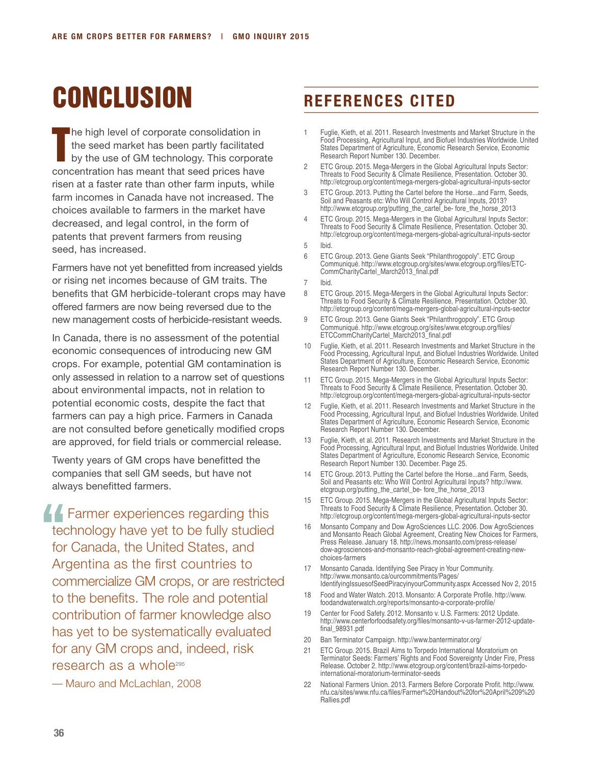# CONCLUSION

The high level of corporate consolidation in the seed market has been partly facilitated by the use of GM technology. This corporate concentration has meant that seed prices have risen at a faster rate than other farm inputs, while farm incomes in Canada have not increased. The choices available to farmers in the market have decreased, and legal control, in the form of patents that prevent farmers from reusing seed, has increased.

Farmers have not yet benefitted from increased yields or rising net incomes because of GM traits. The benefits that GM herbicide-tolerant crops may have offered farmers are now being reversed due to the new management costs of herbicide-resistant weeds.

In Canada, there is no assessment of the potential economic consequences of introducing new GM crops. For example, potential GM contamination is only assessed in relation to a narrow set of questions about environmental impacts, not in relation to potential economic costs, despite the fact that farmers can pay a high price. Farmers in Canada are not consulted before genetically modified crops are approved, for field trials or commercial release.

Twenty years of GM crops have benefitted the companies that sell GM seeds, but have not always benefitted farmers.

> "Farmer experiences regarding this technology have yet to be fully studied for Canada, the United States, and Argentina as the first countries to commercialize GM crops, or are restricted to the benefits. The role and potential contribution of farmer knowledge also has yet to be systematically evaluated for any GM crops and, indeed, risk research as a whole[295]
>
> — Mauro and McLachlan, 2008

## REFERENCES CITED

1. Fuglie, Kieth, et al. 2011. Research Investments and Market Structure in the Food Processing, Agricultural Input, and Biofuel Industries Worldwide. United States Department of Agriculture, Economic Research Service, Economic Research Report Number 130. December.
2. ETC Group. 2015. Mega-Mergers in the Global Agricultural Inputs Sector: Threats to Food Security & Climate Resilience, Presentation. October 30. http://etcgroup.org/content/mega-mergers-global-agricultural-inputs-sector
3. ETC Group. 2013. Putting the Cartel before the Horse...and Farm, Seeds, Soil and Peasants etc: Who Will Control Agricultural Inputs, 2013? http://www.etcgroup.org/putting_the_cartel_be- fore_the_horse_2013
4. ETC Group. 2015. Mega-Mergers in the Global Agricultural Inputs Sector: Threats to Food Security & Climate Resilience, Presentation. October 30. http://etcgroup.org/content/mega-mergers-global-agricultural-inputs-sector
5. Ibid.
6. ETC Group. 2013. Gene Giants Seek "Philanthrogopoly". ETC Group Communiqué. http://www.etcgroup.org/sites/www.etcgroup.org/files/ETC-CommCharityCartel_March2013_final.pdf
7. Ibid.
8. ETC Group. 2015. Mega-Mergers in the Global Agricultural Inputs Sector: Threats to Food Security & Climate Resilience, Presentation. October 30. http://etcgroup.org/content/mega-mergers-global-agricultural-inputs-sector
9. ETC Group. 2013. Gene Giants Seek "Philanthrogopoly". ETC Group Communiqué. http://www.etcgroup.org/sites/www.etcgroup.org/files/ETCCommCharityCartel_March2013_final.pdf
10. Fuglie, Kieth, et al. 2011. Research Investments and Market Structure in the Food Processing, Agricultural Input, and Biofuel Industries Worldwide. United States Department of Agriculture, Economic Research Service, Economic Research Report Number 130. December.
11. ETC Group. 2015. Mega-Mergers in the Global Agricultural Inputs Sector: Threats to Food Security & Climate Resilience, Presentation. October 30. http://etcgroup.org/content/mega-mergers-global-agricultural-inputs-sector
12. Fuglie, Kieth, et al. 2011. Research Investments and Market Structure in the Food Processing, Agricultural Input, and Biofuel Industries Worldwide. United States Department of Agriculture, Economic Research Service, Economic Research Report Number 130. December.
13. Fuglie, Kieth, et al. 2011. Research Investments and Market Structure in the Food Processing, Agricultural Input, and Biofuel Industries Worldwide. United States Department of Agriculture, Economic Research Service, Economic Research Report Number 130. December. Page 25.
14. ETC Group. 2013. Putting the Cartel before the Horse...and Farm, Seeds, Soil and Peasants etc: Who Will Control Agricultural Inputs? http://www.etcgroup.org/putting_the_cartel_be- fore_the_horse_2013
15. ETC Group. 2015. Mega-Mergers in the Global Agricultural Inputs Sector: Threats to Food Security & Climate Resilience, Presentation. October 30. http://etcgroup.org/content/mega-mergers-global-agricultural-inputs-sector
16. Monsanto Company and Dow AgroSciences LLC. 2006. Dow AgroSciences and Monsanto Reach Global Agreement, Creating New Choices for Farmers, Press Release. January 18. http://news.monsanto.com/press-release/dow-agrosciences-and-monsanto-reach-global-agreement-creating-new-choices-farmers
17. Monsanto Canada. Identifying See Piracy in Your Community. http://www.monsanto.ca/ourcommitments/Pages/IdentifyingIssuesofSeedPiracyinyourCommunity.aspx Accessed Nov 2, 2015
18. Food and Water Watch. 2013. Monsanto: A Corporate Profile. http://www.foodandwaterwatch.org/reports/monsanto-a-corporate-profile/
19. Center for Food Safety. 2012. Monsanto v. U.S. Farmers: 2012 Update. http://www.centerforfoodsafety.org/files/monsanto-v-us-farmer-2012-update-final_98931.pdf
20. Ban Terminator Campaign. http://www.banterminator.org/
21. ETC Group. 2015. Brazil Aims to Torpedo International Moratorium on Terminator Seeds: Farmers' Rights and Food Sovereignty Under Fire, Press Release. October 2. http://www.etcgroup.org/content/brazil-aims-torpedo-international-moratorium-terminator-seeds
22. National Farmers Union. 2013. Farmers Before Corporate Profit. http://www.nfu.ca/sites/www.nfu.ca/files/Farmer%20Handout%20for%20April%209%20Rallies.pdf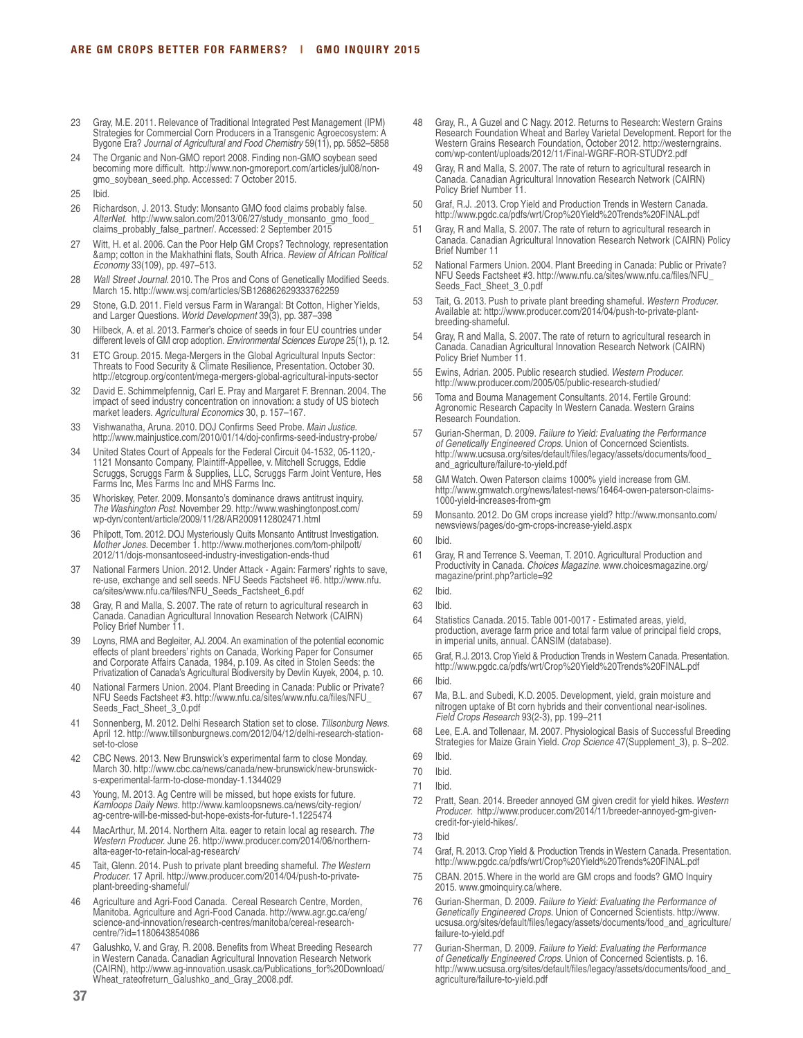23 Gray, M.E. 2011. Relevance of Traditional Integrated Pest Management (IPM) Strategies for Commercial Corn Producers in a Transgenic Agroecosystem: A Bygone Era? *Journal of Agricultural and Food Chemistry* 59(11), pp. 5852–5858

24 The Organic and Non-GMO report 2008. Finding non-GMO soybean seed becoming more difficult. http://www.non-gmoreport.com/articles/jul08/non-gmo_soybean_seed.php. Accessed: 7 October 2015.

25 Ibid.

26 Richardson, J. 2013. Study: Monsanto GMO food claims probably false. *AlterNet.* http://www.salon.com/2013/06/27/study_monsanto_gmo_food_claims_probably_false_partner/. Accessed: 2 September 2015

27 Witt, H. et al. 2006. Can the Poor Help GM Crops? Technology, representation &amp; cotton in the Makhathini flats, South Africa. *Review of African Political Economy* 33(109), pp. 497–513.

28 *Wall Street Journal.* 2010. The Pros and Cons of Genetically Modified Seeds. March 15. http://www.wsj.com/articles/SB126862629333762259

29 Stone, G.D. 2011. Field versus Farm in Warangal: Bt Cotton, Higher Yields, and Larger Questions. *World Development* 39(3), pp. 387–398

30 Hilbeck, A. et al. 2013. Farmer's choice of seeds in four EU countries under different levels of GM crop adoption. *Environmental Sciences Europe* 25(1), p. 12.

31 ETC Group. 2015. Mega-Mergers in the Global Agricultural Inputs Sector: Threats to Food Security & Climate Resilience, Presentation. October 30. http://etcgroup.org/content/mega-mergers-global-agricultural-inputs-sector

32 David E. Schimmelpfennig, Carl E. Pray and Margaret F. Brennan. 2004. The impact of seed industry concentration on innovation: a study of US biotech market leaders. *Agricultural Economics* 30, p. 157–167.

33 Vishwanatha, Aruna. 2010. DOJ Confirms Seed Probe. *Main Justice.* http://www.mainjustice.com/2010/01/14/doj-confirms-seed-industry-probe/

34 United States Court of Appeals for the Federal Circuit 04-1532, 05-1120,-1121 Monsanto Company, Plaintiff-Appellee, v. Mitchell Scruggs, Eddie Scruggs, Scruggs Farm & Supplies, LLC, Scruggs Farm Joint Venture, Hes Farms Inc, Mes Farms Inc and MHS Farms Inc.

35 Whoriskey, Peter. 2009. Monsanto's dominance draws antitrust inquiry. *The Washington Post.* November 29. http://www.washingtonpost.com/wp-dyn/content/article/2009/11/28/AR2009112802471.html

36 Philpott, Tom. 2012. DOJ Mysteriously Quits Monsanto Antitrust Investigation. *Mother Jones.* December 1. http://www.motherjones.com/tom-philpott/2012/11/dojs-monsantoseed-industry-investigation-ends-thud

37 National Farmers Union. 2012. Under Attack - Again: Farmers' rights to save, re-use, exchange and sell seeds. NFU Seeds Factsheet #6. http://www.nfu.ca/sites/www.nfu.ca/files/NFU_Seeds_Factsheet_6.pdf

38 Gray, R and Malla, S. 2007. The rate of return to agricultural research in Canada. Canadian Agricultural Innovation Research Network (CAIRN) Policy Brief Number 11.

39 Loyns, RMA and Begleiter, AJ. 2004. An examination of the potential economic effects of plant breeders' rights on Canada, Working Paper for Consumer and Corporate Affairs Canada, 1984, p.109. As cited in Stolen Seeds: the Privatization of Canada's Agricultural Biodiversity by Devlin Kuyek, 2004, p. 10.

40 National Farmers Union. 2004. Plant Breeding in Canada: Public or Private? NFU Seeds Factsheet #3. http://www.nfu.ca/sites/www.nfu.ca/files/NFU_Seeds_Fact_Sheet_3_0.pdf

41 Sonnenberg, M. 2012. Delhi Research Station set to close. *Tillsonburg News.* April 12. http://www.tillsonburgnews.com/2012/04/12/delhi-research-station-set-to-close

42 CBC News. 2013. New Brunswick's experimental farm to close Monday. March 30. http://www.cbc.ca/news/canada/new-brunswick/new-brunswick-s-experimental-farm-to-close-monday-1.1344029

43 Young, M. 2013. Ag Centre will be missed, but hope exists for future. *Kamloops Daily News.* http://www.kamloopsnews.ca/news/city-region/ag-centre-will-be-missed-but-hope-exists-for-future-1.1225474

44 MacArthur, M. 2014. Northern Alta. eager to retain local ag research. *The Western Producer.* June 26. http://www.producer.com/2014/06/northern-alta-eager-to-retain-local-ag-research/

45 Tait, Glenn. 2014. Push to private plant breeding shameful. *The Western Producer.* 17 April. http://www.producer.com/2014/04/push-to-private-plant-breeding-shameful/

46 Agriculture and Agri-Food Canada. Cereal Research Centre, Morden, Manitoba. Agriculture and Agri-Food Canada. http://www.agr.gc.ca/eng/science-and-innovation/research-centres/manitoba/cereal-research-centre/?id=1180643854086

47 Galushko, V. and Gray, R. 2008. Benefits from Wheat Breeding Research in Western Canada. Canadian Agricultural Innovation Research Network (CAIRN), http://www.ag-innovation.usask.ca/Publications_for%20Download/Wheat_rateofreturn_Galushko_and_Gray_2008.pdf.

48 Gray, R., A Guzel and C Nagy. 2012. Returns to Research: Western Grains Research Foundation Wheat and Barley Varietal Development. Report for the Western Grains Research Foundation, October 2012. http://westerngrains.com/wp-content/uploads/2012/11/Final-WGRF-ROR-STUDY2.pdf

49 Gray, R and Malla, S. 2007. The rate of return to agricultural research in Canada. Canadian Agricultural Innovation Research Network (CAIRN) Policy Brief Number 11.

50 Graf, R.J. .2013. Crop Yield and Production Trends in Western Canada. http://www.pgdc.ca/pdfs/wrt/Crop%20Yield%20Trends%20FINAL.pdf

51 Gray, R and Malla, S. 2007. The rate of return to agricultural research in Canada. Canadian Agricultural Innovation Research Network (CAIRN) Policy Brief Number 11

52 National Farmers Union. 2004. Plant Breeding in Canada: Public or Private? NFU Seeds Factsheet #3. http://www.nfu.ca/sites/www.nfu.ca/files/NFU_Seeds_Fact_Sheet_3_0.pdf

53 Tait, G. 2013. Push to private plant breeding shameful. *Western Producer.* Available at: http://www.producer.com/2014/04/push-to-private-plant-breeding-shameful.

54 Gray, R and Malla, S. 2007. The rate of return to agricultural research in Canada. Canadian Agricultural Innovation Research Network (CAIRN) Policy Brief Number 11.

55 Ewins, Adrian. 2005. Public research studied. *Western Producer.* http://www.producer.com/2005/05/public-research-studied/

56 Toma and Bouma Management Consultants. 2014. Fertile Ground: Agronomic Research Capacity In Western Canada. Western Grains Research Foundation.

57 Gurian-Sherman, D. 2009. *Failure to Yield: Evaluating the Performance of Genetically Engineered Crops.* Union of Concernced Scientists. http://www.ucsusa.org/sites/default/files/legacy/assets/documents/food_and_agriculture/failure-to-yield.pdf

58 GM Watch. Owen Paterson claims 1000% yield increase from GM. http://www.gmwatch.org/news/latest-news/16464-owen-paterson-claims-1000-yield-increases-from-gm

59 Monsanto. 2012. Do GM crops increase yield? http://www.monsanto.com/newsviews/pages/do-gm-crops-increase-yield.aspx

60 Ibid.

61 Gray, R and Terrence S. Veeman, T. 2010. Agricultural Production and Productivity in Canada. *Choices Magazine.* www.choicesmagazine.org/magazine/print.php?article=92

62 Ibid.

63 Ibid.

64 Statistics Canada. 2015. Table 001-0017 - Estimated areas, yield, production, average farm price and total farm value of principal field crops, in imperial units, annual. CANSIM (database).

65 Graf, R.J. 2013. Crop Yield & Production Trends in Western Canada. Presentation. http://www.pgdc.ca/pdfs/wrt/Crop%20Yield%20Trends%20FINAL.pdf

66 Ibid.

67 Ma, B.L. and Subedi, K.D. 2005. Development, yield, grain moisture and nitrogen uptake of Bt corn hybrids and their conventional near-isolines. *Field Crops Research* 93(2-3), pp. 199–211

68 Lee, E.A. and Tollenaar, M. 2007. Physiological Basis of Successful Breeding Strategies for Maize Grain Yield. *Crop Science* 47(Supplement_3), p. S–202.

69 Ibid.

70 Ibid.

71 Ibid.

72 Pratt, Sean. 2014. Breeder annoyed GM given credit for yield hikes. *Western Producer.* http://www.producer.com/2014/11/breeder-annoyed-gm-given-credit-for-yield-hikes/.

73 Ibid

74 Graf, R. 2013. Crop Yield & Production Trends in Western Canada. Presentation. http://www.pgdc.ca/pdfs/wrt/Crop%20Yield%20Trends%20FINAL.pdf

75 CBAN. 2015. Where in the world are GM crops and foods? GMO Inquiry 2015. www.gmoinquiry.ca/where.

76 Gurian-Sherman, D. 2009. *Failure to Yield: Evaluating the Performance of Genetically Engineered Crops.* Union of Concerned Scientists. http://www.ucsusa.org/sites/default/files/legacy/assets/documents/food_and_agriculture/failure-to-yield.pdf

77 Gurian-Sherman, D. 2009. *Failure to Yield: Evaluating the Performance of Genetically Engineered Crops.* Union of Concerned Scientists. p. 16. http://www.ucsusa.org/sites/default/files/legacy/assets/documents/food_and_agriculture/failure-to-yield.pdf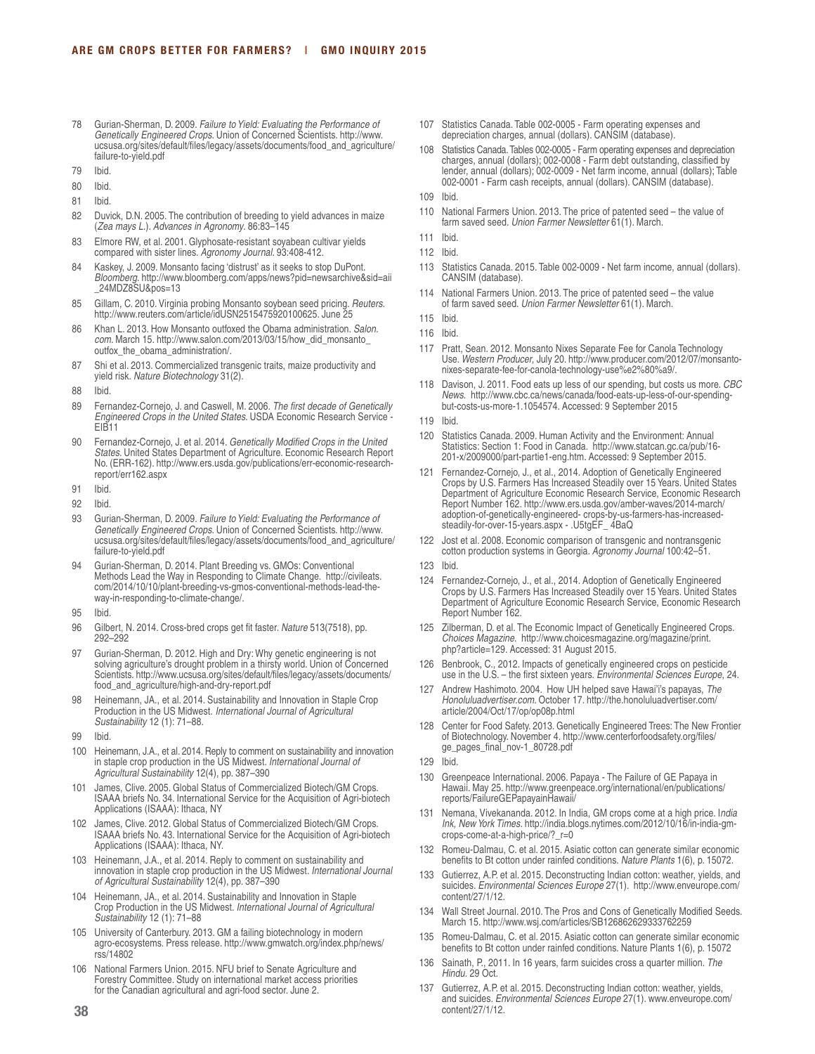78 Gurian-Sherman, D. 2009. *Failure to Yield: Evaluating the Performance of Genetically Engineered Crops.* Union of Concerned Scientists. http://www.ucsusa.org/sites/default/files/legacy/assets/documents/food_and_agriculture/failure-to-yield.pdf

79 Ibid.

80 Ibid.

81 Ibid.

82 Duvick, D.N. 2005. The contribution of breeding to yield advances in maize (*Zea mays L.*). *Advances in Agronomy*. 86:83–145

83 Elmore RW, et al. 2001. Glyphosate-resistant soyabean cultivar yields compared with sister lines. *Agronomy Journal*. 93:408-412.

84 Kaskey, J. 2009. Monsanto facing 'distrust' as it seeks to stop DuPont. *Bloomberg*. http://www.bloomberg.com/apps/news?pid=newsarchive&sid=aii_24MDZ8SU&pos=13

85 Gillam, C. 2010. Virginia probing Monsanto soybean seed pricing. *Reuters*. http://www.reuters.com/article/idUSN2515475920100625. June 25

86 Khan L. 2013. How Monsanto outfoxed the Obama administration. *Salon.com*. March 15. http://www.salon.com/2013/03/15/how_did_monsanto_outfox_the_obama_administration/.

87 Shi et al. 2013. Commercialized transgenic traits, maize productivity and yield risk. *Nature Biotechnology* 31(2).

88 Ibid.

89 Fernandez-Cornejo, J. and Caswell, M. 2006. *The first decade of Genetically Engineered Crops in the United States.* USDA Economic Research Service - EIB11

90 Fernandez-Cornejo, J. et al. 2014. *Genetically Modified Crops in the United States.* United States Department of Agriculture. Economic Research Report No. (ERR-162). http://www.ers.usda.gov/publications/err-economic-research-report/err162.aspx

91 Ibid.

92 Ibid.

93 Gurian-Sherman, D. 2009. *Failure to Yield: Evaluating the Performance of Genetically Engineered Crops.* Union of Concerned Scientists. http://www.ucsusa.org/sites/default/files/legacy/assets/documents/food_and_agriculture/failure-to-yield.pdf

94 Gurian-Sherman, D. 2014. Plant Breeding vs. GMOs: Conventional Methods Lead the Way in Responding to Climate Change. http://civileats.com/2014/10/10/plant-breeding-vs-gmos-conventional-methods-lead-the-way-in-responding-to-climate-change/.

95 Ibid.

96 Gilbert, N. 2014. Cross-bred crops get fit faster. *Nature* 513(7518), pp. 292–292

97 Gurian-Sherman, D. 2012. High and Dry: Why genetic engineering is not solving agriculture's drought problem in a thirsty world. Union of Concerned Scientists. http://www.ucsusa.org/sites/default/files/legacy/assets/documents/food_and_agriculture/high-and-dry-report.pdf

98 Heinemann, JA., et al. 2014. Sustainability and Innovation in Staple Crop Production in the US Midwest. *International Journal of Agricultural Sustainability* 12 (1): 71–88.

99 Ibid.

100 Heinemann, J.A., et al. 2014. Reply to comment on sustainability and innovation in staple crop production in the US Midwest. *International Journal of Agricultural Sustainability* 12(4), pp. 387–390

101 James, Clive. 2005. Global Status of Commercialized Biotech/GM Crops. ISAAA briefs No. 34. International Service for the Acquisition of Agri-biotech Applications (ISAAA): Ithaca, NY

102 James, Clive. 2012. Global Status of Commercialized Biotech/GM Crops. ISAAA briefs No. 43. International Service for the Acquisition of Agri-biotech Applications (ISAAA): Ithaca, NY.

103 Heinemann, J.A., et al. 2014. Reply to comment on sustainability and innovation in staple crop production in the US Midwest. *International Journal of Agricultural Sustainability* 12(4), pp. 387–390

104 Heinemann, JA., et al. 2014. Sustainability and Innovation in Staple Crop Production in the US Midwest. *International Journal of Agricultural Sustainability* 12 (1): 71–88

105 University of Canterbury. 2013. GM a failing biotechnology in modern agro-ecosystems. Press release. http://www.gmwatch.org/index.php/news/rss/14802

106 National Farmers Union. 2015. NFU brief to Senate Agriculture and Forestry Committee. Study on international market access priorities for the Canadian agricultural and agri-food sector. June 2.

107 Statistics Canada. Table 002-0005 - Farm operating expenses and depreciation charges, annual (dollars). CANSIM (database).

108 Statistics Canada. Tables 002-0005 - Farm operating expenses and depreciation charges, annual (dollars); 002-0008 - Farm debt outstanding, classified by lender, annual (dollars); 002-0009 - Net farm income, annual (dollars); Table 002-0001 - Farm cash receipts, annual (dollars). CANSIM (database).

109 Ibid.

110 National Farmers Union. 2013. The price of patented seed – the value of farm saved seed. *Union Farmer Newsletter* 61(1). March.

111 Ibid.

112 Ibid.

113 Statistics Canada. 2015. Table 002-0009 - Net farm income, annual (dollars). CANSIM (database).

114 National Farmers Union. 2013. The price of patented seed – the value of farm saved seed. *Union Farmer Newsletter* 61(1). March.

115 Ibid.

116 Ibid.

117 Pratt, Sean. 2012. Monsanto Nixes Separate Fee for Canola Technology Use. *Western Producer*, July 20. http://www.producer.com/2012/07/monsanto-nixes-separate-fee-for-canola-technology-use%e2%80%a9/.

118 Davison, J. 2011. Food eats up less of our spending, but costs us more. *CBC News*. http://www.cbc.ca/news/canada/food-eats-up-less-of-our-spending-but-costs-us-more-1.1054574. Accessed: 9 September 2015

119 Ibid.

120 Statistics Canada. 2009. Human Activity and the Environment: Annual Statistics: Section 1: Food in Canada. http://www.statcan.gc.ca/pub/16-201-x/2009000/part-partie1-eng.htm. Accessed: 9 September 2015.

121 Fernandez-Cornejo, J., et al., 2014. Adoption of Genetically Engineered Crops by U.S. Farmers Has Increased Steadily over 15 Years. United States Department of Agriculture Economic Research Service, Economic Research Report Number 162. http://www.ers.usda.gov/amber-waves/2014-march/adoption-of-genetically-engineered- crops-by-us-farmers-has-increased-steadily-for-over-15-years.aspx - .U5tgEF_ 4BaQ

122 Jost et al. 2008. Economic comparison of transgenic and nontransgenic cotton production systems in Georgia. *Agronomy Journal* 100:42–51.

123 Ibid.

124 Fernandez-Cornejo, J., et al., 2014. Adoption of Genetically Engineered Crops by U.S. Farmers Has Increased Steadily over 15 Years. United States Department of Agriculture Economic Research Service, Economic Research Report Number 162.

125 Zilberman, D. et al. The Economic Impact of Genetically Engineered Crops. *Choices Magazine*. http://www.choicesmagazine.org/magazine/print.php?article=129. Accessed: 31 August 2015.

126 Benbrook, C., 2012. Impacts of genetically engineered crops on pesticide use in the U.S. – the first sixteen years. *Environmental Sciences Europe*, 24.

127 Andrew Hashimoto. 2004. How UH helped save Hawai'i's papayas, *The Honoluluadvertiser.com*. October 17. http://the.honoluluadvertiser.com/article/2004/Oct/17/op/op08p.html

128 Center for Food Safety. 2013. Genetically Engineered Trees: The New Frontier of Biotechnology. November 4. http://www.centerforfoodsafety.org/files/ge_pages_final_nov-1_80728.pdf

129 Ibid.

130 Greenpeace International. 2006. Papaya - The Failure of GE Papaya in Hawaii. May 25. http://www.greenpeace.org/international/en/publications/reports/FailureGEPapayainHawaii/

131 Nemana, Vivekananda. 2012. In India, GM crops come at a high price. *India Ink, New York Times*. http://india.blogs.nytimes.com/2012/10/16/in-india-gm-crops-come-at-a-high-price/?_r=0

132 Romeu-Dalmau, C. et al. 2015. Asiatic cotton can generate similar economic benefits to Bt cotton under rainfed conditions. *Nature Plants* 1(6), p. 15072.

133 Gutierrez, A.P. et al. 2015. Deconstructing Indian cotton: weather, yields, and suicides. *Environmental Sciences Europe* 27(1). http://www.enveurope.com/content/27/1/12.

134 Wall Street Journal. 2010. The Pros and Cons of Genetically Modified Seeds. March 15. http://www.wsj.com/articles/SB126862629333762259

135 Romeu-Dalmau, C. et al. 2015. Asiatic cotton can generate similar economic benefits to Bt cotton under rainfed conditions. Nature Plants 1(6), p. 15072

136 Sainath, P., 2011. In 16 years, farm suicides cross a quarter million. *The Hindu*. 29 Oct.

137 Gutierrez, A.P. et al. 2015. Deconstructing Indian cotton: weather, yields, and suicides. *Environmental Sciences Europe* 27(1). www.enveurope.com/content/27/1/12.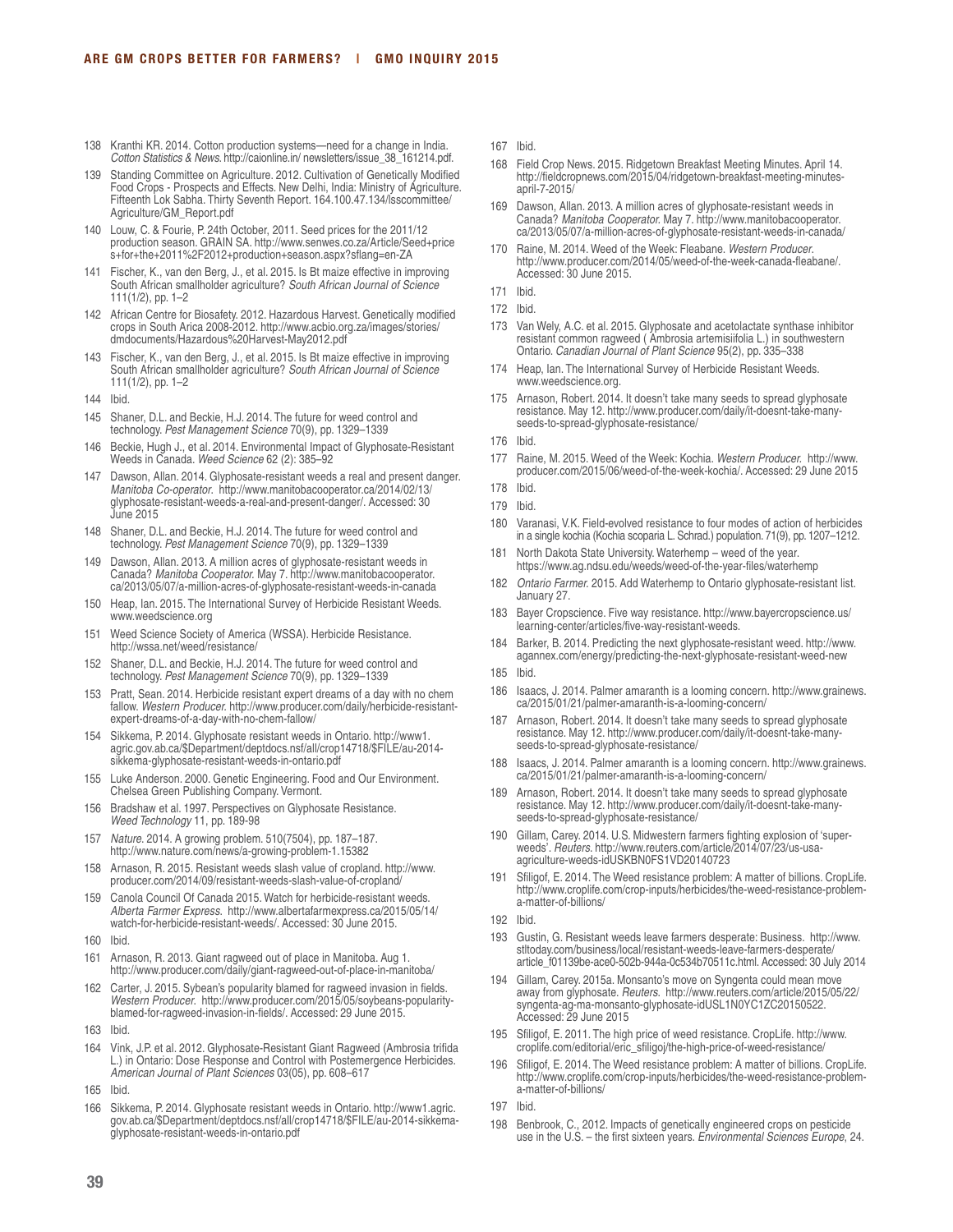138 Kranthi KR. 2014. Cotton production systems—need for a change in India. *Cotton Statistics & News.* http://caionline.in/ newsletters/issue_38_161214.pdf.

139 Standing Committee on Agriculture. 2012. Cultivation of Genetically Modified Food Crops - Prospects and Effects. New Delhi, India: Ministry of Agriculture. Fifteenth Lok Sabha. Thirty Seventh Report. 164.100.47.134/lsscommittee/Agriculture/GM_Report.pdf

140 Louw, C. & Fourie, P. 24th October, 2011. Seed prices for the 2011/12 production season. GRAIN SA. http://www.senwes.co.za/Article/Seed+prices+for+the+2011%2F2012+production+season.aspx?sflang=en-ZA

141 Fischer, K., van den Berg, J., et al. 2015. Is Bt maize effective in improving South African smallholder agriculture? *South African Journal of Science* 111(1/2), pp. 1–2

142 African Centre for Biosafety. 2012. Hazardous Harvest. Genetically modified crops in South Arica 2008-2012. http://www.acbio.org.za/images/stories/dmdocuments/Hazardous%20Harvest-May2012.pdf

143 Fischer, K., van den Berg, J., et al. 2015. Is Bt maize effective in improving South African smallholder agriculture? *South African Journal of Science* 111(1/2), pp. 1–2

144 Ibid.

145 Shaner, D.L. and Beckie, H.J. 2014. The future for weed control and technology. *Pest Management Science* 70(9), pp. 1329–1339

146 Beckie, Hugh J., et al. 2014. Environmental Impact of Glyphosate-Resistant Weeds in Canada. *Weed Science* 62 (2): 385–92

147 Dawson, Allan. 2014. Glyphosate-resistant weeds a real and present danger. *Manitoba Co-operator.* http://www.manitobacooperator.ca/2014/02/13/glyphosate-resistant-weeds-a-real-and-present-danger/. Accessed: 30 June 2015

148 Shaner, D.L. and Beckie, H.J. 2014. The future for weed control and technology. *Pest Management Science* 70(9), pp. 1329–1339

149 Dawson, Allan. 2013. A million acres of glyphosate-resistant weeds in Canada? *Manitoba Cooperator.* May 7. http://www.manitobacooperator.ca/2013/05/07/a-million-acres-of-glyphosate-resistant-weeds-in-canada

150 Heap, Ian. 2015. The International Survey of Herbicide Resistant Weeds. www.weedscience.org

151 Weed Science Society of America (WSSA). Herbicide Resistance. http://wssa.net/weed/resistance/

152 Shaner, D.L. and Beckie, H.J. 2014. The future for weed control and technology. *Pest Management Science* 70(9), pp. 1329–1339

153 Pratt, Sean. 2014. Herbicide resistant expert dreams of a day with no chem fallow. *Western Producer.* http://www.producer.com/daily/herbicide-resistant-expert-dreams-of-a-day-with-no-chem-fallow/

154 Sikkema, P. 2014. Glyphosate resistant weeds in Ontario. http://www1.agric.gov.ab.ca/$Department/deptdocs.nsf/all/crop14718/$FILE/au-2014-sikkema-glyphosate-resistant-weeds-in-ontario.pdf

155 Luke Anderson. 2000. Genetic Engineering. Food and Our Environment. Chelsea Green Publishing Company. Vermont.

156 Bradshaw et al. 1997. Perspectives on Glyphosate Resistance. *Weed Technology* 11, pp. 189-98

157 *Nature.* 2014. A growing problem. 510(7504), pp. 187–187. http://www.nature.com/news/a-growing-problem-1.15382

158 Arnason, R. 2015. Resistant weeds slash value of cropland. http://www.producer.com/2014/09/resistant-weeds-slash-value-of-cropland/

159 Canola Council Of Canada 2015. Watch for herbicide-resistant weeds. *Alberta Farmer Express.* http://www.albertafarmexpress.ca/2015/05/14/watch-for-herbicide-resistant-weeds/. Accessed: 30 June 2015.

160 Ibid.

161 Arnason, R. 2013. Giant ragweed out of place in Manitoba. Aug 1. http://www.producer.com/daily/giant-ragweed-out-of-place-in-manitoba/

162 Carter, J. 2015. Sybean's popularity blamed for ragweed invasion in fields. *Western Producer.* http://www.producer.com/2015/05/soybeans-popularity-blamed-for-ragweed-invasion-in-fields/. Accessed: 29 June 2015.

163 Ibid.

164 Vink, J.P. et al. 2012. Glyphosate-Resistant Giant Ragweed (Ambrosia trifida L.) in Ontario: Dose Response and Control with Postemergence Herbicides. *American Journal of Plant Sciences* 03(05), pp. 608–617

165 Ibid.

166 Sikkema, P. 2014. Glyphosate resistant weeds in Ontario. http://www1.agric.gov.ab.ca/$Department/deptdocs.nsf/all/crop14718/$FILE/au-2014-sikkema-glyphosate-resistant-weeds-in-ontario.pdf

167 Ibid.

168 Field Crop News. 2015. Ridgetown Breakfast Meeting Minutes. April 14. http://fieldcropnews.com/2015/04/ridgetown-breakfast-meeting-minutes-april-7-2015/

169 Dawson, Allan. 2013. A million acres of glyphosate-resistant weeds in Canada? *Manitoba Cooperator.* May 7. http://www.manitobacooperator.ca/2013/05/07/a-million-acres-of-glyphosate-resistant-weeds-in-canada/

170 Raine, M. 2014. Weed of the Week: Fleabane. *Western Producer.* http://www.producer.com/2014/05/weed-of-the-week-canada-fleabane/. Accessed: 30 June 2015.

171 Ibid.

172 Ibid.

173 Van Wely, A.C. et al. 2015. Glyphosate and acetolactate synthase inhibitor resistant common ragweed ( Ambrosia artemisiifolia L.) in southwestern Ontario. *Canadian Journal of Plant Science* 95(2), pp. 335–338

174 Heap, Ian. The International Survey of Herbicide Resistant Weeds. www.weedscience.org.

175 Arnason, Robert. 2014. It doesn't take many seeds to spread glyphosate resistance. May 12. http://www.producer.com/daily/it-doesnt-take-many-seeds-to-spread-glyphosate-resistance/

176 Ibid.

177 Raine, M. 2015. Weed of the Week: Kochia. *Western Producer.* http://www.producer.com/2015/06/weed-of-the-week-kochia/. Accessed: 29 June 2015

178 Ibid.

179 Ibid.

180 Varanasi, V.K. Field-evolved resistance to four modes of action of herbicides in a single kochia (Kochia scoparia L. Schrad.) population. 71(9), pp. 1207–1212.

181 North Dakota State University. Waterhemp – weed of the year. https://www.ag.ndsu.edu/weeds/weed-of-the-year-files/waterhemp

182 *Ontario Farmer.* 2015. Add Waterhemp to Ontario glyphosate-resistant list. January 27.

183 Bayer Cropscience. Five way resistance. http://www.bayercropscience.us/learning-center/articles/five-way-resistant-weeds.

184 Barker, B. 2014. Predicting the next glyphosate-resistant weed. http://www.agannex.com/energy/predicting-the-next-glyphosate-resistant-weed-new

185 Ibid.

186 Isaacs, J. 2014. Palmer amaranth is a looming concern. http://www.grainews.ca/2015/01/21/palmer-amaranth-is-a-looming-concern/

187 Arnason, Robert. 2014. It doesn't take many seeds to spread glyphosate resistance. May 12. http://www.producer.com/daily/it-doesnt-take-many-seeds-to-spread-glyphosate-resistance/

188 Isaacs, J. 2014. Palmer amaranth is a looming concern. http://www.grainews.ca/2015/01/21/palmer-amaranth-is-a-looming-concern/

189 Arnason, Robert. 2014. It doesn't take many seeds to spread glyphosate resistance. May 12. http://www.producer.com/daily/it-doesnt-take-many-seeds-to-spread-glyphosate-resistance/

190 Gillam, Carey. 2014. U.S. Midwestern farmers fighting explosion of 'superweeds'. *Reuters.* http://www.reuters.com/article/2014/07/23/us-usa-agriculture-weeds-idUSKBN0FS1VD20140723

191 Sfiligof, E. 2014. The Weed resistance problem: A matter of billions. CropLife. http://www.croplife.com/crop-inputs/herbicides/the-weed-resistance-problem-a-matter-of-billions/

192 Ibid.

193 Gustin, G. Resistant weeds leave farmers desperate: Business. http://www.stltoday.com/business/local/resistant-weeds-leave-farmers-desperate/article_f01139be-ace0-502b-944a-0c534b70511c.html. Accessed: 30 July 2014

194 Gillam, Carey. 2015a. Monsanto's move on Syngenta could mean move away from glyphosate. *Reuters.* http://www.reuters.com/article/2015/05/22/syngenta-ag-ma-monsanto-glyphosate-idUSL1N0YC1ZC20150522. Accessed: 29 June 2015

195 Sfiligof, E. 2011. The high price of weed resistance. CropLife. http://www.croplife.com/editorial/eric_sfiligoj/the-high-price-of-weed-resistance/

196 Sfiligof, E. 2014. The Weed resistance problem: A matter of billions. CropLife. http://www.croplife.com/crop-inputs/herbicides/the-weed-resistance-problem-a-matter-of-billions/

197 Ibid.

198 Benbrook, C., 2012. Impacts of genetically engineered crops on pesticide use in the U.S. – the first sixteen years. *Environmental Sciences Europe*, 24.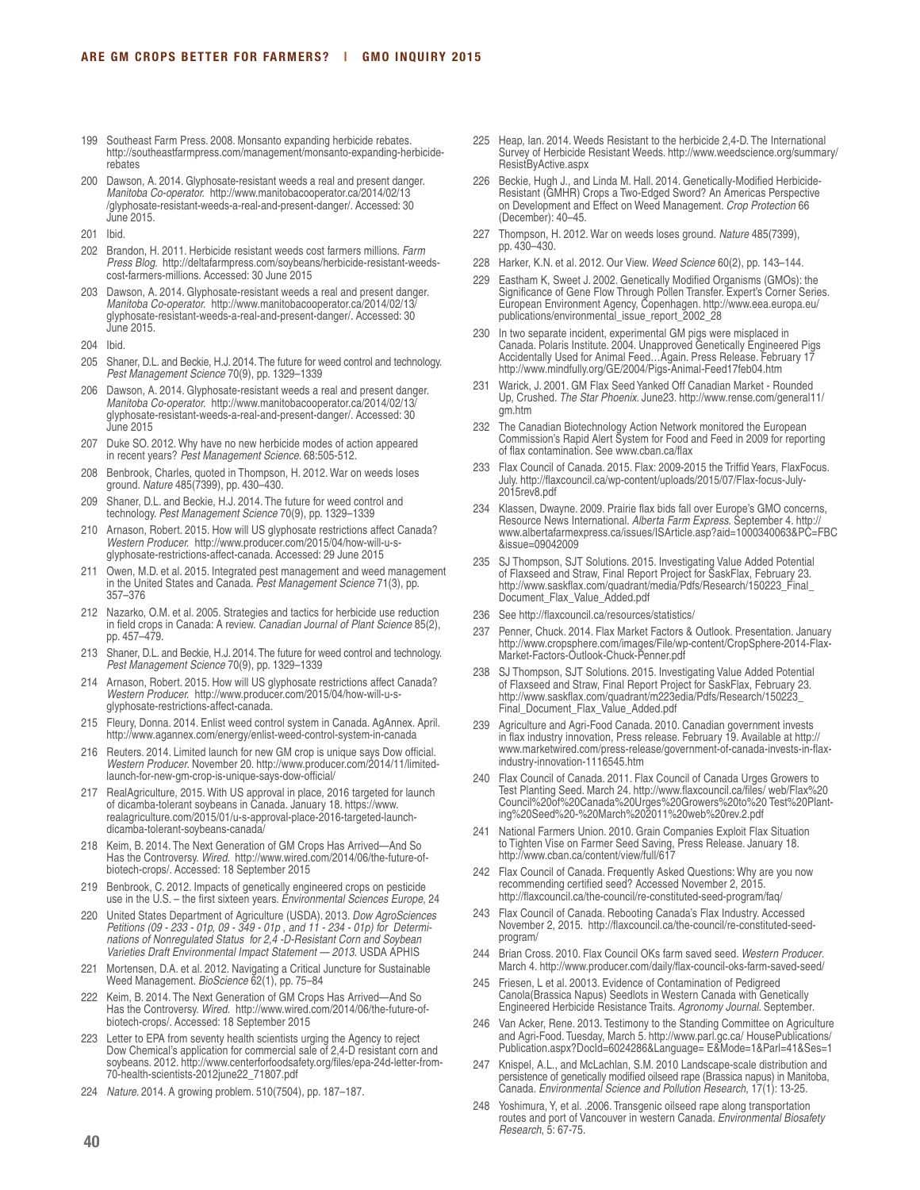199 Southeast Farm Press. 2008. Monsanto expanding herbicide rebates. http://southeastfarmpress.com/management/monsanto-expanding-herbicide-rebates

200 Dawson, A. 2014. Glyphosate-resistant weeds a real and present danger. *Manitoba Co-operator.* http://www.manitobacooperator.ca/2014/02/13/glyphosate-resistant-weeds-a-real-and-present-danger/. Accessed: 30 June 2015.

201 Ibid.

202 Brandon, H. 2011. Herbicide resistant weeds cost farmers millions. *Farm Press Blog.* http://deltafarmpress.com/soybeans/herbicide-resistant-weeds-cost-farmers-millions. Accessed: 30 June 2015

203 Dawson, A. 2014. Glyphosate-resistant weeds a real and present danger. *Manitoba Co-operator.* http://www.manitobacooperator.ca/2014/02/13/glyphosate-resistant-weeds-a-real-and-present-danger/. Accessed: 30 June 2015.

204 Ibid.

205 Shaner, D.L. and Beckie, H.J. 2014. The future for weed control and technology. *Pest Management Science* 70(9), pp. 1329–1339

206 Dawson, A. 2014. Glyphosate-resistant weeds a real and present danger. *Manitoba Co-operator.* http://www.manitobacooperator.ca/2014/02/13/glyphosate-resistant-weeds-a-real-and-present-danger/. Accessed: 30 June 2015

207 Duke SO. 2012. Why have no new herbicide modes of action appeared in recent years? *Pest Management Science.* 68:505-512.

208 Benbrook, Charles, quoted in Thompson, H. 2012. War on weeds loses ground. *Nature* 485(7399), pp. 430–430.

209 Shaner, D.L. and Beckie, H.J. 2014. The future for weed control and technology. *Pest Management Science* 70(9), pp. 1329–1339

210 Arnason, Robert. 2015. How will US glyphosate restrictions affect Canada? *Western Producer.* http://www.producer.com/2015/04/how-will-u-s-glyphosate-restrictions-affect-canada. Accessed: 29 June 2015

211 Owen, M.D. et al. 2015. Integrated pest management and weed management in the United States and Canada. *Pest Management Science* 71(3), pp. 357–376

212 Nazarko, O.M. et al. 2005. Strategies and tactics for herbicide use reduction in field crops in Canada: A review. *Canadian Journal of Plant Science* 85(2), pp. 457–479.

213 Shaner, D.L. and Beckie, H.J. 2014. The future for weed control and technology. *Pest Management Science* 70(9), pp. 1329–1339

214 Arnason, Robert. 2015. How will US glyphosate restrictions affect Canada? *Western Producer.* http://www.producer.com/2015/04/how-will-u-s-glyphosate-restrictions-affect-canada.

215 Fleury, Donna. 2014. Enlist weed control system in Canada. AgAnnex. April. http://www.agannex.com/energy/enlist-weed-control-system-in-canada

216 Reuters. 2014. Limited launch for new GM crop is unique says Dow official. *Western Producer.* November 20. http://www.producer.com/2014/11/limited-launch-for-new-gm-crop-is-unique-says-dow-official/

217 RealAgriculture, 2015. With US approval in place, 2016 targeted for launch of dicamba-tolerant soybeans in Canada. January 18. https://www.realagriculture.com/2015/01/u-s-approval-place-2016-targeted-launch-dicamba-tolerant-soybeans-canada/

218 Keim, B. 2014. The Next Generation of GM Crops Has Arrived—And So Has the Controversy. *Wired.* http://www.wired.com/2014/06/the-future-of-biotech-crops/. Accessed: 18 September 2015

219 Benbrook, C. 2012. Impacts of genetically engineered crops on pesticide use in the U.S. – the first sixteen years. *Environmental Sciences Europe*, 24

220 United States Department of Agriculture (USDA). 2013. *Dow AgroSciences Petitions (09 - 233 - 01p, 09 - 349 - 01p , and 11 - 234 - 01p) for Determinations of Nonregulated Status for 2,4 -D-Resistant Corn and Soybean Varieties Draft Environmental Impact Statement — 2013.* USDA APHIS

221 Mortensen, D.A. et al. 2012. Navigating a Critical Juncture for Sustainable Weed Management. *BioScience* 62(1), pp. 75–84

222 Keim, B. 2014. The Next Generation of GM Crops Has Arrived—And So Has the Controversy. *Wired.* http://www.wired.com/2014/06/the-future-of-biotech-crops/. Accessed: 18 September 2015

223 Letter to EPA from seventy health scientists urging the Agency to reject Dow Chemical's application for commercial sale of 2,4-D resistant corn and soybeans. 2012. http://www.centerforfoodsafety.org/files/epa-24d-letter-from-70-health-scientists-2012june22_71807.pdf

224 *Nature.* 2014. A growing problem. 510(7504), pp. 187–187.

225 Heap, Ian. 2014. Weeds Resistant to the herbicide 2,4-D. The International Survey of Herbicide Resistant Weeds. http://www.weedscience.org/summary/ResistByActive.aspx

226 Beckie, Hugh J., and Linda M. Hall. 2014. Genetically-Modified Herbicide-Resistant (GMHR) Crops a Two-Edged Sword? An Americas Perspective on Development and Effect on Weed Management. *Crop Protection* 66 (December): 40–45.

227 Thompson, H. 2012. War on weeds loses ground. *Nature* 485(7399), pp. 430–430.

228 Harker, K.N. et al. 2012. Our View. *Weed Science* 60(2), pp. 143–144.

229 Eastham K, Sweet J. 2002. Genetically Modified Organisms (GMOs): the Significance of Gene Flow Through Pollen Transfer. Expert's Corner Series. European Environment Agency, Copenhagen. http://www.eea.europa.eu/publications/environmental_issue_report_2002_28

230 In two separate incident, experimental GM pigs were misplaced in Canada. Polaris Institute. 2004. Unapproved Genetically Engineered Pigs Accidentally Used for Animal Feed…Again. Press Release. February 17 http://www.mindfully.org/GE/2004/Pigs-Animal-Feed17feb04.htm

231 Warick, J. 2001. GM Flax Seed Yanked Off Canadian Market - Rounded Up, Crushed. *The Star Phoenix.* June23. http://www.rense.com/general11/gm.htm

232 The Canadian Biotechnology Action Network monitored the European Commission's Rapid Alert System for Food and Feed in 2009 for reporting of flax contamination. See www.cban.ca/flax

233 Flax Council of Canada. 2015. Flax: 2009-2015 the Triffid Years, FlaxFocus. July. http://flaxcouncil.ca/wp-content/uploads/2015/07/Flax-focus-July-2015rev8.pdf

234 Klassen, Dwayne. 2009. Prairie flax bids fall over Europe's GMO concerns, Resource News International. *Alberta Farm Express.* September 4. http://www.albertafarmexpress.ca/issues/ISArticle.asp?aid=1000340063&PC=FBC&issue=09042009

235 SJ Thompson, SJT Solutions. 2015. Investigating Value Added Potential of Flaxseed and Straw, Final Report Project for SaskFlax, February 23. http://www.saskflax.com/quadrant/media/Pdfs/Research/150223_Final_Document_Flax_Value_Added.pdf

236 See http://flaxcouncil.ca/resources/statistics/

237 Penner, Chuck. 2014. Flax Market Factors & Outlook. Presentation. January http://www.cropsphere.com/images/File/wp-content/CropSphere-2014-Flax-Market-Factors-Outlook-Chuck-Penner.pdf

238 SJ Thompson, SJT Solutions. 2015. Investigating Value Added Potential of Flaxseed and Straw, Final Report Project for SaskFlax, February 23. http://www.saskflax.com/quadrant/m223edia/Pdfs/Research/150223_Final_Document_Flax_Value_Added.pdf

239 Agriculture and Agri-Food Canada. 2010. Canadian government invests in flax industry innovation, Press release. February 19. Available at http://www.marketwired.com/press-release/government-of-canada-invests-in-flax-industry-innovation-1116545.htm

240 Flax Council of Canada. 2011. Flax Council of Canada Urges Growers to Test Planting Seed. March 24. http://www.flaxcouncil.ca/files/ web/Flax%20Council%20of%20Canada%20Urges%20Growers%20to%20 Test%20Planting%20Seed%20-%20March%202011%20web%20rev.2.pdf

241 National Farmers Union. 2010. Grain Companies Exploit Flax Situation to Tighten Vise on Farmer Seed Saving, Press Release. January 18. http://www.cban.ca/content/view/full/617

242 Flax Council of Canada. Frequently Asked Questions: Why are you now recommending certified seed? Accessed November 2, 2015. http://flaxcouncil.ca/the-council/re-constituted-seed-program/faq/

243 Flax Council of Canada. Rebooting Canada's Flax Industry. Accessed November 2, 2015. http://flaxcouncil.ca/the-council/re-constituted-seed-program/

244 Brian Cross. 2010. Flax Council OKs farm saved seed. *Western Producer.* March 4. http://www.producer.com/daily/flax-council-oks-farm-saved-seed/

245 Friesen, L et al. 20013. Evidence of Contamination of Pedigreed Canola(Brassica Napus) Seedlots in Western Canada with Genetically Engineered Herbicide Resistance Traits. *Agronomy Journal.* September.

246 Van Acker, Rene. 2013. Testimony to the Standing Committee on Agriculture and Agri-Food. Tuesday, March 5. http://www.parl.gc.ca/ HousePublications/Publication.aspx?DocId=6024286&Language= E&Mode=1&Parl=41&Ses=1

247 Knispel, A.L., and McLachlan, S.M. 2010 Landscape-scale distribution and persistence of genetically modified oilseed rape (Brassica napus) in Manitoba, Canada. *Environmental Science and Pollution Research,* 17(1): 13-25.

248 Yoshimura, Y, et al. .2006. Transgenic oilseed rape along transportation routes and port of Vancouver in western Canada. *Environmental Biosafety Research*, 5: 67-75.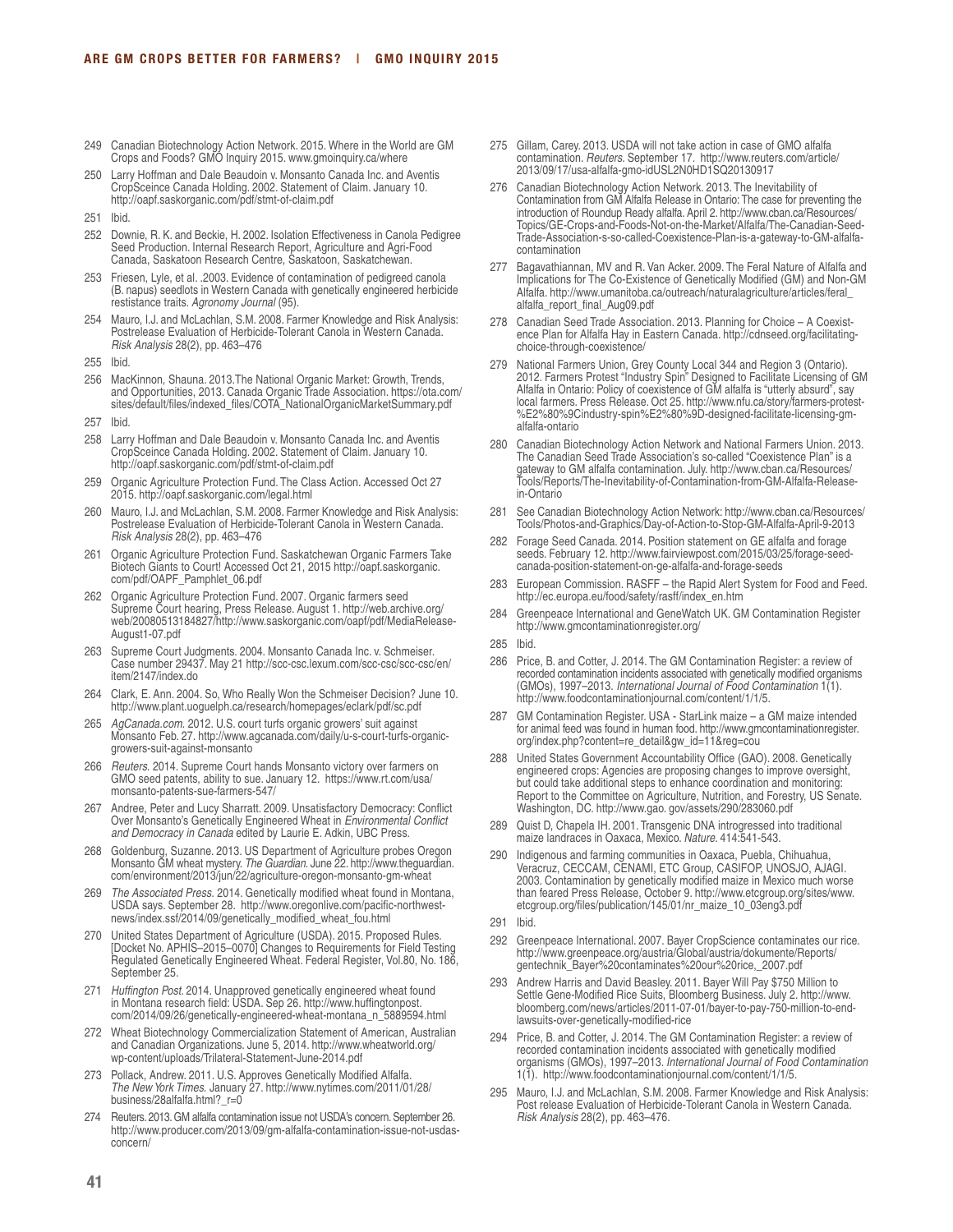249 Canadian Biotechnology Action Network. 2015. Where in the World are GM Crops and Foods? GMO Inquiry 2015. www.gmoinquiry.ca/where

250 Larry Hoffman and Dale Beaudoin v. Monsanto Canada Inc. and Aventis CropSceince Canada Holding. 2002. Statement of Claim. January 10. http://oapf.saskorganic.com/pdf/stmt-of-claim.pdf

251 Ibid.

252 Downie, R. K. and Beckie, H. 2002. Isolation Effectiveness in Canola Pedigree Seed Production. Internal Research Report, Agriculture and Agri-Food Canada, Saskatoon Research Centre, Saskatoon, Saskatchewan.

253 Friesen, Lyle, et al. .2003. Evidence of contamination of pedigreed canola (B. napus) seedlots in Western Canada with genetically engineered herbicide resistance traits. *Agronomy Journal* (95).

254 Mauro, I.J. and McLachlan, S.M. 2008. Farmer Knowledge and Risk Analysis: Postrelease Evaluation of Herbicide-Tolerant Canola in Western Canada. *Risk Analysis* 28(2), pp. 463–476

255 Ibid.

256 MacKinnon, Shauna. 2013.The National Organic Market: Growth, Trends, and Opportunities, 2013. Canada Organic Trade Association. https://ota.com/sites/default/files/indexed_files/COTA_NationalOrganicMarketSummary.pdf

257 Ibid.

258 Larry Hoffman and Dale Beaudoin v. Monsanto Canada Inc. and Aventis CropSceince Canada Holding. 2002. Statement of Claim. January 10. http://oapf.saskorganic.com/pdf/stmt-of-claim.pdf

259 Organic Agriculture Protection Fund. The Class Action. Accessed Oct 27 2015. http://oapf.saskorganic.com/legal.html

260 Mauro, I.J. and McLachlan, S.M. 2008. Farmer Knowledge and Risk Analysis: Postrelease Evaluation of Herbicide-Tolerant Canola in Western Canada. *Risk Analysis* 28(2), pp. 463–476

261 Organic Agriculture Protection Fund. Saskatchewan Organic Farmers Take Biotech Giants to Court! Accessed Oct 21, 2015 http://oapf.saskorganic.com/pdf/OAPF_Pamphlet_06.pdf

262 Organic Agriculture Protection Fund. 2007. Organic farmers seed Supreme Court hearing, Press Release. August 1. http://web.archive.org/web/20080513184827/http://www.saskorganic.com/oapf/pdf/MediaRelease-August1-07.pdf

263 Supreme Court Judgments. 2004. Monsanto Canada Inc. v. Schmeiser. Case number 29437. May 21 http://scc-csc.lexum.com/scc-csc/scc-csc/en/item/2147/index.do

264 Clark, E. Ann. 2004. So, Who Really Won the Schmeiser Decision? June 10. http://www.plant.uoguelph.ca/research/homepages/eclark/pdf/sc.pdf

265 *AgCanada.com.* 2012. U.S. court turfs organic growers' suit against Monsanto Feb. 27. http://www.agcanada.com/daily/u-s-court-turfs-organic-growers-suit-against-monsanto

266 *Reuters.* 2014. Supreme Court hands Monsanto victory over farmers on GMO seed patents, ability to sue. January 12. https://www.rt.com/usa/monsanto-patents-sue-farmers-547/

267 Andree, Peter and Lucy Sharratt. 2009. Unsatisfactory Democracy: Conflict Over Monsanto's Genetically Engineered Wheat in *Environmental Conflict and Democracy in Canada* edited by Laurie E. Adkin, UBC Press.

268 Goldenburg, Suzanne. 2013. US Department of Agriculture probes Oregon Monsanto GM wheat mystery. *The Guardian.* June 22. http://www.theguardian.com/environment/2013/jun/22/agriculture-oregon-monsanto-gm-wheat

269 *The Associated Press.* 2014. Genetically modified wheat found in Montana, USDA says. September 28. http://www.oregonlive.com/pacific-northwest-news/index.ssf/2014/09/genetically_modified_wheat_fou.html

270 United States Department of Agriculture (USDA). 2015. Proposed Rules. [Docket No. APHIS–2015–0070] Changes to Requirements for Field Testing Regulated Genetically Engineered Wheat. Federal Register, Vol.80, No. 186, September 25.

271 *Huffington Post.* 2014. Unapproved genetically engineered wheat found in Montana research field: USDA. Sep 26. http://www.huffingtonpost.com/2014/09/26/genetically-engineered-wheat-montana_n_5889594.html

272 Wheat Biotechnology Commercialization Statement of American, Australian and Canadian Organizations. June 5, 2014. http://www.wheatworld.org/wp-content/uploads/Trilateral-Statement-June-2014.pdf

273 Pollack, Andrew. 2011. U.S. Approves Genetically Modified Alfalfa. *The New York Times.* January 27. http://www.nytimes.com/2011/01/28/business/28alfalfa.html?_r=0

274 Reuters. 2013. GM alfalfa contamination issue not USDA's concern. September 26. http://www.producer.com/2013/09/gm-alfalfa-contamination-issue-not-usdas-concern/

275 Gillam, Carey. 2013. USDA will not take action in case of GMO alfalfa contamination. *Reuters.* September 17. http://www.reuters.com/article/2013/09/17/usa-alfalfa-gmo-idUSL2N0HD1SQ20130917

276 Canadian Biotechnology Action Network. 2013. The Inevitability of Contamination from GM Alfalfa Release in Ontario: The case for preventing the introduction of Roundup Ready alfalfa. April 2. http://www.cban.ca/Resources/Topics/GE-Crops-and-Foods-Not-on-the-Market/Alfalfa/The-Canadian-Seed-Trade-Association-s-so-called-Coexistence-Plan-is-a-gateway-to-GM-alfalfa-contamination

277 Bagavathiannan, MV and R. Van Acker. 2009. The Feral Nature of Alfalfa and Implications for The Co-Existence of Genetically Modified (GM) and Non-GM Alfalfa. http://www.umanitoba.ca/outreach/naturalagriculture/articles/feral_alfalfa_report_final_Aug09.pdf

278 Canadian Seed Trade Association. 2013. Planning for Choice – A Coexistence Plan for Alfalfa Hay in Eastern Canada. http://cdnseed.org/facilitating-choice-through-coexistence/

279 National Farmers Union, Grey County Local 344 and Region 3 (Ontario). 2012. Farmers Protest "Industry Spin" Designed to Facilitate Licensing of GM Alfalfa in Ontario: Policy of coexistence of GM alfalfa is "utterly absurd", say local farmers. Press Release. Oct 25. http://www.nfu.ca/story/farmers-protest-%E2%80%9Cindustry-spin%E2%80%9D-designed-facilitate-licensing-gm-alfalfa-ontario

280 Canadian Biotechnology Action Network and National Farmers Union. 2013. The Canadian Seed Trade Association's so-called "Coexistence Plan" is a gateway to GM alfalfa contamination. July. http://www.cban.ca/Resources/Tools/Reports/The-Inevitability-of-Contamination-from-GM-Alfalfa-Release-in-Ontario

281 See Canadian Biotechnology Action Network: http://www.cban.ca/Resources/Tools/Photos-and-Graphics/Day-of-Action-to-Stop-GM-Alfalfa-April-9-2013

282 Forage Seed Canada. 2014. Position statement on GE alfalfa and forage seeds. February 12. http://www.fairviewpost.com/2015/03/25/forage-seed-canada-position-statement-on-ge-alfalfa-and-forage-seeds

283 European Commission. RASFF – the Rapid Alert System for Food and Feed. http://ec.europa.eu/food/safety/rasff/index_en.htm

284 Greenpeace International and GeneWatch UK. GM Contamination Register http://www.gmcontaminationregister.org/

285 Ibid.

286 Price, B. and Cotter, J. 2014. The GM Contamination Register: a review of recorded contamination incidents associated with genetically modified organisms (GMOs), 1997–2013. *International Journal of Food Contamination* 1(1). http://www.foodcontaminationjournal.com/content/1/1/5.

287 GM Contamination Register. USA - StarLink maize – a GM maize intended for animal feed was found in human food. http://www.gmcontaminationregister.org/index.php?content=re_detail&gw_id=11&reg=cou

288 United States Government Accountability Office (GAO). 2008. Genetically engineered crops: Agencies are proposing changes to improve oversight, but could take additional steps to enhance coordination and monitoring: Report to the Committee on Agriculture, Nutrition, and Forestry, US Senate. Washington, DC. http://www.gao. gov/assets/290/283060.pdf

289 Quist D, Chapela IH. 2001. Transgenic DNA introgressed into traditional maize landraces in Oaxaca, Mexico. *Nature.* 414:541-543.

290 Indigenous and farming communities in Oaxaca, Puebla, Chihuahua, Veracruz, CECCAM, CENAMI, ETC Group, CASIFOP, UNOSJO, AJAGI. 2003. Contamination by genetically modified maize in Mexico much worse than feared Press Release, October 9. http://www.etcgroup.org/sites/www.etcgroup.org/files/publication/145/01/nr_maize_10_03eng3.pdf

291 Ibid.

292 Greenpeace International. 2007. Bayer CropScience contaminates our rice. http://www.greenpeace.org/austria/Global/austria/dokumente/Reports/gentechnik_Bayer%20contaminates%20our%20rice,_2007.pdf

293 Andrew Harris and David Beasley. 2011. Bayer Will Pay $750 Million to Settle Gene-Modified Rice Suits, Bloomberg Business. July 2. http://www.bloomberg.com/news/articles/2011-07-01/bayer-to-pay-750-million-to-end-lawsuits-over-genetically-modified-rice

294 Price, B. and Cotter, J. 2014. The GM Contamination Register: a review of recorded contamination incidents associated with genetically modified organisms (GMOs), 1997–2013. *International Journal of Food Contamination* 1(1). http://www.foodcontaminationjournal.com/content/1/1/5.

295 Mauro, I.J. and McLachlan, S.M. 2008. Farmer Knowledge and Risk Analysis: Post release Evaluation of Herbicide-Tolerant Canola in Western Canada. *Risk Analysis* 28(2), pp. 463–476.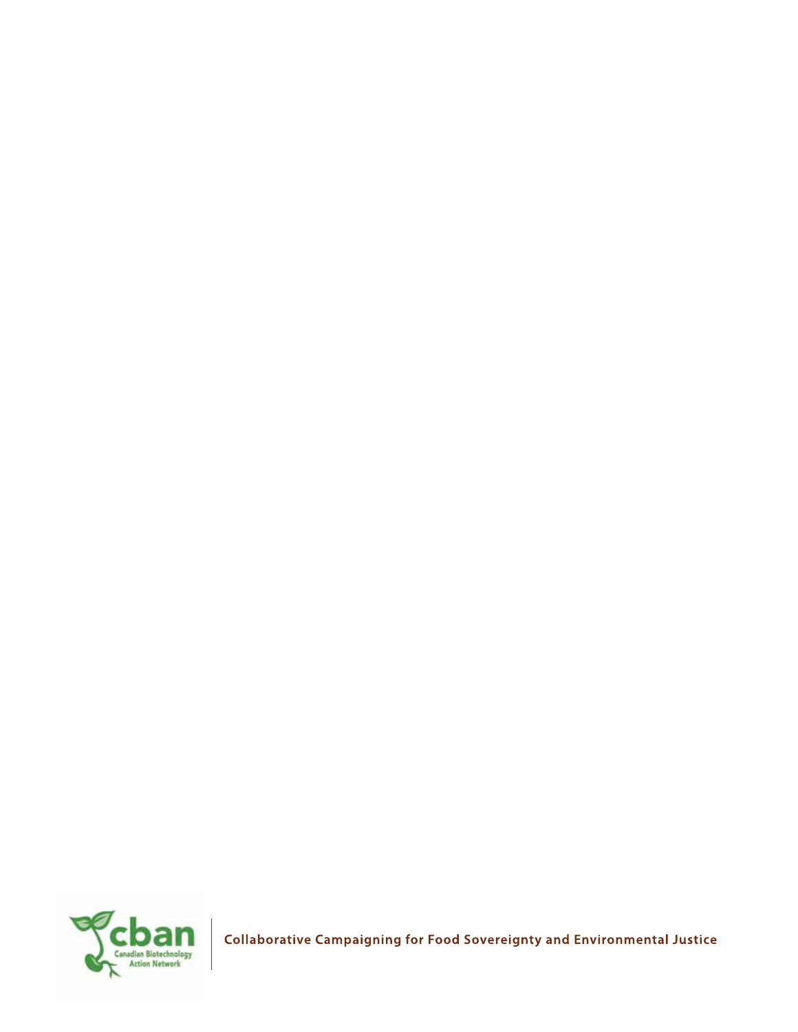cban

Canadian Biotechnology Action Network

Collaborative Campaigning for Food Sovereignty and Environmental Justice